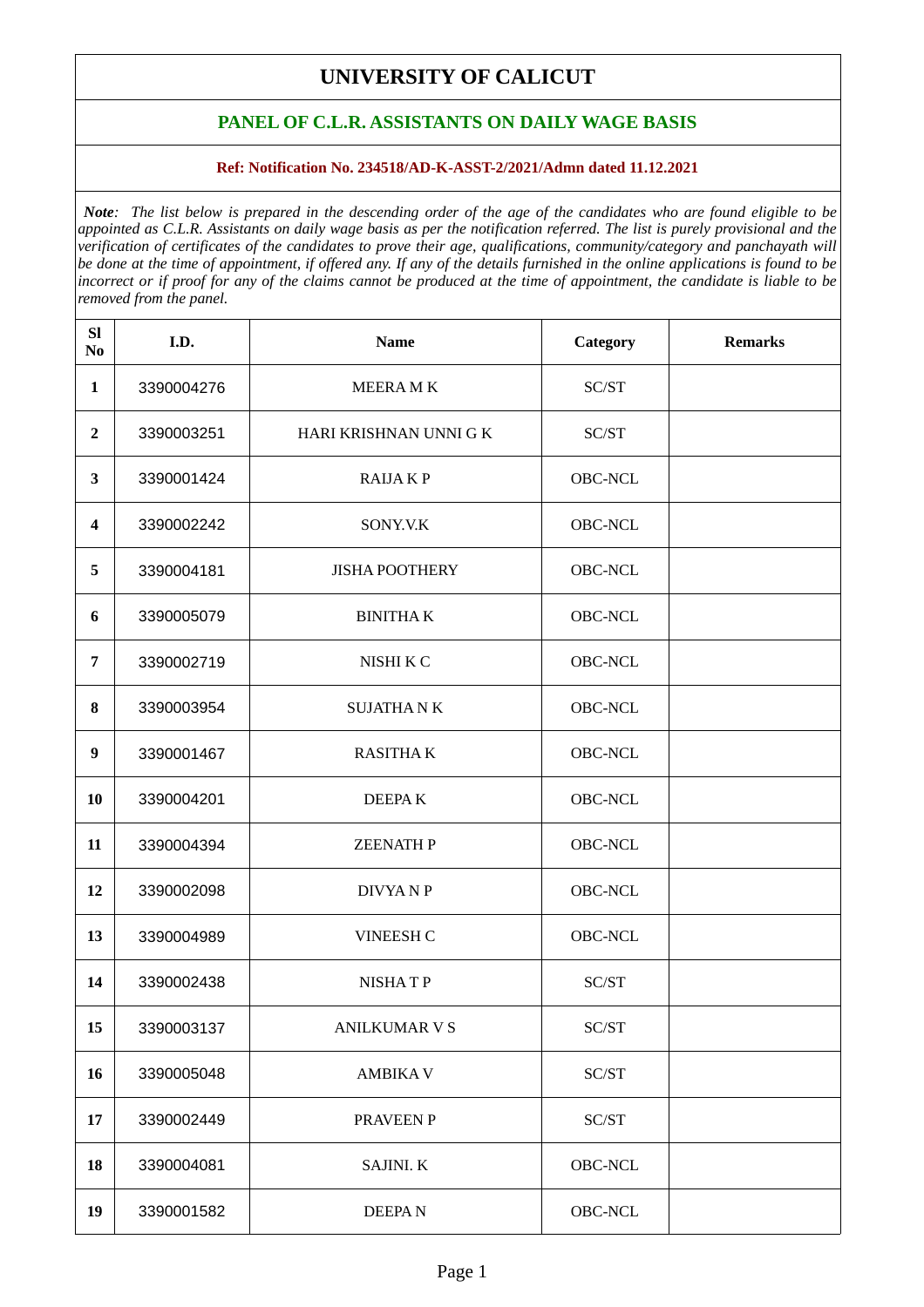# UNIVERSITY OF CALICUT

## PANEL OF C.L.R. ASSISTANTS ON DAILY WAGE BASIS

**Ref: Notification No. 234518/AD-K-ASST-2/2021/Admn dated 11.12.2021**

***Note**: The list below is prepared in the descending order of the age of the candidates who are found eligible to be appointed as C.L.R. Assistants on daily wage basis as per the notification referred. The list is purely provisional and the verification of certificates of the candidates to prove their age, qualifications, community/category and panchayath will be done at the time of appointment, if offered any. If any of the details furnished in the online applications is found to be incorrect or if proof for any of the claims cannot be produced at the time of appointment, the candidate is liable to be removed from the panel.*

| Sl No | I.D. | Name | Category | Remarks |
|---|---|---|---|---|
| 1 | 3390004276 | MEERA M K | SC/ST | |
| 2 | 3390003251 | HARI KRISHNAN UNNI G K | SC/ST | |
| 3 | 3390001424 | RAIJA K P | OBC-NCL | |
| 4 | 3390002242 | SONY.V.K | OBC-NCL | |
| 5 | 3390004181 | JISHA POOTHERY | OBC-NCL | |
| 6 | 3390005079 | BINITHA K | OBC-NCL | |
| 7 | 3390002719 | NISHI K C | OBC-NCL | |
| 8 | 3390003954 | SUJATHA N K | OBC-NCL | |
| 9 | 3390001467 | RASITHA K | OBC-NCL | |
| 10 | 3390004201 | DEEPA K | OBC-NCL | |
| 11 | 3390004394 | ZEENATH P | OBC-NCL | |
| 12 | 3390002098 | DIVYA N P | OBC-NCL | |
| 13 | 3390004989 | VINEESH C | OBC-NCL | |
| 14 | 3390002438 | NISHA T P | SC/ST | |
| 15 | 3390003137 | ANILKUMAR V S | SC/ST | |
| 16 | 3390005048 | AMBIKA V | SC/ST | |
| 17 | 3390002449 | PRAVEEN P | SC/ST | |
| 18 | 3390004081 | SAJINI. K | OBC-NCL | |
| 19 | 3390001582 | DEEPA N | OBC-NCL | |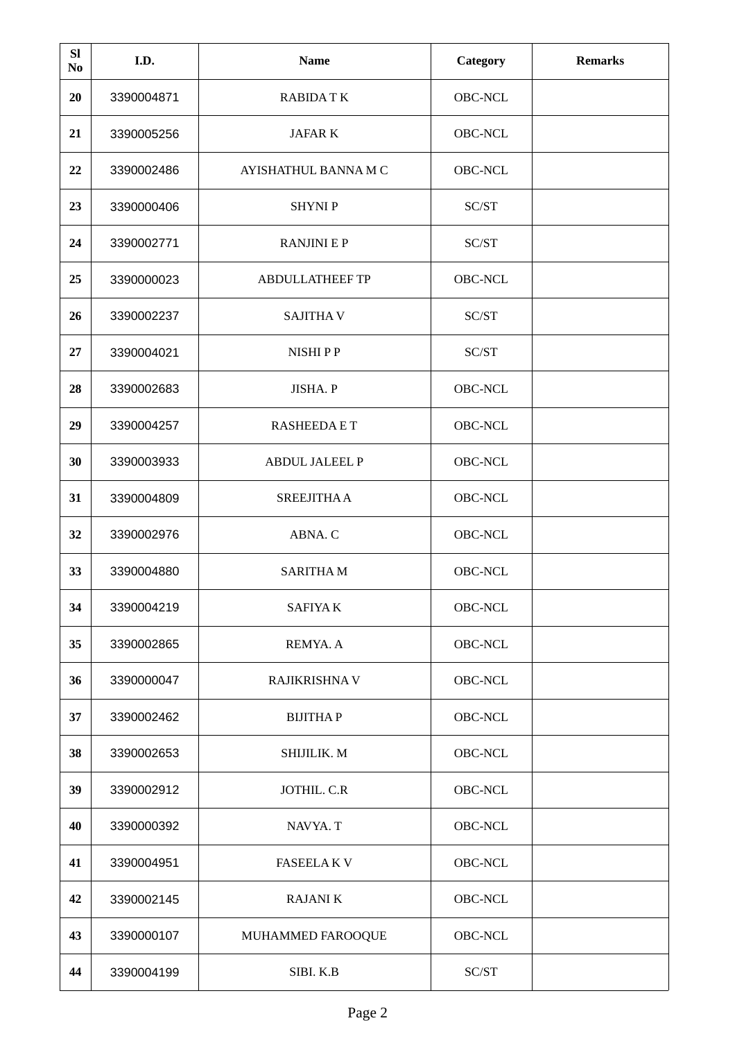| Sl No | I.D. | Name | Category | Remarks |
|---|---|---|---|---|
| 20 | 3390004871 | RABIDA T K | OBC-NCL | |
| 21 | 3390005256 | JAFAR K | OBC-NCL | |
| 22 | 3390002486 | AYISHATHUL BANNA M C | OBC-NCL | |
| 23 | 3390000406 | SHYNI P | SC/ST | |
| 24 | 3390002771 | RANJINI E P | SC/ST | |
| 25 | 3390000023 | ABDULLATHEEF TP | OBC-NCL | |
| 26 | 3390002237 | SAJITHA V | SC/ST | |
| 27 | 3390004021 | NISHI P P | SC/ST | |
| 28 | 3390002683 | JISHA. P | OBC-NCL | |
| 29 | 3390004257 | RASHEEDA E T | OBC-NCL | |
| 30 | 3390003933 | ABDUL JALEEL P | OBC-NCL | |
| 31 | 3390004809 | SREEJITHA A | OBC-NCL | |
| 32 | 3390002976 | ABNA. C | OBC-NCL | |
| 33 | 3390004880 | SARITHA M | OBC-NCL | |
| 34 | 3390004219 | SAFIYA K | OBC-NCL | |
| 35 | 3390002865 | REMYA. A | OBC-NCL | |
| 36 | 3390000047 | RAJIKRISHNA V | OBC-NCL | |
| 37 | 3390002462 | BIJITHA P | OBC-NCL | |
| 38 | 3390002653 | SHIJILIK. M | OBC-NCL | |
| 39 | 3390002912 | JOTHIL. C.R | OBC-NCL | |
| 40 | 3390000392 | NAVYA. T | OBC-NCL | |
| 41 | 3390004951 | FASEELA K V | OBC-NCL | |
| 42 | 3390002145 | RAJANI K | OBC-NCL | |
| 43 | 3390000107 | MUHAMMED FAROOQUE | OBC-NCL | |
| 44 | 3390004199 | SIBI. K.B | SC/ST | |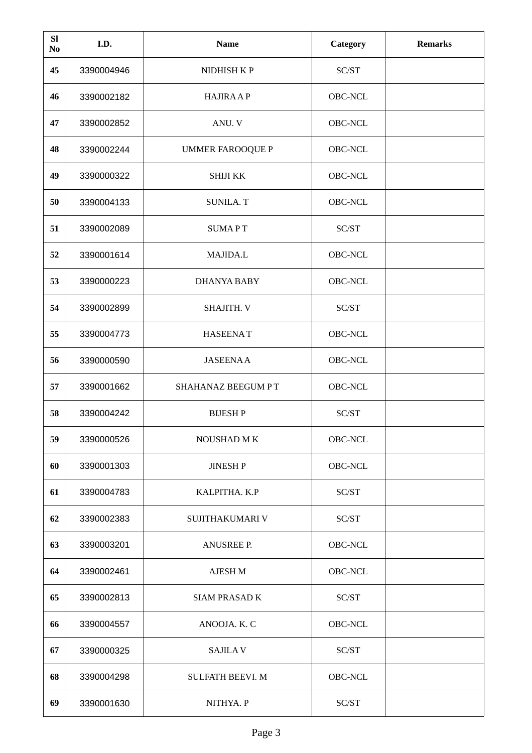| Sl No | I.D. | Name | Category | Remarks |
|---|---|---|---|---|
| 45 | 3390004946 | NIDHISH K P | SC/ST | |
| 46 | 3390002182 | HAJIRA A P | OBC-NCL | |
| 47 | 3390002852 | ANU. V | OBC-NCL | |
| 48 | 3390002244 | UMMER FAROOQUE P | OBC-NCL | |
| 49 | 3390000322 | SHIJI KK | OBC-NCL | |
| 50 | 3390004133 | SUNILA. T | OBC-NCL | |
| 51 | 3390002089 | SUMA P T | SC/ST | |
| 52 | 3390001614 | MAJIDA.L | OBC-NCL | |
| 53 | 3390000223 | DHANYA BABY | OBC-NCL | |
| 54 | 3390002899 | SHAJITH. V | SC/ST | |
| 55 | 3390004773 | HASEENA T | OBC-NCL | |
| 56 | 3390000590 | JASEENA A | OBC-NCL | |
| 57 | 3390001662 | SHAHANAZ BEEGUM P T | OBC-NCL | |
| 58 | 3390004242 | BIJESH P | SC/ST | |
| 59 | 3390000526 | NOUSHAD M K | OBC-NCL | |
| 60 | 3390001303 | JINESH P | OBC-NCL | |
| 61 | 3390004783 | KALPITHA. K.P | SC/ST | |
| 62 | 3390002383 | SUJITHAKUMARI V | SC/ST | |
| 63 | 3390003201 | ANUSREE P. | OBC-NCL | |
| 64 | 3390002461 | AJESH M | OBC-NCL | |
| 65 | 3390002813 | SIAM PRASAD K | SC/ST | |
| 66 | 3390004557 | ANOOJA. K. C | OBC-NCL | |
| 67 | 3390000325 | SAJILA V | SC/ST | |
| 68 | 3390004298 | SULFATH BEEVI. M | OBC-NCL | |
| 69 | 3390001630 | NITHYA. P | SC/ST | |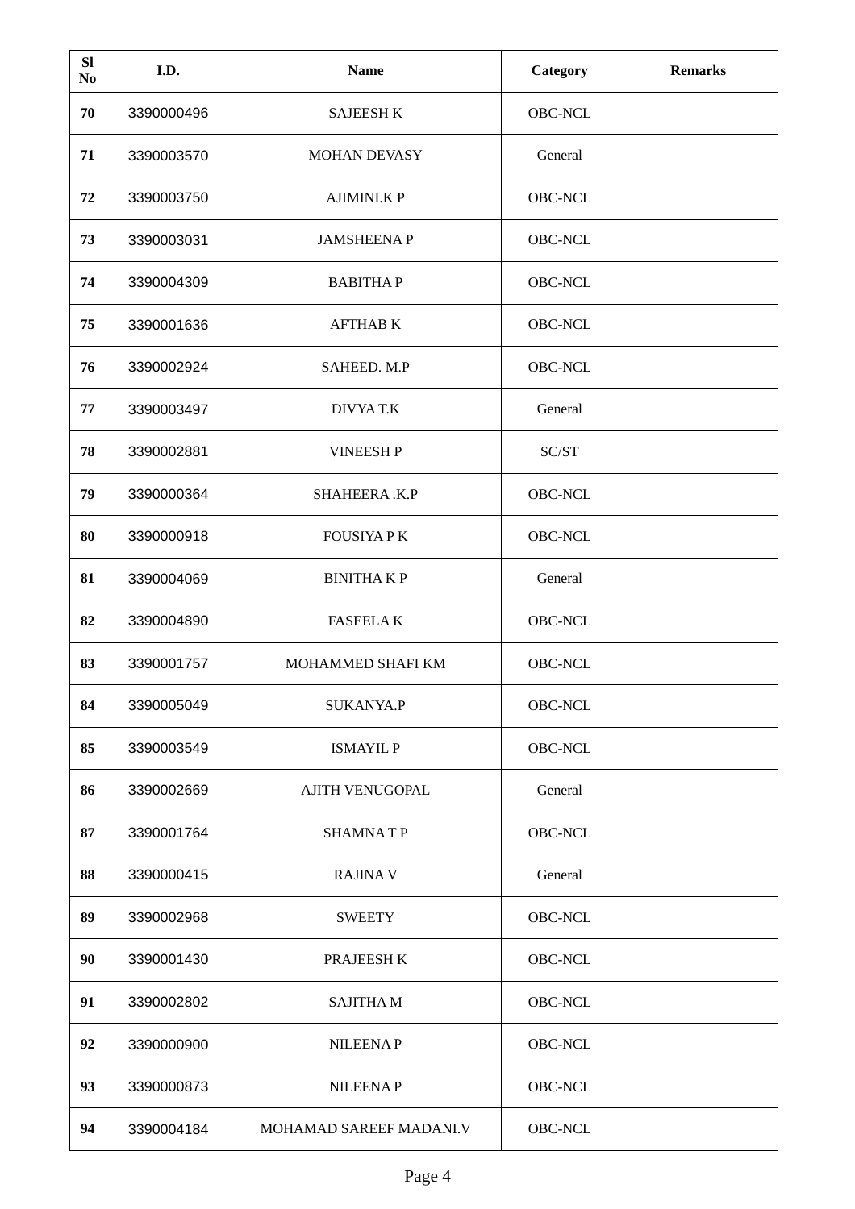| Sl No | I.D. | Name | Category | Remarks |
|---|---|---|---|---|
| 70 | 3390000496 | SAJEESH K | OBC-NCL | |
| 71 | 3390003570 | MOHAN DEVASY | General | |
| 72 | 3390003750 | AJIMINI.K P | OBC-NCL | |
| 73 | 3390003031 | JAMSHEENA P | OBC-NCL | |
| 74 | 3390004309 | BABITHA P | OBC-NCL | |
| 75 | 3390001636 | AFTHAB K | OBC-NCL | |
| 76 | 3390002924 | SAHEED. M.P | OBC-NCL | |
| 77 | 3390003497 | DIVYA T.K | General | |
| 78 | 3390002881 | VINEESH P | SC/ST | |
| 79 | 3390000364 | SHAHEERA .K.P | OBC-NCL | |
| 80 | 3390000918 | FOUSIYA P K | OBC-NCL | |
| 81 | 3390004069 | BINITHA K P | General | |
| 82 | 3390004890 | FASEELA K | OBC-NCL | |
| 83 | 3390001757 | MOHAMMED SHAFI KM | OBC-NCL | |
| 84 | 3390005049 | SUKANYA.P | OBC-NCL | |
| 85 | 3390003549 | ISMAYIL P | OBC-NCL | |
| 86 | 3390002669 | AJITH VENUGOPAL | General | |
| 87 | 3390001764 | SHAMNA T P | OBC-NCL | |
| 88 | 3390000415 | RAJINA V | General | |
| 89 | 3390002968 | SWEETY | OBC-NCL | |
| 90 | 3390001430 | PRAJEESH K | OBC-NCL | |
| 91 | 3390002802 | SAJITHA M | OBC-NCL | |
| 92 | 3390000900 | NILEENA P | OBC-NCL | |
| 93 | 3390000873 | NILEENA P | OBC-NCL | |
| 94 | 3390004184 | MOHAMAD SAREEF MADANI.V | OBC-NCL | |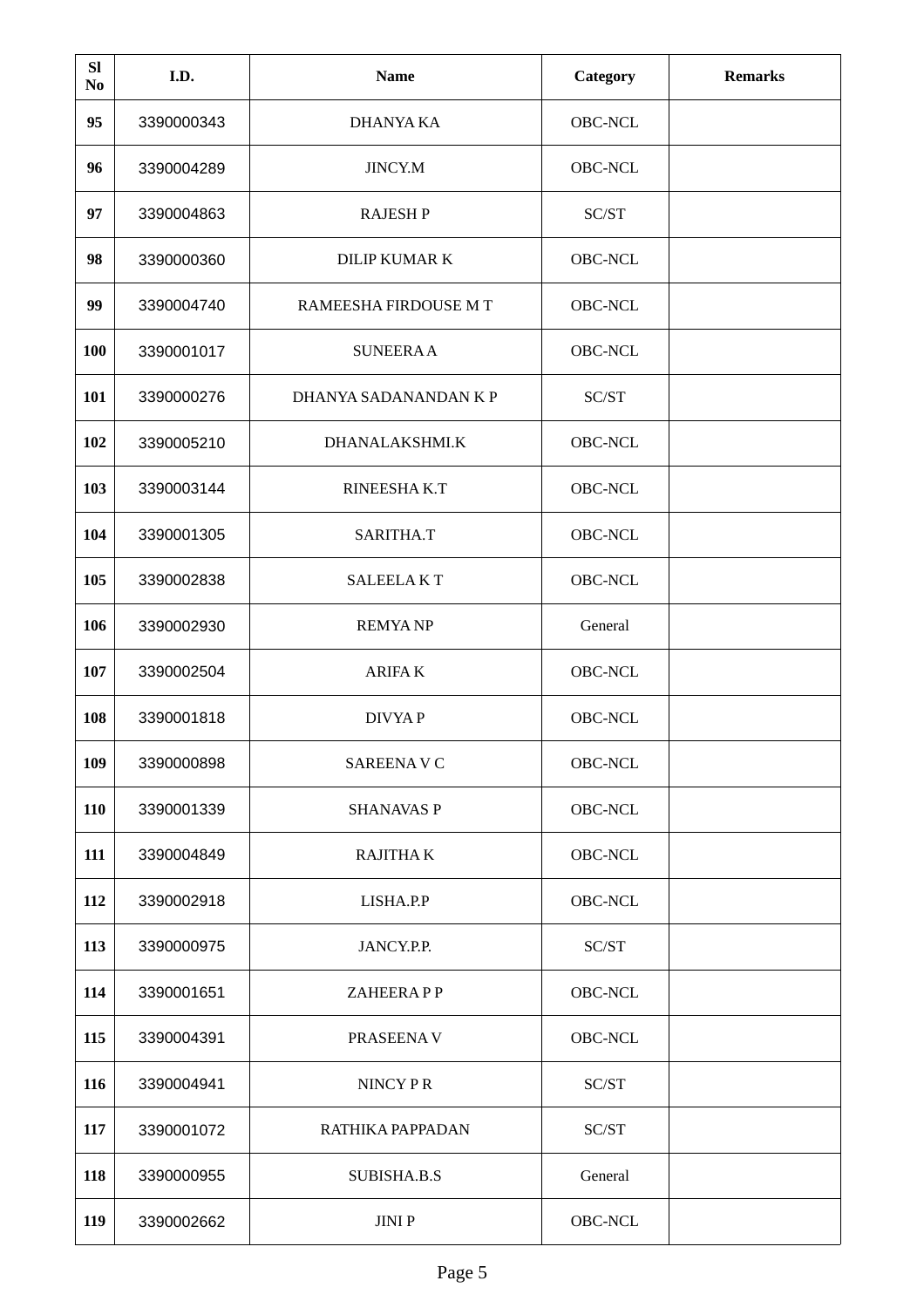| Sl No | I.D. | Name | Category | Remarks |
|---|---|---|---|---|
| 95 | 3390000343 | DHANYA KA | OBC-NCL | |
| 96 | 3390004289 | JINCY.M | OBC-NCL | |
| 97 | 3390004863 | RAJESH P | SC/ST | |
| 98 | 3390000360 | DILIP KUMAR K | OBC-NCL | |
| 99 | 3390004740 | RAMEESHA FIRDOUSE M T | OBC-NCL | |
| 100 | 3390001017 | SUNEERA A | OBC-NCL | |
| 101 | 3390000276 | DHANYA SADANANDAN K P | SC/ST | |
| 102 | 3390005210 | DHANALAKSHMI.K | OBC-NCL | |
| 103 | 3390003144 | RINEESHA K.T | OBC-NCL | |
| 104 | 3390001305 | SARITHA.T | OBC-NCL | |
| 105 | 3390002838 | SALEELA K T | OBC-NCL | |
| 106 | 3390002930 | REMYA NP | General | |
| 107 | 3390002504 | ARIFA K | OBC-NCL | |
| 108 | 3390001818 | DIVYA P | OBC-NCL | |
| 109 | 3390000898 | SAREENA V C | OBC-NCL | |
| 110 | 3390001339 | SHANAVAS P | OBC-NCL | |
| 111 | 3390004849 | RAJITHA K | OBC-NCL | |
| 112 | 3390002918 | LISHA.P.P | OBC-NCL | |
| 113 | 3390000975 | JANCY.P.P. | SC/ST | |
| 114 | 3390001651 | ZAHEERA P P | OBC-NCL | |
| 115 | 3390004391 | PRASEENA V | OBC-NCL | |
| 116 | 3390004941 | NINCY P R | SC/ST | |
| 117 | 3390001072 | RATHIKA PAPPADAN | SC/ST | |
| 118 | 3390000955 | SUBISHA.B.S | General | |
| 119 | 3390002662 | JINI P | OBC-NCL | |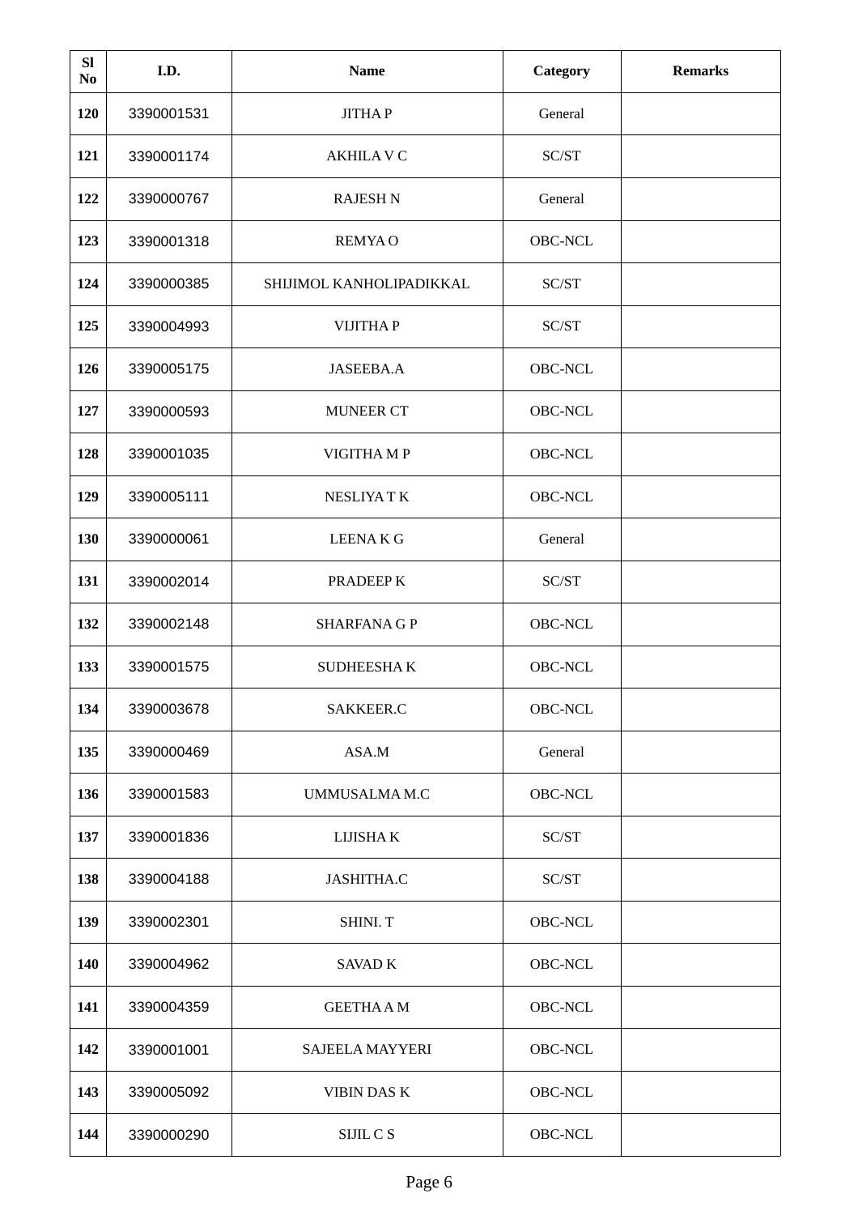| Sl No | I.D. | Name | Category | Remarks |
|---|---|---|---|---|
| 120 | 3390001531 | JITHA P | General | |
| 121 | 3390001174 | AKHILA V C | SC/ST | |
| 122 | 3390000767 | RAJESH N | General | |
| 123 | 3390001318 | REMYA O | OBC-NCL | |
| 124 | 3390000385 | SHIJIMOL KANHOLIPADIKKAL | SC/ST | |
| 125 | 3390004993 | VIJITHA P | SC/ST | |
| 126 | 3390005175 | JASEEBA.A | OBC-NCL | |
| 127 | 3390000593 | MUNEER CT | OBC-NCL | |
| 128 | 3390001035 | VIGITHA M P | OBC-NCL | |
| 129 | 3390005111 | NESLIYA T K | OBC-NCL | |
| 130 | 3390000061 | LEENA K G | General | |
| 131 | 3390002014 | PRADEEP K | SC/ST | |
| 132 | 3390002148 | SHARFANA G P | OBC-NCL | |
| 133 | 3390001575 | SUDHEESHA K | OBC-NCL | |
| 134 | 3390003678 | SAKKEER.C | OBC-NCL | |
| 135 | 3390000469 | ASA.M | General | |
| 136 | 3390001583 | UMMUSALMA M.C | OBC-NCL | |
| 137 | 3390001836 | LIJISHA K | SC/ST | |
| 138 | 3390004188 | JASHITHA.C | SC/ST | |
| 139 | 3390002301 | SHINI. T | OBC-NCL | |
| 140 | 3390004962 | SAVAD K | OBC-NCL | |
| 141 | 3390004359 | GEETHA A M | OBC-NCL | |
| 142 | 3390001001 | SAJEELA MAYYERI | OBC-NCL | |
| 143 | 3390005092 | VIBIN DAS K | OBC-NCL | |
| 144 | 3390000290 | SIJIL C S | OBC-NCL | |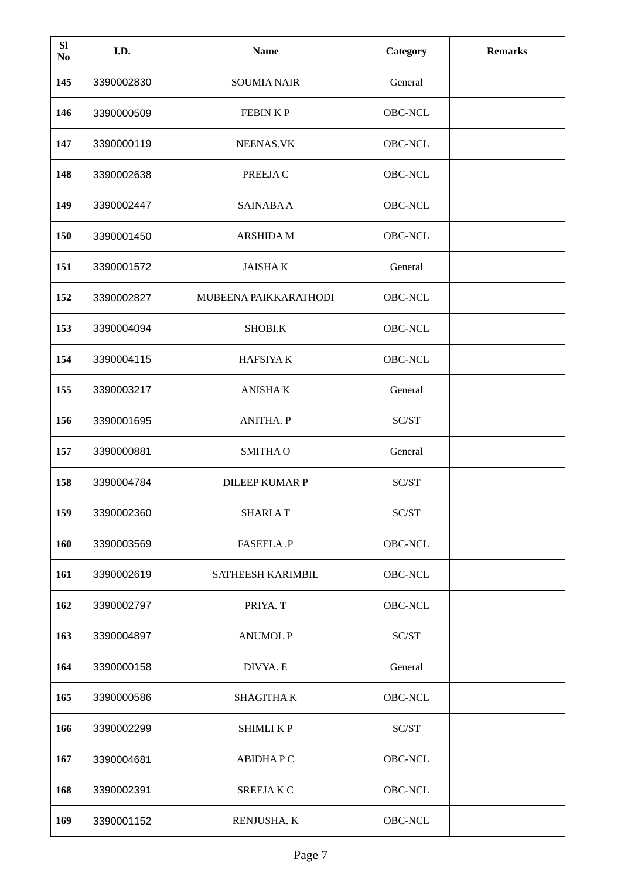| Sl No | I.D. | Name | Category | Remarks |
|---|---|---|---|---|
| 145 | 3390002830 | SOUMIA NAIR | General | |
| 146 | 3390000509 | FEBIN K P | OBC-NCL | |
| 147 | 3390000119 | NEENAS.VK | OBC-NCL | |
| 148 | 3390002638 | PREEJA C | OBC-NCL | |
| 149 | 3390002447 | SAINABA A | OBC-NCL | |
| 150 | 3390001450 | ARSHIDA M | OBC-NCL | |
| 151 | 3390001572 | JAISHA K | General | |
| 152 | 3390002827 | MUBEENA PAIKKARATHODI | OBC-NCL | |
| 153 | 3390004094 | SHOBI.K | OBC-NCL | |
| 154 | 3390004115 | HAFSIYA K | OBC-NCL | |
| 155 | 3390003217 | ANISHA K | General | |
| 156 | 3390001695 | ANITHA. P | SC/ST | |
| 157 | 3390000881 | SMITHA O | General | |
| 158 | 3390004784 | DILEEP KUMAR P | SC/ST | |
| 159 | 3390002360 | SHARI A T | SC/ST | |
| 160 | 3390003569 | FASEELA .P | OBC-NCL | |
| 161 | 3390002619 | SATHEESH KARIMBIL | OBC-NCL | |
| 162 | 3390002797 | PRIYA. T | OBC-NCL | |
| 163 | 3390004897 | ANUMOL P | SC/ST | |
| 164 | 3390000158 | DIVYA. E | General | |
| 165 | 3390000586 | SHAGITHA K | OBC-NCL | |
| 166 | 3390002299 | SHIMLI K P | SC/ST | |
| 167 | 3390004681 | ABIDHA P C | OBC-NCL | |
| 168 | 3390002391 | SREEJA K C | OBC-NCL | |
| 169 | 3390001152 | RENJUSHA. K | OBC-NCL | |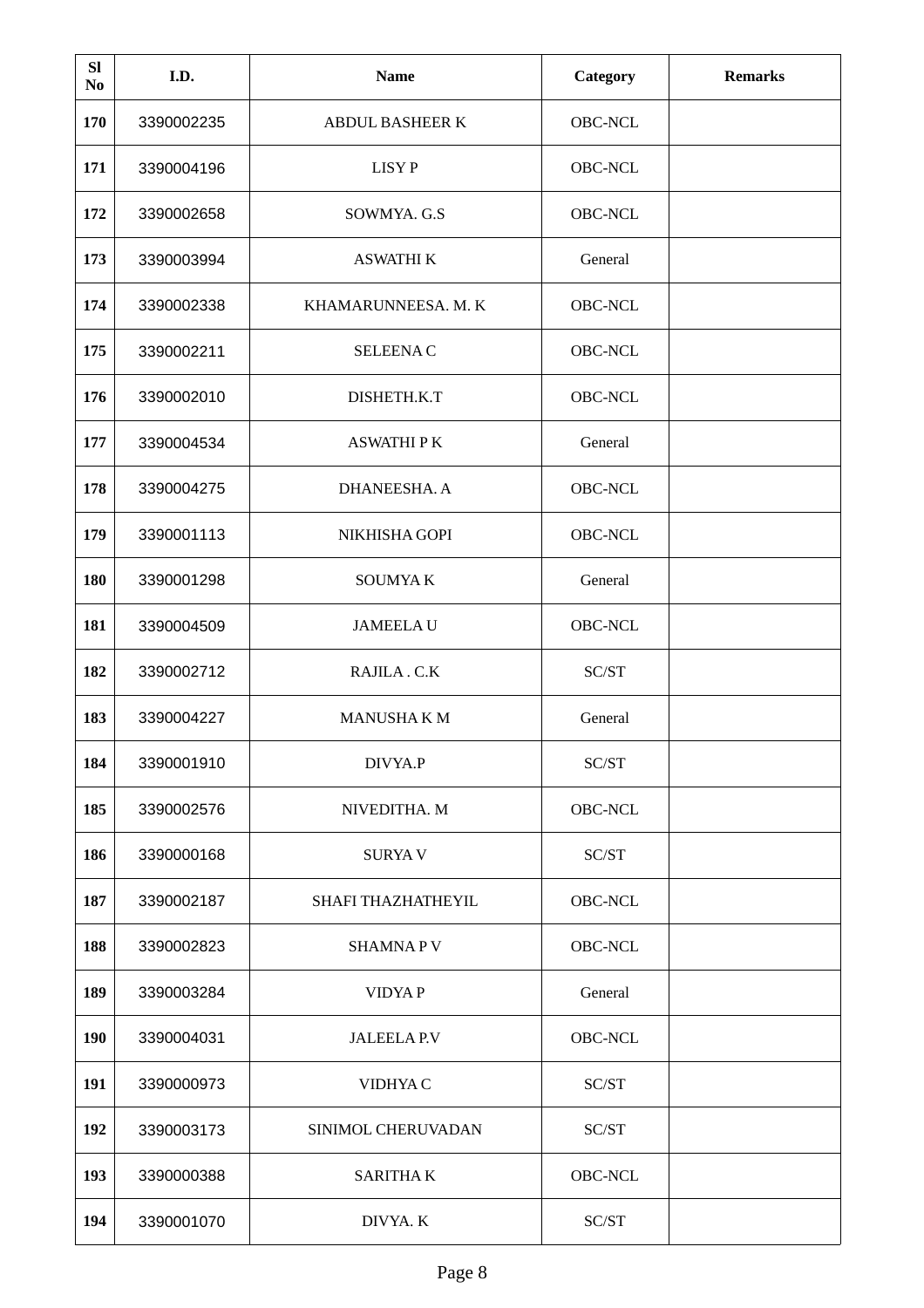| Sl No | I.D. | Name | Category | Remarks |
|---|---|---|---|---|
| 170 | 3390002235 | ABDUL BASHEER K | OBC-NCL | |
| 171 | 3390004196 | LISY P | OBC-NCL | |
| 172 | 3390002658 | SOWMYA. G.S | OBC-NCL | |
| 173 | 3390003994 | ASWATHI K | General | |
| 174 | 3390002338 | KHAMARUNNEESA. M. K | OBC-NCL | |
| 175 | 3390002211 | SELEENA C | OBC-NCL | |
| 176 | 3390002010 | DISHETH.K.T | OBC-NCL | |
| 177 | 3390004534 | ASWATHI P K | General | |
| 178 | 3390004275 | DHANEESHA. A | OBC-NCL | |
| 179 | 3390001113 | NIKHISHA GOPI | OBC-NCL | |
| 180 | 3390001298 | SOUMYA K | General | |
| 181 | 3390004509 | JAMEELA U | OBC-NCL | |
| 182 | 3390002712 | RAJILA . C.K | SC/ST | |
| 183 | 3390004227 | MANUSHA K M | General | |
| 184 | 3390001910 | DIVYA.P | SC/ST | |
| 185 | 3390002576 | NIVEDITHA. M | OBC-NCL | |
| 186 | 3390000168 | SURYA V | SC/ST | |
| 187 | 3390002187 | SHAFI THAZHATHEYIL | OBC-NCL | |
| 188 | 3390002823 | SHAMNA P V | OBC-NCL | |
| 189 | 3390003284 | VIDYA P | General | |
| 190 | 3390004031 | JALEELA P.V | OBC-NCL | |
| 191 | 3390000973 | VIDHYA C | SC/ST | |
| 192 | 3390003173 | SINIMOL CHERUVADAN | SC/ST | |
| 193 | 3390000388 | SARITHA K | OBC-NCL | |
| 194 | 3390001070 | DIVYA. K | SC/ST | |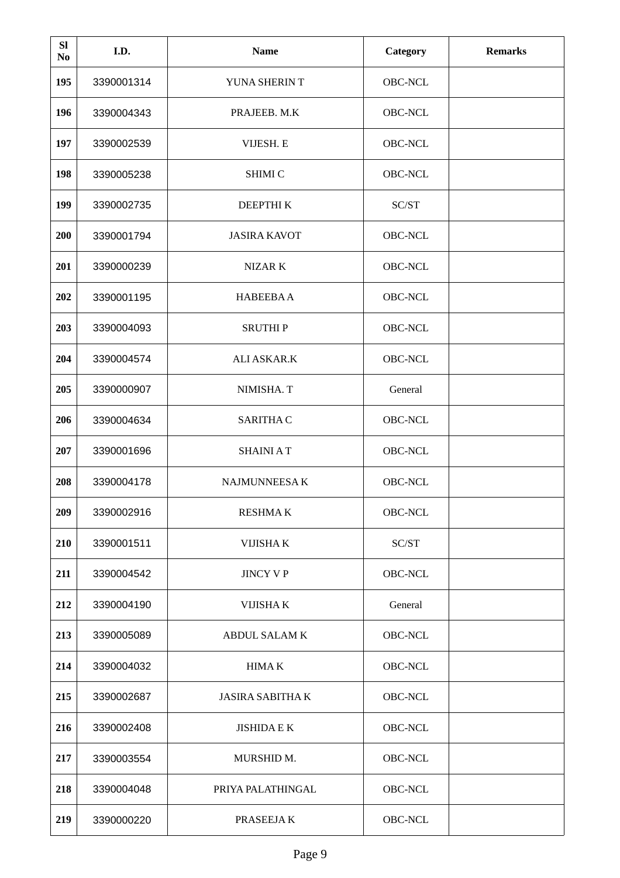| Sl No | I.D. | Name | Category | Remarks |
|---|---|---|---|---|
| 195 | 3390001314 | YUNA SHERIN T | OBC-NCL | |
| 196 | 3390004343 | PRAJEEB. M.K | OBC-NCL | |
| 197 | 3390002539 | VIJESH. E | OBC-NCL | |
| 198 | 3390005238 | SHIMI C | OBC-NCL | |
| 199 | 3390002735 | DEEPTHI K | SC/ST | |
| 200 | 3390001794 | JASIRA KAVOT | OBC-NCL | |
| 201 | 3390000239 | NIZAR K | OBC-NCL | |
| 202 | 3390001195 | HABEEBA A | OBC-NCL | |
| 203 | 3390004093 | SRUTHI P | OBC-NCL | |
| 204 | 3390004574 | ALI ASKAR.K | OBC-NCL | |
| 205 | 3390000907 | NIMISHA. T | General | |
| 206 | 3390004634 | SARITHA C | OBC-NCL | |
| 207 | 3390001696 | SHAINI A T | OBC-NCL | |
| 208 | 3390004178 | NAJMUNNEESA K | OBC-NCL | |
| 209 | 3390002916 | RESHMA K | OBC-NCL | |
| 210 | 3390001511 | VIJISHA K | SC/ST | |
| 211 | 3390004542 | JINCY V P | OBC-NCL | |
| 212 | 3390004190 | VIJISHA K | General | |
| 213 | 3390005089 | ABDUL SALAM K | OBC-NCL | |
| 214 | 3390004032 | HIMA K | OBC-NCL | |
| 215 | 3390002687 | JASIRA SABITHA K | OBC-NCL | |
| 216 | 3390002408 | JISHIDA E K | OBC-NCL | |
| 217 | 3390003554 | MURSHID M. | OBC-NCL | |
| 218 | 3390004048 | PRIYA PALATHINGAL | OBC-NCL | |
| 219 | 3390000220 | PRASEEJA K | OBC-NCL | |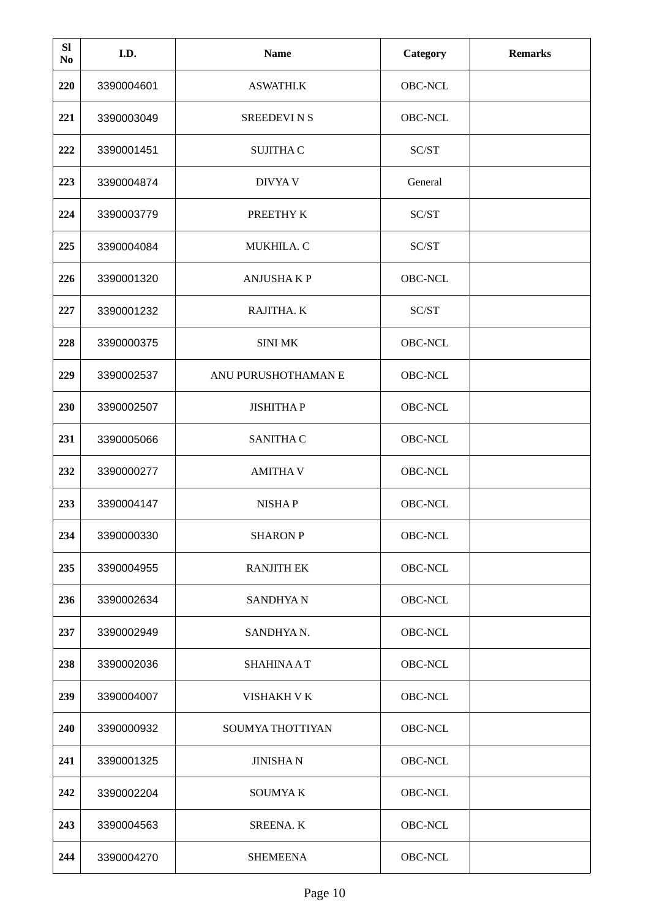| Sl No | I.D. | Name | Category | Remarks |
|---|---|---|---|---|
| **220** | 3390004601 | ASWATHI.K | OBC-NCL | |
| **221** | 3390003049 | SREEDEVI N S | OBC-NCL | |
| **222** | 3390001451 | SUJITHA C | SC/ST | |
| **223** | 3390004874 | DIVYA V | General | |
| **224** | 3390003779 | PREETHY K | SC/ST | |
| **225** | 3390004084 | MUKHILA. C | SC/ST | |
| **226** | 3390001320 | ANJUSHA K P | OBC-NCL | |
| **227** | 3390001232 | RAJITHA. K | SC/ST | |
| **228** | 3390000375 | SINI MK | OBC-NCL | |
| **229** | 3390002537 | ANU PURUSHOTHAMAN E | OBC-NCL | |
| **230** | 3390002507 | JISHITHA P | OBC-NCL | |
| **231** | 3390005066 | SANITHA C | OBC-NCL | |
| **232** | 3390000277 | AMITHA V | OBC-NCL | |
| **233** | 3390004147 | NISHA P | OBC-NCL | |
| **234** | 3390000330 | SHARON P | OBC-NCL | |
| **235** | 3390004955 | RANJITH EK | OBC-NCL | |
| **236** | 3390002634 | SANDHYA N | OBC-NCL | |
| **237** | 3390002949 | SANDHYA N. | OBC-NCL | |
| **238** | 3390002036 | SHAHINA A T | OBC-NCL | |
| **239** | 3390004007 | VISHAKH V K | OBC-NCL | |
| **240** | 3390000932 | SOUMYA THOTTIYAN | OBC-NCL | |
| **241** | 3390001325 | JINISHA N | OBC-NCL | |
| **242** | 3390002204 | SOUMYA K | OBC-NCL | |
| **243** | 3390004563 | SREENA. K | OBC-NCL | |
| **244** | 3390004270 | SHEMEENA | OBC-NCL | |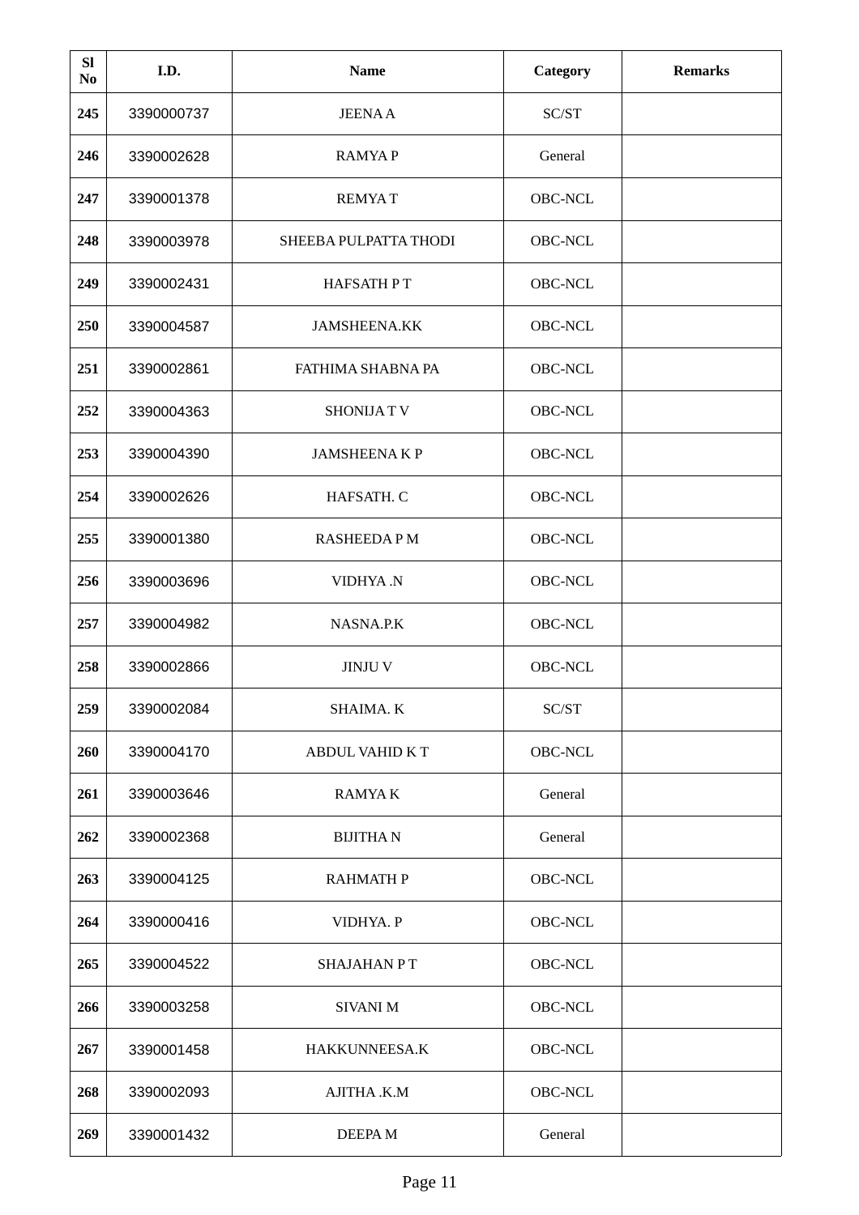| Sl No | I.D. | Name | Category | Remarks |
|---|---|---|---|---|
| 245 | 3390000737 | JEENA A | SC/ST | |
| 246 | 3390002628 | RAMYA P | General | |
| 247 | 3390001378 | REMYA T | OBC-NCL | |
| 248 | 3390003978 | SHEEBA PULPATTA THODI | OBC-NCL | |
| 249 | 3390002431 | HAFSATH P T | OBC-NCL | |
| 250 | 3390004587 | JAMSHEENA.KK | OBC-NCL | |
| 251 | 3390002861 | FATHIMA SHABNA PA | OBC-NCL | |
| 252 | 3390004363 | SHONIJA T V | OBC-NCL | |
| 253 | 3390004390 | JAMSHEENA K P | OBC-NCL | |
| 254 | 3390002626 | HAFSATH. C | OBC-NCL | |
| 255 | 3390001380 | RASHEEDA P M | OBC-NCL | |
| 256 | 3390003696 | VIDHYA .N | OBC-NCL | |
| 257 | 3390004982 | NASNA.P.K | OBC-NCL | |
| 258 | 3390002866 | JINJU V | OBC-NCL | |
| 259 | 3390002084 | SHAIMA. K | SC/ST | |
| 260 | 3390004170 | ABDUL VAHID K T | OBC-NCL | |
| 261 | 3390003646 | RAMYA K | General | |
| 262 | 3390002368 | BIJITHA N | General | |
| 263 | 3390004125 | RAHMATH P | OBC-NCL | |
| 264 | 3390000416 | VIDHYA. P | OBC-NCL | |
| 265 | 3390004522 | SHAJAHAN P T | OBC-NCL | |
| 266 | 3390003258 | SIVANI M | OBC-NCL | |
| 267 | 3390001458 | HAKKUNNEESA.K | OBC-NCL | |
| 268 | 3390002093 | AJITHA .K.M | OBC-NCL | |
| 269 | 3390001432 | DEEPA M | General | |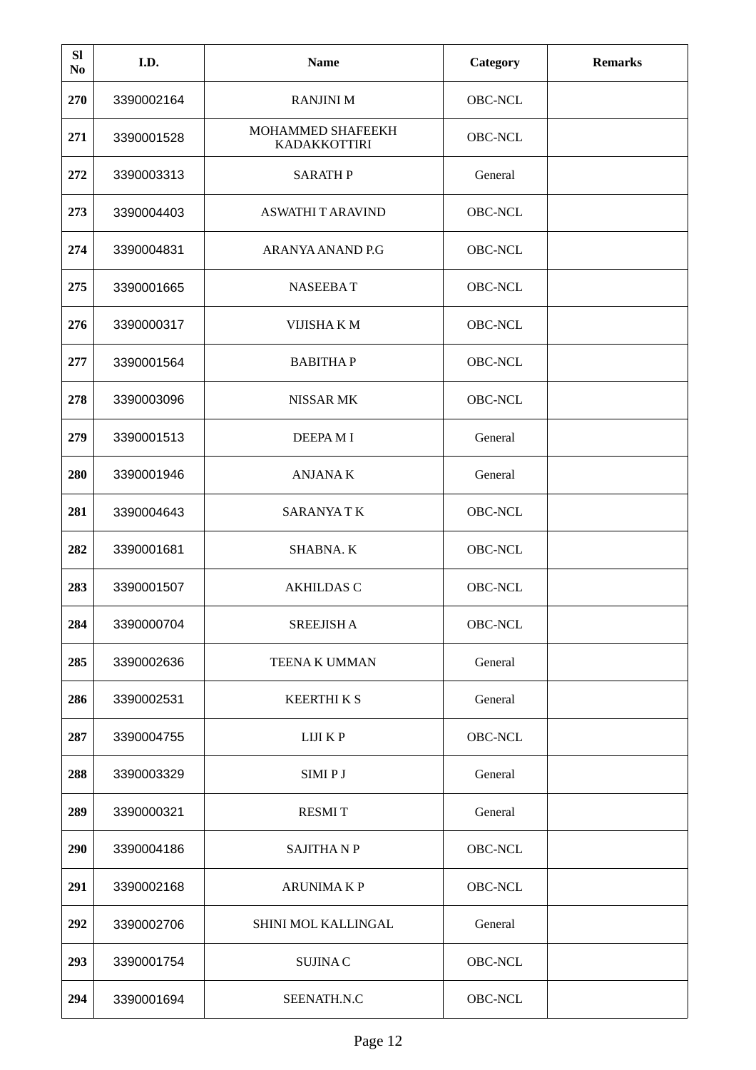| Sl No | I.D. | Name | Category | Remarks |
|---|---|---|---|---|
| 270 | 3390002164 | RANJINI M | OBC-NCL | |
| 271 | 3390001528 | MOHAMMED SHAFEEKH KADAKKOTTIRI | OBC-NCL | |
| 272 | 3390003313 | SARATH P | General | |
| 273 | 3390004403 | ASWATHI T ARAVIND | OBC-NCL | |
| 274 | 3390004831 | ARANYA ANAND P.G | OBC-NCL | |
| 275 | 3390001665 | NASEEBA T | OBC-NCL | |
| 276 | 3390000317 | VIJISHA K M | OBC-NCL | |
| 277 | 3390001564 | BABITHA P | OBC-NCL | |
| 278 | 3390003096 | NISSAR MK | OBC-NCL | |
| 279 | 3390001513 | DEEPA M I | General | |
| 280 | 3390001946 | ANJANA K | General | |
| 281 | 3390004643 | SARANYA T K | OBC-NCL | |
| 282 | 3390001681 | SHABNA. K | OBC-NCL | |
| 283 | 3390001507 | AKHILDAS C | OBC-NCL | |
| 284 | 3390000704 | SREEJISH A | OBC-NCL | |
| 285 | 3390002636 | TEENA K UMMAN | General | |
| 286 | 3390002531 | KEERTHI K S | General | |
| 287 | 3390004755 | LIJI K P | OBC-NCL | |
| 288 | 3390003329 | SIMI P J | General | |
| 289 | 3390000321 | RESMI T | General | |
| 290 | 3390004186 | SAJITHA N P | OBC-NCL | |
| 291 | 3390002168 | ARUNIMA K P | OBC-NCL | |
| 292 | 3390002706 | SHINI MOL KALLINGAL | General | |
| 293 | 3390001754 | SUJINA C | OBC-NCL | |
| 294 | 3390001694 | SEENATH.N.C | OBC-NCL | |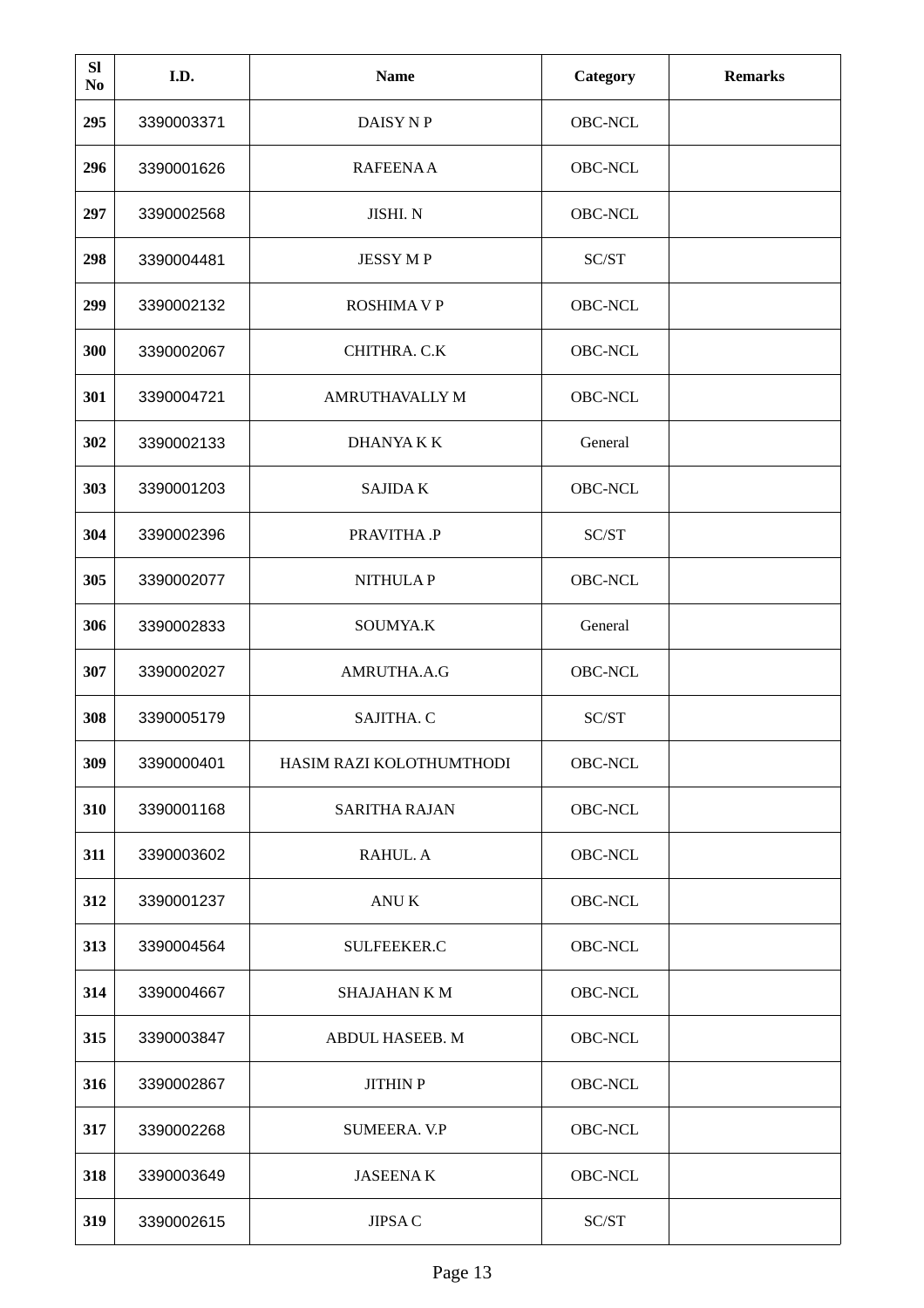| Sl No | I.D. | Name | Category | Remarks |
|---|---|---|---|---|
| 295 | 3390003371 | DAISY N P | OBC-NCL | |
| 296 | 3390001626 | RAFEENA A | OBC-NCL | |
| 297 | 3390002568 | JISHI. N | OBC-NCL | |
| 298 | 3390004481 | JESSY M P | SC/ST | |
| 299 | 3390002132 | ROSHIMA V P | OBC-NCL | |
| 300 | 3390002067 | CHITHRA. C.K | OBC-NCL | |
| 301 | 3390004721 | AMRUTHAVALLY M | OBC-NCL | |
| 302 | 3390002133 | DHANYA K K | General | |
| 303 | 3390001203 | SAJIDA K | OBC-NCL | |
| 304 | 3390002396 | PRAVITHA .P | SC/ST | |
| 305 | 3390002077 | NITHULA P | OBC-NCL | |
| 306 | 3390002833 | SOUMYA.K | General | |
| 307 | 3390002027 | AMRUTHA.A.G | OBC-NCL | |
| 308 | 3390005179 | SAJITHA. C | SC/ST | |
| 309 | 3390000401 | HASIM RAZI KOLOTHUMTHODI | OBC-NCL | |
| 310 | 3390001168 | SARITHA RAJAN | OBC-NCL | |
| 311 | 3390003602 | RAHUL. A | OBC-NCL | |
| 312 | 3390001237 | ANU K | OBC-NCL | |
| 313 | 3390004564 | SULFEEKER.C | OBC-NCL | |
| 314 | 3390004667 | SHAJAHAN K M | OBC-NCL | |
| 315 | 3390003847 | ABDUL HASEEB. M | OBC-NCL | |
| 316 | 3390002867 | JITHIN P | OBC-NCL | |
| 317 | 3390002268 | SUMEERA. V.P | OBC-NCL | |
| 318 | 3390003649 | JASEENA K | OBC-NCL | |
| 319 | 3390002615 | JIPSA C | SC/ST | |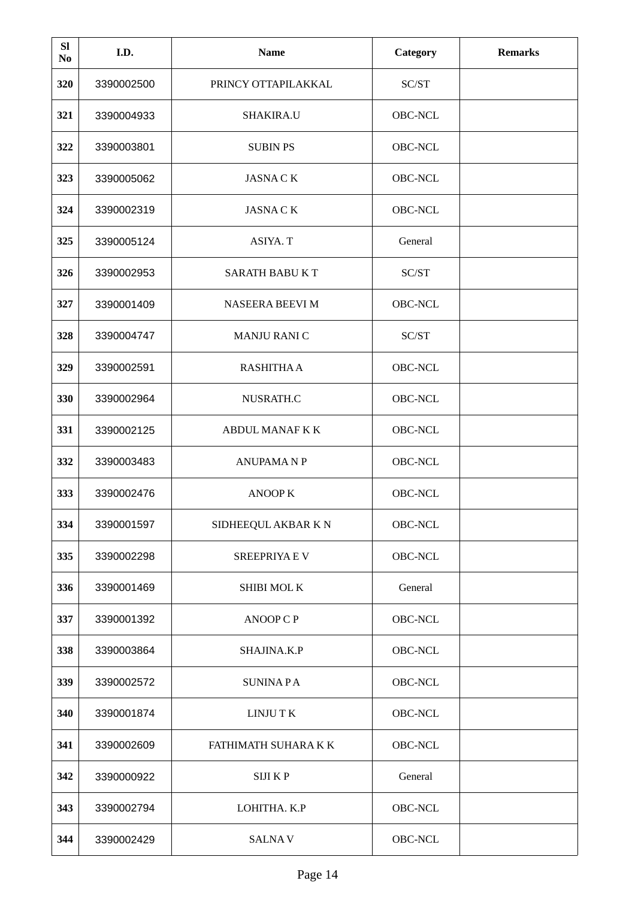| Sl No | I.D. | Name | Category | Remarks |
| --- | --- | --- | --- | --- |
| **320** | 3390002500 | PRINCY OTTAPILAKKAL | SC/ST | |
| **321** | 3390004933 | SHAKIRA.U | OBC-NCL | |
| **322** | 3390003801 | SUBIN PS | OBC-NCL | |
| **323** | 3390005062 | JASNA C K | OBC-NCL | |
| **324** | 3390002319 | JASNA C K | OBC-NCL | |
| **325** | 3390005124 | ASIYA. T | General | |
| **326** | 3390002953 | SARATH BABU K T | SC/ST | |
| **327** | 3390001409 | NASEERA BEEVI M | OBC-NCL | |
| **328** | 3390004747 | MANJU RANI C | SC/ST | |
| **329** | 3390002591 | RASHITHA A | OBC-NCL | |
| **330** | 3390002964 | NUSRATH.C | OBC-NCL | |
| **331** | 3390002125 | ABDUL MANAF K K | OBC-NCL | |
| **332** | 3390003483 | ANUPAMA N P | OBC-NCL | |
| **333** | 3390002476 | ANOOP K | OBC-NCL | |
| **334** | 3390001597 | SIDHEEQUL AKBAR K N | OBC-NCL | |
| **335** | 3390002298 | SREEPRIYA E V | OBC-NCL | |
| **336** | 3390001469 | SHIBI MOL K | General | |
| **337** | 3390001392 | ANOOP C P | OBC-NCL | |
| **338** | 3390003864 | SHAJINA.K.P | OBC-NCL | |
| **339** | 3390002572 | SUNINA P A | OBC-NCL | |
| **340** | 3390001874 | LINJU T K | OBC-NCL | |
| **341** | 3390002609 | FATHIMATH SUHARA K K | OBC-NCL | |
| **342** | 3390000922 | SIJI K P | General | |
| **343** | 3390002794 | LOHITHA. K.P | OBC-NCL | |
| **344** | 3390002429 | SALNA V | OBC-NCL | |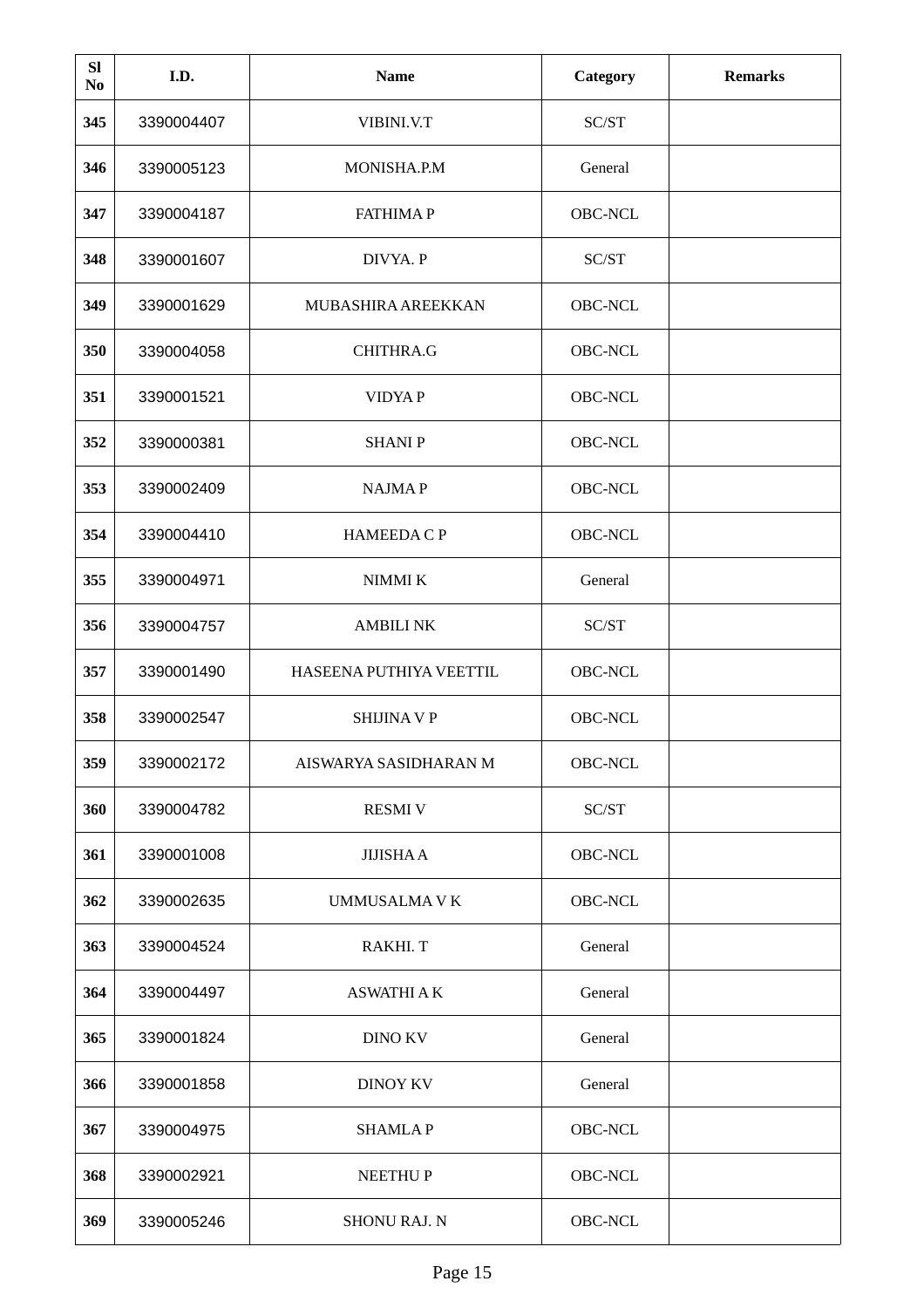| Sl No | I.D. | Name | Category | Remarks |
|---|---|---|---|---|
| 345 | 3390004407 | VIBINI.V.T | SC/ST | |
| 346 | 3390005123 | MONISHA.P.M | General | |
| 347 | 3390004187 | FATHIMA P | OBC-NCL | |
| 348 | 3390001607 | DIVYA. P | SC/ST | |
| 349 | 3390001629 | MUBASHIRA AREEKKAN | OBC-NCL | |
| 350 | 3390004058 | CHITHRA.G | OBC-NCL | |
| 351 | 3390001521 | VIDYA P | OBC-NCL | |
| 352 | 3390000381 | SHANI P | OBC-NCL | |
| 353 | 3390002409 | NAJMA P | OBC-NCL | |
| 354 | 3390004410 | HAMEEDA C P | OBC-NCL | |
| 355 | 3390004971 | NIMMI K | General | |
| 356 | 3390004757 | AMBILI NK | SC/ST | |
| 357 | 3390001490 | HASEENA PUTHIYA VEETTIL | OBC-NCL | |
| 358 | 3390002547 | SHIJINA V P | OBC-NCL | |
| 359 | 3390002172 | AISWARYA SASIDHARAN M | OBC-NCL | |
| 360 | 3390004782 | RESMI V | SC/ST | |
| 361 | 3390001008 | JIJISHA A | OBC-NCL | |
| 362 | 3390002635 | UMMUSALMA V K | OBC-NCL | |
| 363 | 3390004524 | RAKHI. T | General | |
| 364 | 3390004497 | ASWATHI A K | General | |
| 365 | 3390001824 | DINO KV | General | |
| 366 | 3390001858 | DINOY KV | General | |
| 367 | 3390004975 | SHAMLA P | OBC-NCL | |
| 368 | 3390002921 | NEETHU P | OBC-NCL | |
| 369 | 3390005246 | SHONU RAJ. N | OBC-NCL | |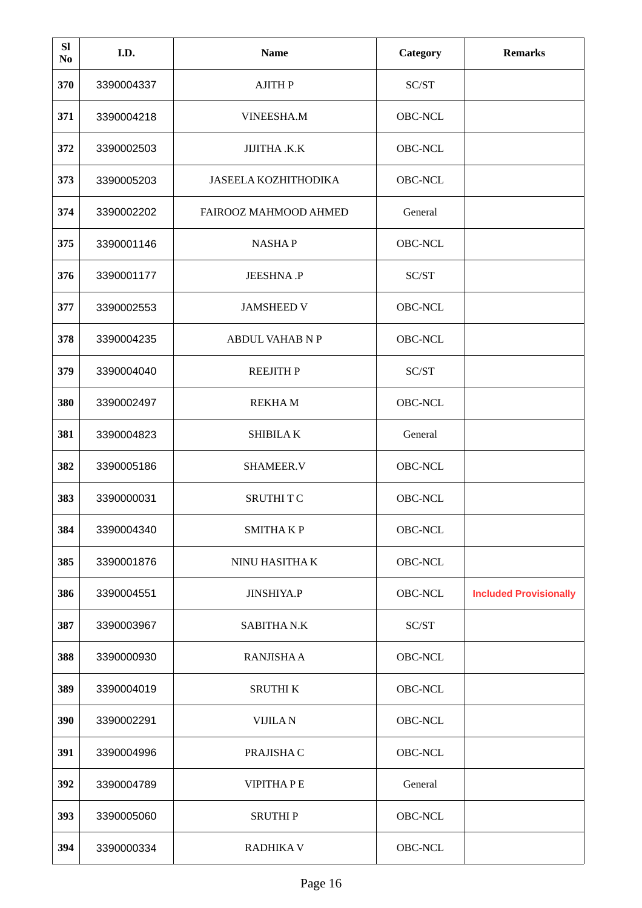| Sl No | I.D. | Name | Category | Remarks |
|---|---|---|---|---|
| 370 | 3390004337 | AJITH P | SC/ST | |
| 371 | 3390004218 | VINEESHA.M | OBC-NCL | |
| 372 | 3390002503 | JIJITHA .K.K | OBC-NCL | |
| 373 | 3390005203 | JASEELA KOZHITHODIKA | OBC-NCL | |
| 374 | 3390002202 | FAIROOZ MAHMOOD AHMED | General | |
| 375 | 3390001146 | NASHA P | OBC-NCL | |
| 376 | 3390001177 | JEESHNA .P | SC/ST | |
| 377 | 3390002553 | JAMSHEED V | OBC-NCL | |
| 378 | 3390004235 | ABDUL VAHAB N P | OBC-NCL | |
| 379 | 3390004040 | REEJITH P | SC/ST | |
| 380 | 3390002497 | REKHA M | OBC-NCL | |
| 381 | 3390004823 | SHIBILA K | General | |
| 382 | 3390005186 | SHAMEER.V | OBC-NCL | |
| 383 | 3390000031 | SRUTHI T C | OBC-NCL | |
| 384 | 3390004340 | SMITHA K P | OBC-NCL | |
| 385 | 3390001876 | NINU HASITHA K | OBC-NCL | |
| 386 | 3390004551 | JINSHIYA.P | OBC-NCL | Included Provisionally |
| 387 | 3390003967 | SABITHA N.K | SC/ST | |
| 388 | 3390000930 | RANJISHA A | OBC-NCL | |
| 389 | 3390004019 | SRUTHI K | OBC-NCL | |
| 390 | 3390002291 | VIJILA N | OBC-NCL | |
| 391 | 3390004996 | PRAJISHA C | OBC-NCL | |
| 392 | 3390004789 | VIPITHA P E | General | |
| 393 | 3390005060 | SRUTHI P | OBC-NCL | |
| 394 | 3390000334 | RADHIKA V | OBC-NCL | |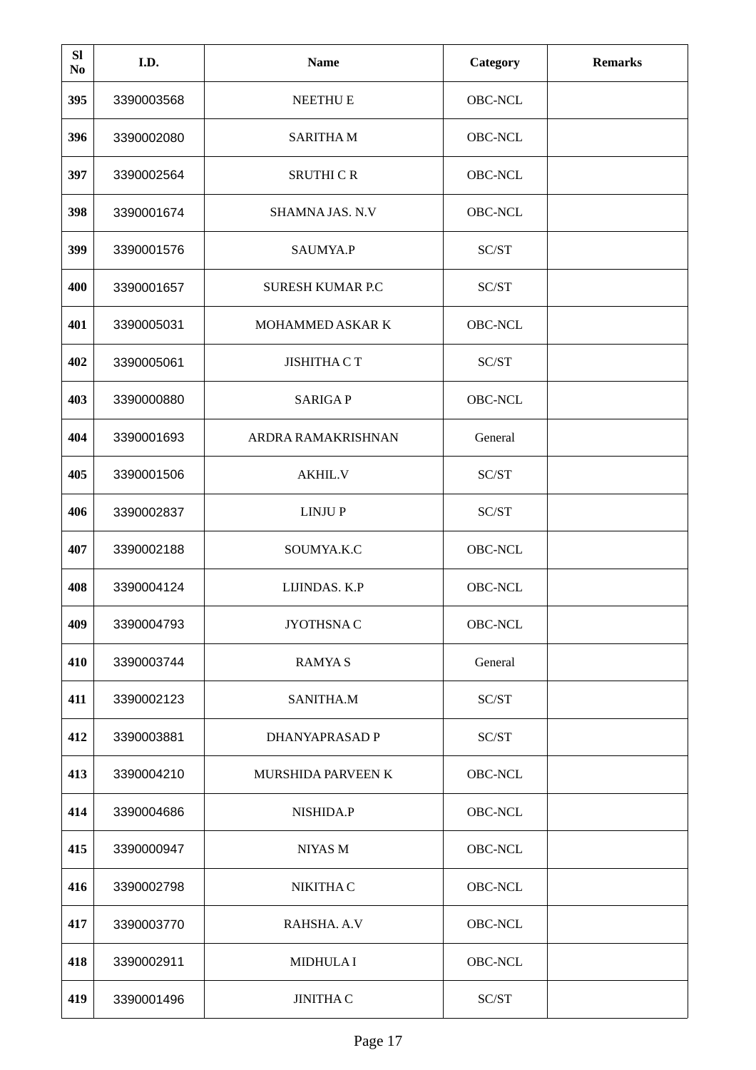| Sl No | I.D. | Name | Category | Remarks |
|---|---|---|---|---|
| 395 | 3390003568 | NEETHU E | OBC-NCL | |
| 396 | 3390002080 | SARITHA M | OBC-NCL | |
| 397 | 3390002564 | SRUTHI C R | OBC-NCL | |
| 398 | 3390001674 | SHAMNA JAS. N.V | OBC-NCL | |
| 399 | 3390001576 | SAUMYA.P | SC/ST | |
| 400 | 3390001657 | SURESH KUMAR P.C | SC/ST | |
| 401 | 3390005031 | MOHAMMED ASKAR K | OBC-NCL | |
| 402 | 3390005061 | JISHITHA C T | SC/ST | |
| 403 | 3390000880 | SARIGA P | OBC-NCL | |
| 404 | 3390001693 | ARDRA RAMAKRISHNAN | General | |
| 405 | 3390001506 | AKHIL.V | SC/ST | |
| 406 | 3390002837 | LINJU P | SC/ST | |
| 407 | 3390002188 | SOUMYA.K.C | OBC-NCL | |
| 408 | 3390004124 | LIJINDAS. K.P | OBC-NCL | |
| 409 | 3390004793 | JYOTHSNA C | OBC-NCL | |
| 410 | 3390003744 | RAMYA S | General | |
| 411 | 3390002123 | SANITHA.M | SC/ST | |
| 412 | 3390003881 | DHANYAPRASAD P | SC/ST | |
| 413 | 3390004210 | MURSHIDA PARVEEN K | OBC-NCL | |
| 414 | 3390004686 | NISHIDA.P | OBC-NCL | |
| 415 | 3390000947 | NIYAS M | OBC-NCL | |
| 416 | 3390002798 | NIKITHA C | OBC-NCL | |
| 417 | 3390003770 | RAHSHA. A.V | OBC-NCL | |
| 418 | 3390002911 | MIDHULA I | OBC-NCL | |
| 419 | 3390001496 | JINITHA C | SC/ST | |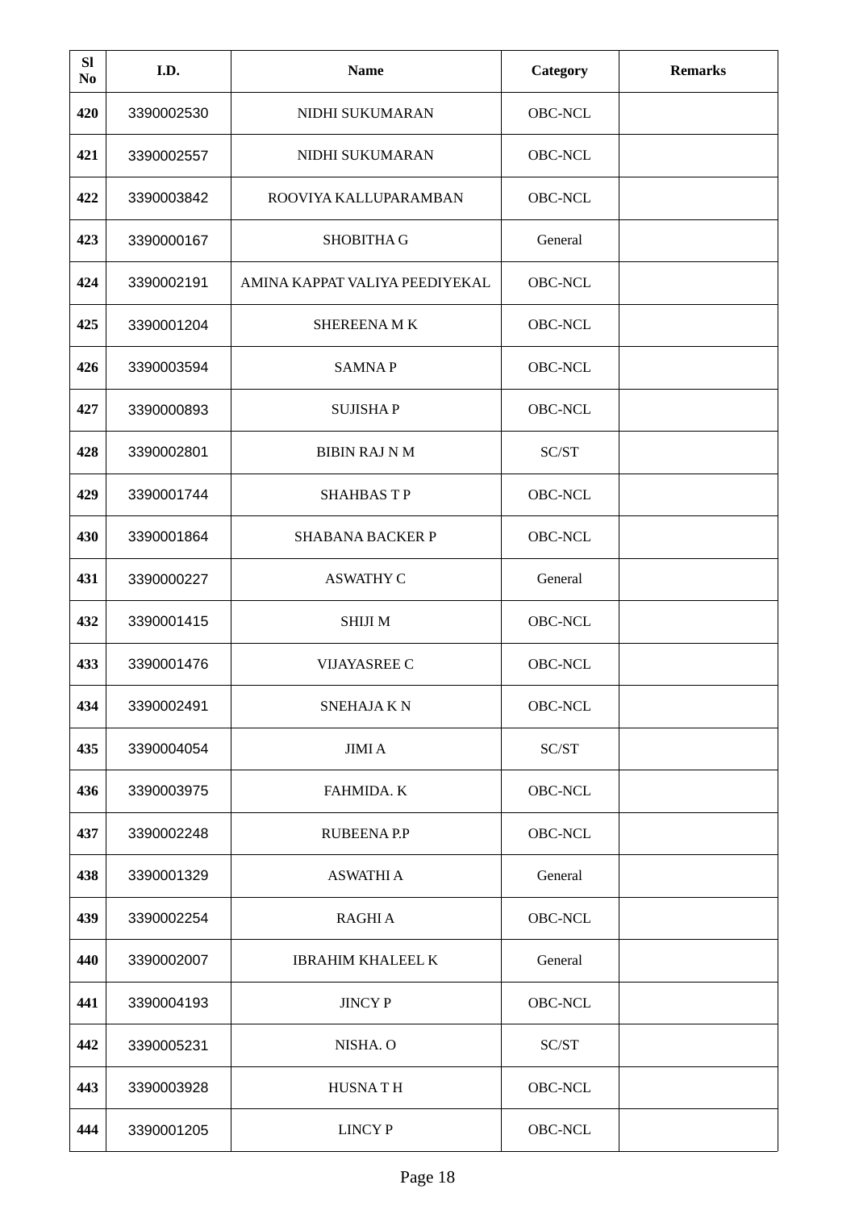| Sl No | I.D. | Name | Category | Remarks |
|---|---|---|---|---|
| 420 | 3390002530 | NIDHI SUKUMARAN | OBC-NCL | |
| 421 | 3390002557 | NIDHI SUKUMARAN | OBC-NCL | |
| 422 | 3390003842 | ROOVIYA KALLUPARAMBAN | OBC-NCL | |
| 423 | 3390000167 | SHOBITHA G | General | |
| 424 | 3390002191 | AMINA KAPPAT VALIYA PEEDIYEKAL | OBC-NCL | |
| 425 | 3390001204 | SHEREENA M K | OBC-NCL | |
| 426 | 3390003594 | SAMNA P | OBC-NCL | |
| 427 | 3390000893 | SUJISHA P | OBC-NCL | |
| 428 | 3390002801 | BIBIN RAJ N M | SC/ST | |
| 429 | 3390001744 | SHAHBAS T P | OBC-NCL | |
| 430 | 3390001864 | SHABANA BACKER P | OBC-NCL | |
| 431 | 3390000227 | ASWATHY C | General | |
| 432 | 3390001415 | SHIJI M | OBC-NCL | |
| 433 | 3390001476 | VIJAYASREE C | OBC-NCL | |
| 434 | 3390002491 | SNEHAJA K N | OBC-NCL | |
| 435 | 3390004054 | JIMI A | SC/ST | |
| 436 | 3390003975 | FAHMIDA. K | OBC-NCL | |
| 437 | 3390002248 | RUBEENA P.P | OBC-NCL | |
| 438 | 3390001329 | ASWATHI A | General | |
| 439 | 3390002254 | RAGHI A | OBC-NCL | |
| 440 | 3390002007 | IBRAHIM KHALEEL K | General | |
| 441 | 3390004193 | JINCY P | OBC-NCL | |
| 442 | 3390005231 | NISHA. O | SC/ST | |
| 443 | 3390003928 | HUSNA T H | OBC-NCL | |
| 444 | 3390001205 | LINCY P | OBC-NCL | |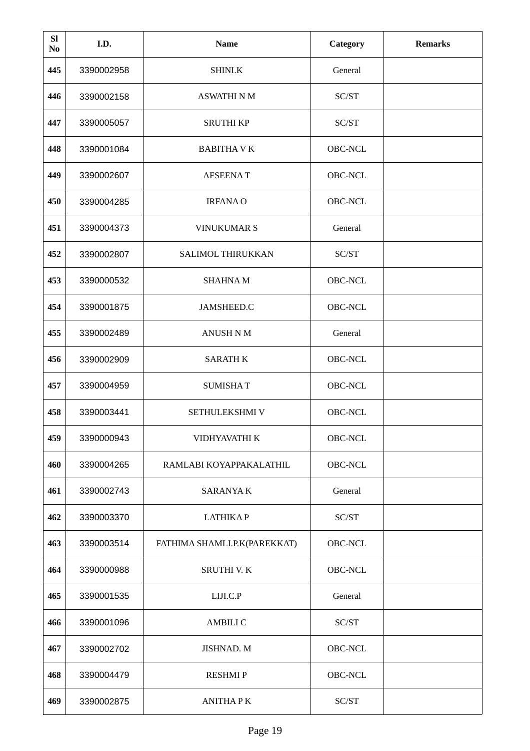| Sl No | I.D. | Name | Category | Remarks |
|---|---|---|---|---|
| 445 | 3390002958 | SHINI.K | General | |
| 446 | 3390002158 | ASWATHI N M | SC/ST | |
| 447 | 3390005057 | SRUTHI KP | SC/ST | |
| 448 | 3390001084 | BABITHA V K | OBC-NCL | |
| 449 | 3390002607 | AFSEENA T | OBC-NCL | |
| 450 | 3390004285 | IRFANA O | OBC-NCL | |
| 451 | 3390004373 | VINUKUMAR S | General | |
| 452 | 3390002807 | SALIMOL THIRUKKAN | SC/ST | |
| 453 | 3390000532 | SHAHNA M | OBC-NCL | |
| 454 | 3390001875 | JAMSHEED.C | OBC-NCL | |
| 455 | 3390002489 | ANUSH N M | General | |
| 456 | 3390002909 | SARATH K | OBC-NCL | |
| 457 | 3390004959 | SUMISHA T | OBC-NCL | |
| 458 | 3390003441 | SETHULEKSHMI V | OBC-NCL | |
| 459 | 3390000943 | VIDHYAVATHI K | OBC-NCL | |
| 460 | 3390004265 | RAMLABI KOYAPPAKALATHIL | OBC-NCL | |
| 461 | 3390002743 | SARANYA K | General | |
| 462 | 3390003370 | LATHIKA P | SC/ST | |
| 463 | 3390003514 | FATHIMA SHAMLI.P.K(PAREKKAT) | OBC-NCL | |
| 464 | 3390000988 | SRUTHI V. K | OBC-NCL | |
| 465 | 3390001535 | LIJI.C.P | General | |
| 466 | 3390001096 | AMBILI C | SC/ST | |
| 467 | 3390002702 | JISHNAD. M | OBC-NCL | |
| 468 | 3390004479 | RESHMI P | OBC-NCL | |
| 469 | 3390002875 | ANITHA P K | SC/ST | |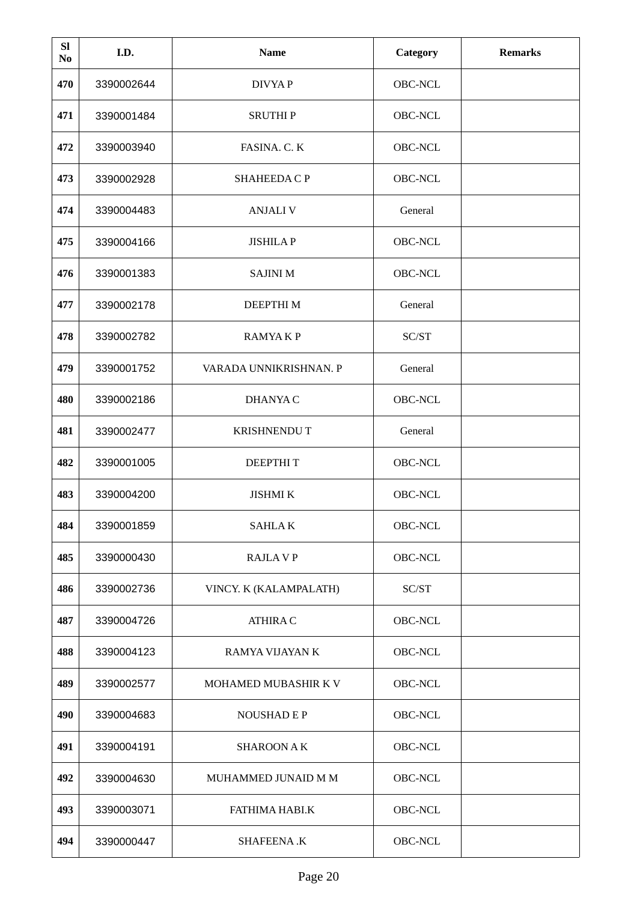| Sl No | I.D. | Name | Category | Remarks |
| --- | --- | --- | --- | --- |
| 470 | 3390002644 | DIVYA P | OBC-NCL | |
| 471 | 3390001484 | SRUTHI P | OBC-NCL | |
| 472 | 3390003940 | FASINA. C. K | OBC-NCL | |
| 473 | 3390002928 | SHAHEEDA C P | OBC-NCL | |
| 474 | 3390004483 | ANJALI V | General | |
| 475 | 3390004166 | JISHILA P | OBC-NCL | |
| 476 | 3390001383 | SAJINI M | OBC-NCL | |
| 477 | 3390002178 | DEEPTHI M | General | |
| 478 | 3390002782 | RAMYA K P | SC/ST | |
| 479 | 3390001752 | VARADA UNNIKRISHNAN. P | General | |
| 480 | 3390002186 | DHANYA C | OBC-NCL | |
| 481 | 3390002477 | KRISHNENDU T | General | |
| 482 | 3390001005 | DEEPTHI T | OBC-NCL | |
| 483 | 3390004200 | JISHMI K | OBC-NCL | |
| 484 | 3390001859 | SAHLA K | OBC-NCL | |
| 485 | 3390000430 | RAJLA V P | OBC-NCL | |
| 486 | 3390002736 | VINCY. K (KALAMPALATH) | SC/ST | |
| 487 | 3390004726 | ATHIRA C | OBC-NCL | |
| 488 | 3390004123 | RAMYA VIJAYAN K | OBC-NCL | |
| 489 | 3390002577 | MOHAMED MUBASHIR K V | OBC-NCL | |
| 490 | 3390004683 | NOUSHAD E P | OBC-NCL | |
| 491 | 3390004191 | SHAROON A K | OBC-NCL | |
| 492 | 3390004630 | MUHAMMED JUNAID M M | OBC-NCL | |
| 493 | 3390003071 | FATHIMA HABI.K | OBC-NCL | |
| 494 | 3390000447 | SHAFEENA .K | OBC-NCL | |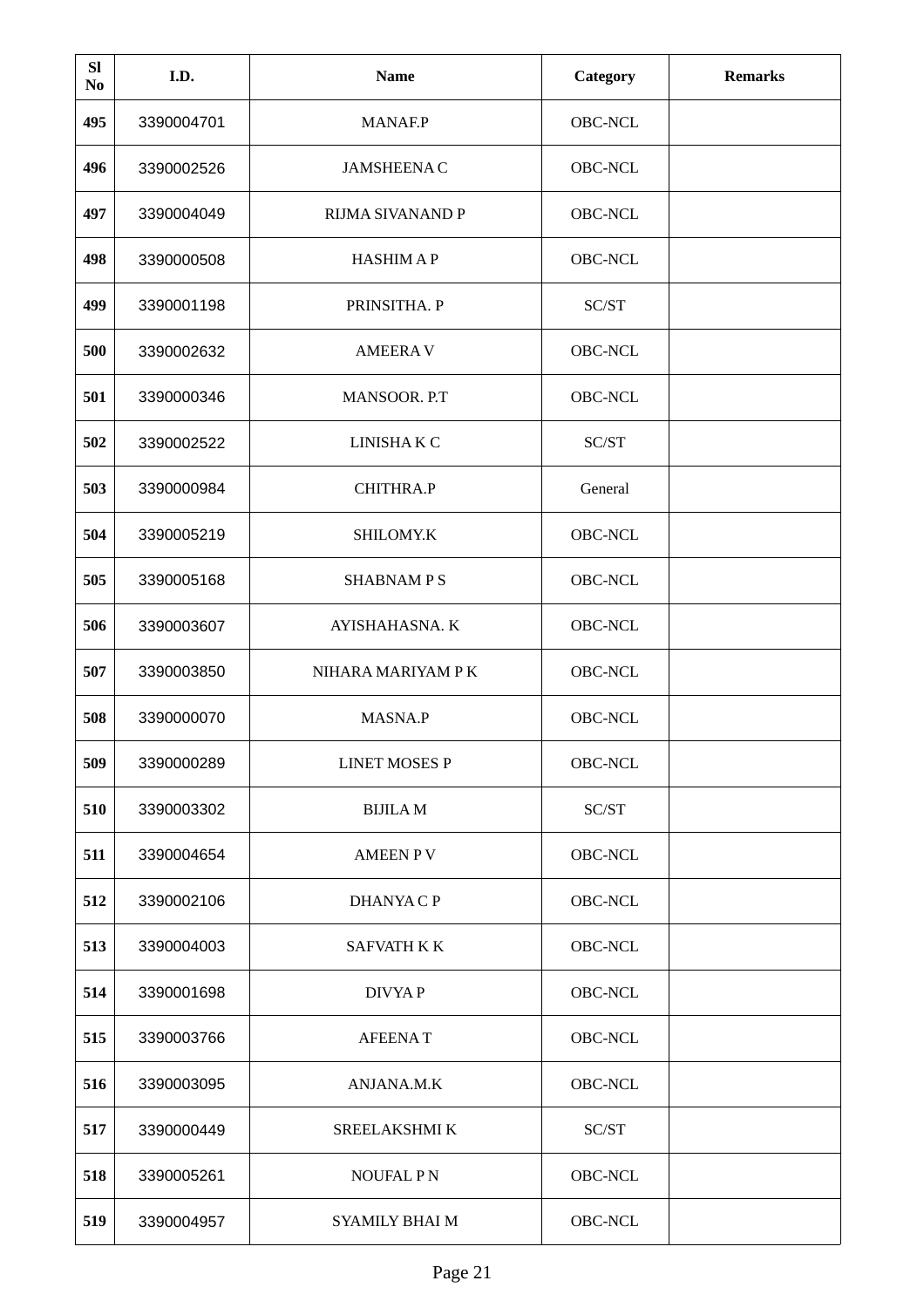| Sl No | I.D. | Name | Category | Remarks |
|---|---|---|---|---|
| 495 | 3390004701 | MANAF.P | OBC-NCL | |
| 496 | 3390002526 | JAMSHEENA C | OBC-NCL | |
| 497 | 3390004049 | RIJMA SIVANAND P | OBC-NCL | |
| 498 | 3390000508 | HASHIM A P | OBC-NCL | |
| 499 | 3390001198 | PRINSITHA. P | SC/ST | |
| 500 | 3390002632 | AMEERA V | OBC-NCL | |
| 501 | 3390000346 | MANSOOR. P.T | OBC-NCL | |
| 502 | 3390002522 | LINISHA K C | SC/ST | |
| 503 | 3390000984 | CHITHRA.P | General | |
| 504 | 3390005219 | SHILOMY.K | OBC-NCL | |
| 505 | 3390005168 | SHABNAM P S | OBC-NCL | |
| 506 | 3390003607 | AYISHAHASNA. K | OBC-NCL | |
| 507 | 3390003850 | NIHARA MARIYAM P K | OBC-NCL | |
| 508 | 3390000070 | MASNA.P | OBC-NCL | |
| 509 | 3390000289 | LINET MOSES P | OBC-NCL | |
| 510 | 3390003302 | BIJILA M | SC/ST | |
| 511 | 3390004654 | AMEEN P V | OBC-NCL | |
| 512 | 3390002106 | DHANYA C P | OBC-NCL | |
| 513 | 3390004003 | SAFVATH K K | OBC-NCL | |
| 514 | 3390001698 | DIVYA P | OBC-NCL | |
| 515 | 3390003766 | AFEENA T | OBC-NCL | |
| 516 | 3390003095 | ANJANA.M.K | OBC-NCL | |
| 517 | 3390000449 | SREELAKSHMI K | SC/ST | |
| 518 | 3390005261 | NOUFAL P N | OBC-NCL | |
| 519 | 3390004957 | SYAMILY BHAI M | OBC-NCL | |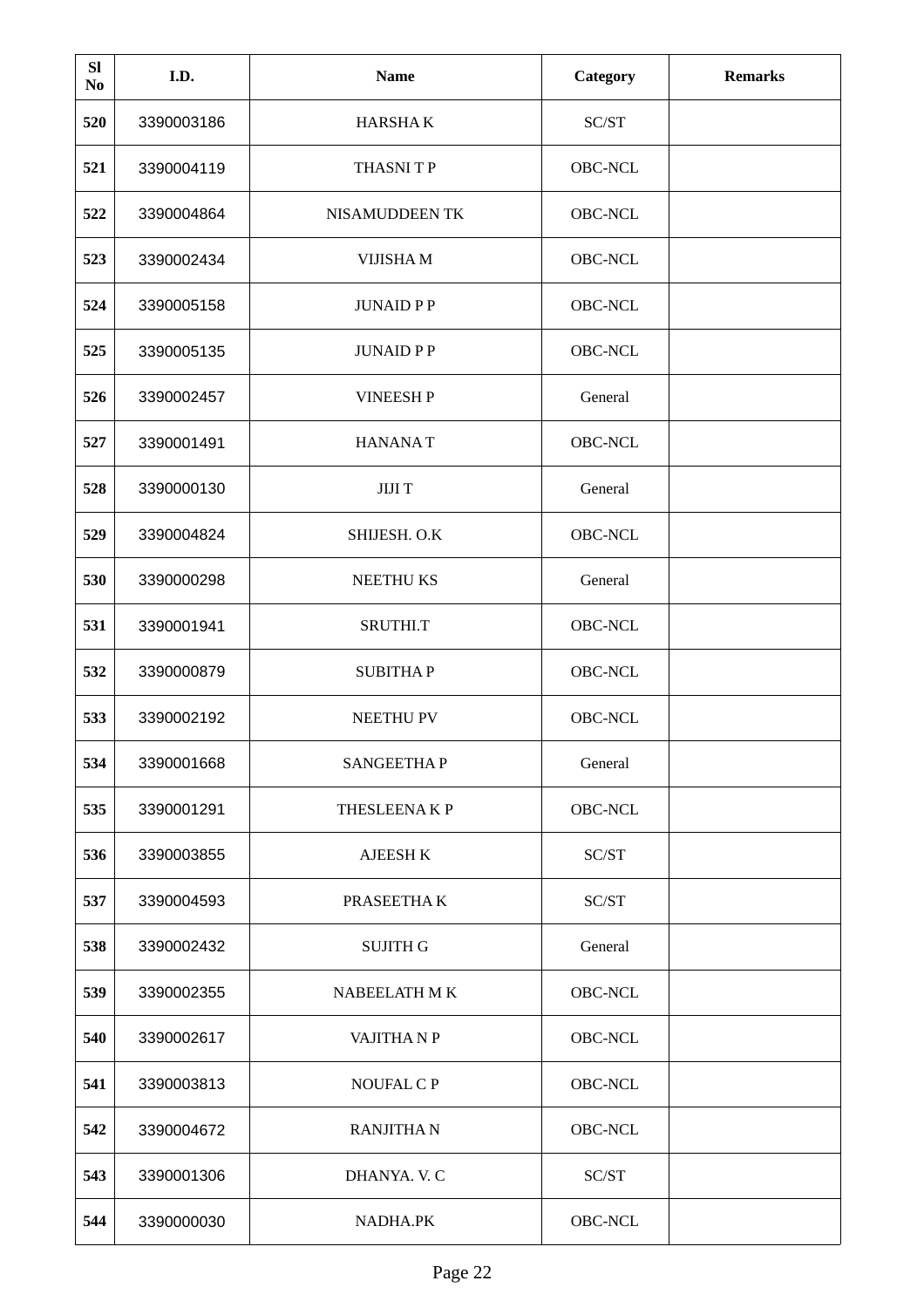| Sl No | I.D. | Name | Category | Remarks |
|---|---|---|---|---|
| 520 | 3390003186 | HARSHA K | SC/ST | |
| 521 | 3390004119 | THASNI T P | OBC-NCL | |
| 522 | 3390004864 | NISAMUDDEEN TK | OBC-NCL | |
| 523 | 3390002434 | VIJISHA M | OBC-NCL | |
| 524 | 3390005158 | JUNAID P P | OBC-NCL | |
| 525 | 3390005135 | JUNAID P P | OBC-NCL | |
| 526 | 3390002457 | VINEESH P | General | |
| 527 | 3390001491 | HANANA T | OBC-NCL | |
| 528 | 3390000130 | JIJI T | General | |
| 529 | 3390004824 | SHIJESH. O.K | OBC-NCL | |
| 530 | 3390000298 | NEETHU KS | General | |
| 531 | 3390001941 | SRUTHI.T | OBC-NCL | |
| 532 | 3390000879 | SUBITHA P | OBC-NCL | |
| 533 | 3390002192 | NEETHU PV | OBC-NCL | |
| 534 | 3390001668 | SANGEETHA P | General | |
| 535 | 3390001291 | THESLEENA K P | OBC-NCL | |
| 536 | 3390003855 | AJEESH K | SC/ST | |
| 537 | 3390004593 | PRASEETHA K | SC/ST | |
| 538 | 3390002432 | SUJITH G | General | |
| 539 | 3390002355 | NABEELATH M K | OBC-NCL | |
| 540 | 3390002617 | VAJITHA N P | OBC-NCL | |
| 541 | 3390003813 | NOUFAL C P | OBC-NCL | |
| 542 | 3390004672 | RANJITHA N | OBC-NCL | |
| 543 | 3390001306 | DHANYA. V. C | SC/ST | |
| 544 | 3390000030 | NADHA.PK | OBC-NCL | |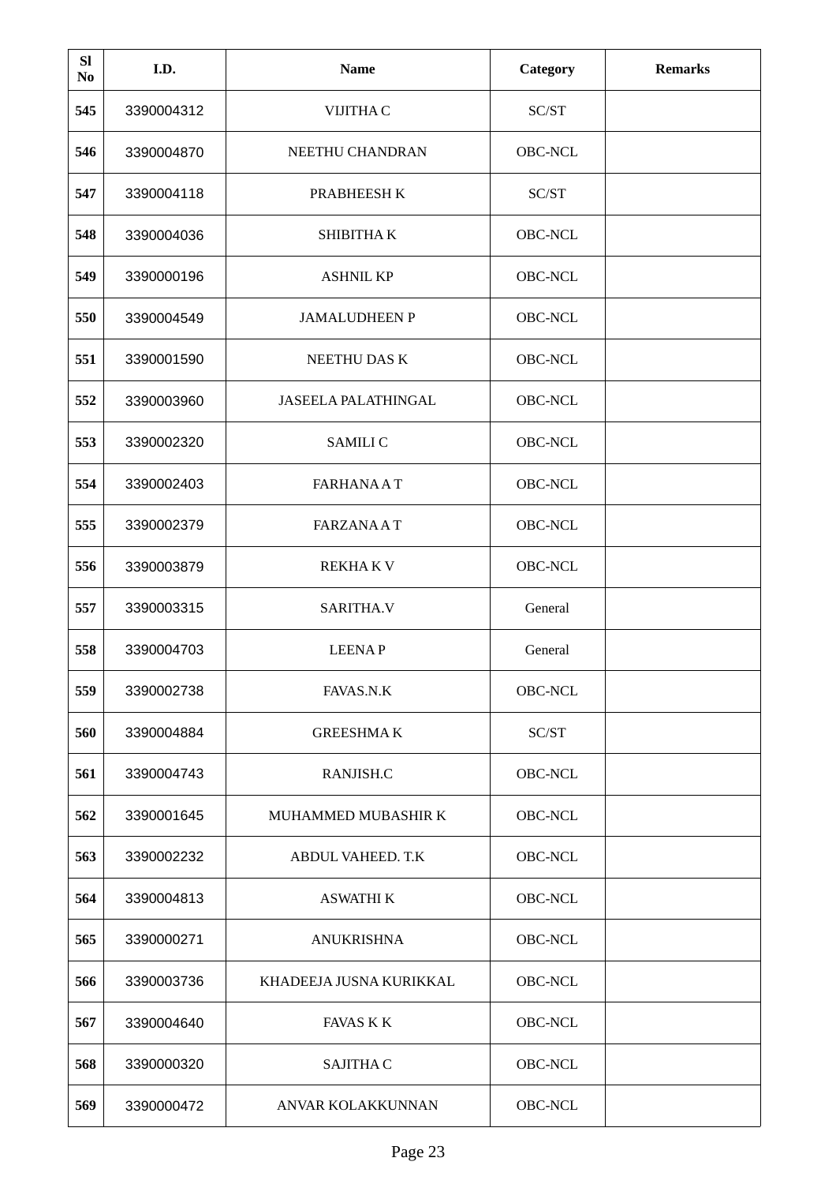| Sl No | I.D. | Name | Category | Remarks |
|---|---|---|---|---|
| 545 | 3390004312 | VIJITHA C | SC/ST | |
| 546 | 3390004870 | NEETHU CHANDRAN | OBC-NCL | |
| 547 | 3390004118 | PRABHEESH K | SC/ST | |
| 548 | 3390004036 | SHIBITHA K | OBC-NCL | |
| 549 | 3390000196 | ASHNIL KP | OBC-NCL | |
| 550 | 3390004549 | JAMALUDHEEN P | OBC-NCL | |
| 551 | 3390001590 | NEETHU DAS K | OBC-NCL | |
| 552 | 3390003960 | JASEELA PALATHINGAL | OBC-NCL | |
| 553 | 3390002320 | SAMILI C | OBC-NCL | |
| 554 | 3390002403 | FARHANA A T | OBC-NCL | |
| 555 | 3390002379 | FARZANA A T | OBC-NCL | |
| 556 | 3390003879 | REKHA K V | OBC-NCL | |
| 557 | 3390003315 | SARITHA.V | General | |
| 558 | 3390004703 | LEENA P | General | |
| 559 | 3390002738 | FAVAS.N.K | OBC-NCL | |
| 560 | 3390004884 | GREESHMA K | SC/ST | |
| 561 | 3390004743 | RANJISH.C | OBC-NCL | |
| 562 | 3390001645 | MUHAMMED MUBASHIR K | OBC-NCL | |
| 563 | 3390002232 | ABDUL VAHEED. T.K | OBC-NCL | |
| 564 | 3390004813 | ASWATHI K | OBC-NCL | |
| 565 | 3390000271 | ANUKRISHNA | OBC-NCL | |
| 566 | 3390003736 | KHADEEJA JUSNA KURIKKAL | OBC-NCL | |
| 567 | 3390004640 | FAVAS K K | OBC-NCL | |
| 568 | 3390000320 | SAJITHA C | OBC-NCL | |
| 569 | 3390000472 | ANVAR KOLAKKUNNAN | OBC-NCL | |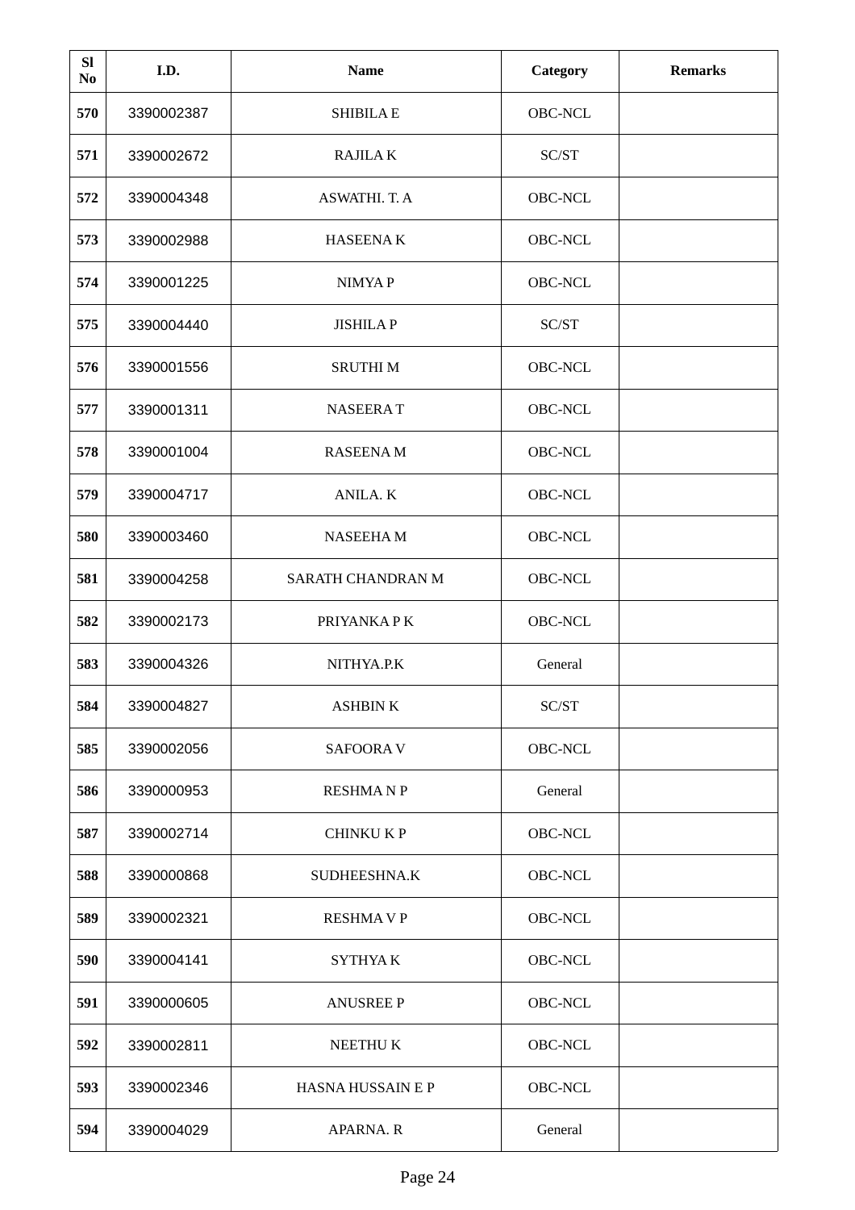| Sl No | I.D. | Name | Category | Remarks |
|---|---|---|---|---|
| 570 | 3390002387 | SHIBILA E | OBC-NCL | |
| 571 | 3390002672 | RAJILA K | SC/ST | |
| 572 | 3390004348 | ASWATHI. T. A | OBC-NCL | |
| 573 | 3390002988 | HASEENA K | OBC-NCL | |
| 574 | 3390001225 | NIMYA P | OBC-NCL | |
| 575 | 3390004440 | JISHILA P | SC/ST | |
| 576 | 3390001556 | SRUTHI M | OBC-NCL | |
| 577 | 3390001311 | NASEERA T | OBC-NCL | |
| 578 | 3390001004 | RASEENA M | OBC-NCL | |
| 579 | 3390004717 | ANILA. K | OBC-NCL | |
| 580 | 3390003460 | NASEEHA M | OBC-NCL | |
| 581 | 3390004258 | SARATH CHANDRAN M | OBC-NCL | |
| 582 | 3390002173 | PRIYANKA P K | OBC-NCL | |
| 583 | 3390004326 | NITHYA.P.K | General | |
| 584 | 3390004827 | ASHBIN K | SC/ST | |
| 585 | 3390002056 | SAFOORA V | OBC-NCL | |
| 586 | 3390000953 | RESHMA N P | General | |
| 587 | 3390002714 | CHINKU K P | OBC-NCL | |
| 588 | 3390000868 | SUDHEESHNA.K | OBC-NCL | |
| 589 | 3390002321 | RESHMA V P | OBC-NCL | |
| 590 | 3390004141 | SYTHYA K | OBC-NCL | |
| 591 | 3390000605 | ANUSREE P | OBC-NCL | |
| 592 | 3390002811 | NEETHU K | OBC-NCL | |
| 593 | 3390002346 | HASNA HUSSAIN E P | OBC-NCL | |
| 594 | 3390004029 | APARNA. R | General | |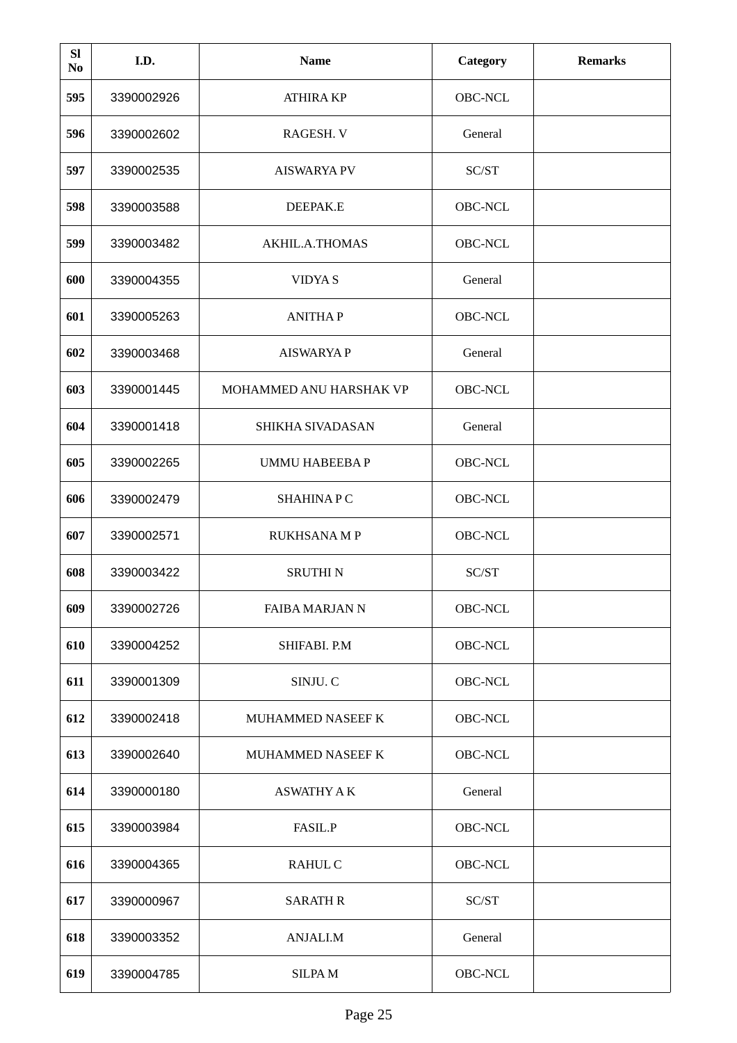| Sl No | I.D. | Name | Category | Remarks |
|---|---|---|---|---|
| 595 | 3390002926 | ATHIRA KP | OBC-NCL | |
| 596 | 3390002602 | RAGESH. V | General | |
| 597 | 3390002535 | AISWARYA PV | SC/ST | |
| 598 | 3390003588 | DEEPAK.E | OBC-NCL | |
| 599 | 3390003482 | AKHIL.A.THOMAS | OBC-NCL | |
| 600 | 3390004355 | VIDYA S | General | |
| 601 | 3390005263 | ANITHA P | OBC-NCL | |
| 602 | 3390003468 | AISWARYA P | General | |
| 603 | 3390001445 | MOHAMMED ANU HARSHAK VP | OBC-NCL | |
| 604 | 3390001418 | SHIKHA SIVADASAN | General | |
| 605 | 3390002265 | UMMU HABEEBA P | OBC-NCL | |
| 606 | 3390002479 | SHAHINA P C | OBC-NCL | |
| 607 | 3390002571 | RUKHSANA M P | OBC-NCL | |
| 608 | 3390003422 | SRUTHI N | SC/ST | |
| 609 | 3390002726 | FAIBA MARJAN N | OBC-NCL | |
| 610 | 3390004252 | SHIFABI. P.M | OBC-NCL | |
| 611 | 3390001309 | SINJU. C | OBC-NCL | |
| 612 | 3390002418 | MUHAMMED NASEEF K | OBC-NCL | |
| 613 | 3390002640 | MUHAMMED NASEEF K | OBC-NCL | |
| 614 | 3390000180 | ASWATHY A K | General | |
| 615 | 3390003984 | FASIL.P | OBC-NCL | |
| 616 | 3390004365 | RAHUL C | OBC-NCL | |
| 617 | 3390000967 | SARATH R | SC/ST | |
| 618 | 3390003352 | ANJALI.M | General | |
| 619 | 3390004785 | SILPA M | OBC-NCL | |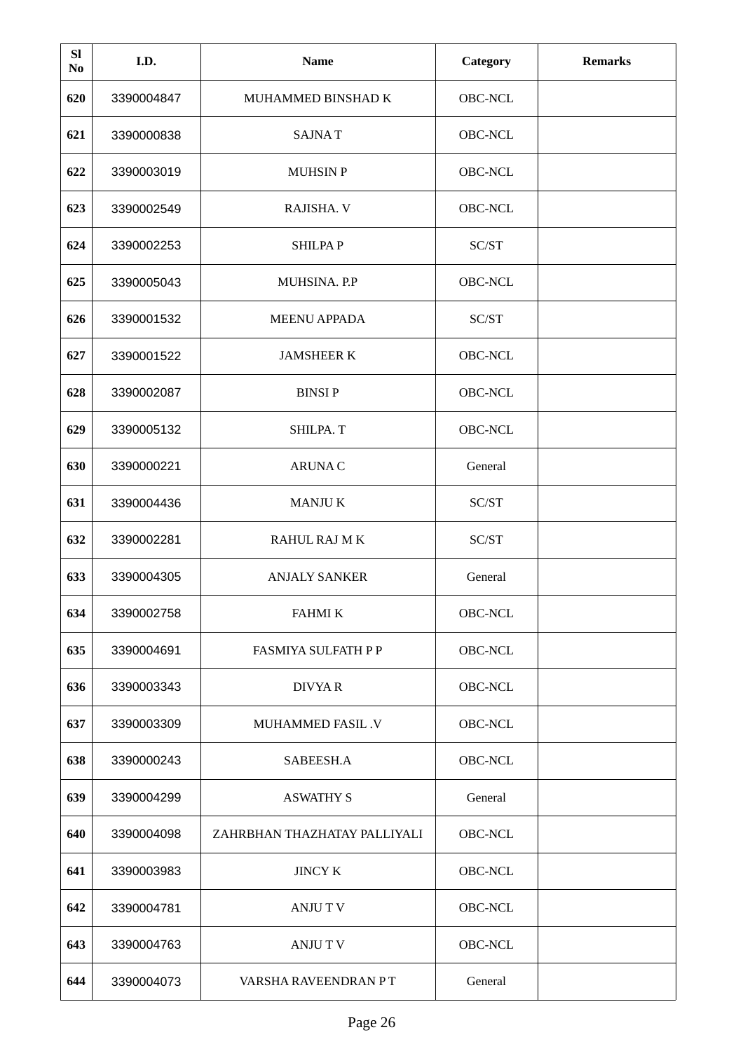| Sl No | I.D. | Name | Category | Remarks |
|---|---|---|---|---|
| 620 | 3390004847 | MUHAMMED BINSHAD K | OBC-NCL | |
| 621 | 3390000838 | SAJNA T | OBC-NCL | |
| 622 | 3390003019 | MUHSIN P | OBC-NCL | |
| 623 | 3390002549 | RAJISHA. V | OBC-NCL | |
| 624 | 3390002253 | SHILPA P | SC/ST | |
| 625 | 3390005043 | MUHSINA. P.P | OBC-NCL | |
| 626 | 3390001532 | MEENU APPADA | SC/ST | |
| 627 | 3390001522 | JAMSHEER K | OBC-NCL | |
| 628 | 3390002087 | BINSI P | OBC-NCL | |
| 629 | 3390005132 | SHILPA. T | OBC-NCL | |
| 630 | 3390000221 | ARUNA C | General | |
| 631 | 3390004436 | MANJU K | SC/ST | |
| 632 | 3390002281 | RAHUL RAJ M K | SC/ST | |
| 633 | 3390004305 | ANJALY SANKER | General | |
| 634 | 3390002758 | FAHMI K | OBC-NCL | |
| 635 | 3390004691 | FASMIYA SULFATH P P | OBC-NCL | |
| 636 | 3390003343 | DIVYA R | OBC-NCL | |
| 637 | 3390003309 | MUHAMMED FASIL .V | OBC-NCL | |
| 638 | 3390000243 | SABEESH.A | OBC-NCL | |
| 639 | 3390004299 | ASWATHY S | General | |
| 640 | 3390004098 | ZAHRBHAN THAZHATAY PALLIYALI | OBC-NCL | |
| 641 | 3390003983 | JINCY K | OBC-NCL | |
| 642 | 3390004781 | ANJU T V | OBC-NCL | |
| 643 | 3390004763 | ANJU T V | OBC-NCL | |
| 644 | 3390004073 | VARSHA RAVEENDRAN P T | General | |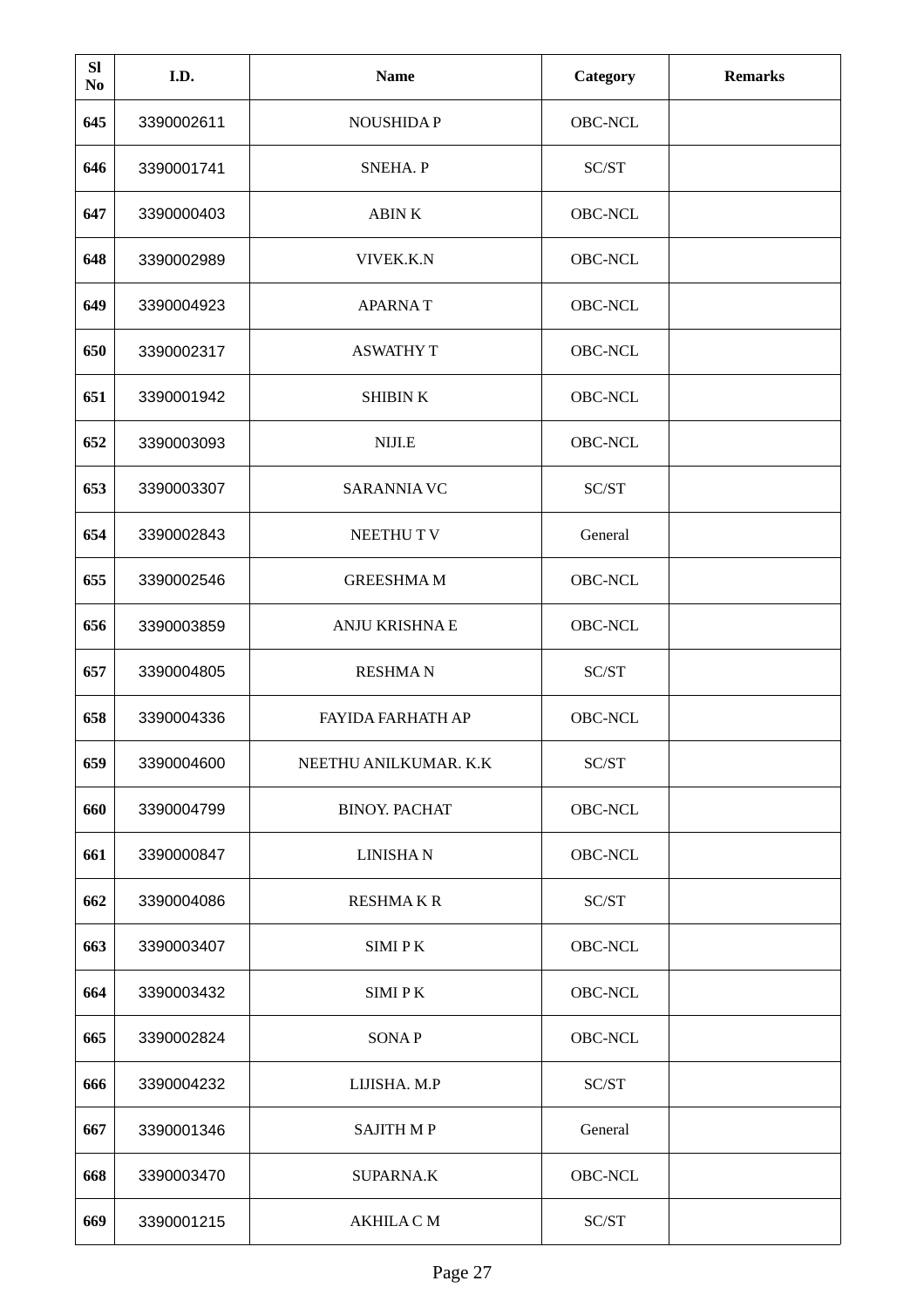| Sl No | I.D. | Name | Category | Remarks |
|---|---|---|---|---|
| 645 | 3390002611 | NOUSHIDA P | OBC-NCL | |
| 646 | 3390001741 | SNEHA. P | SC/ST | |
| 647 | 3390000403 | ABIN K | OBC-NCL | |
| 648 | 3390002989 | VIVEK.K.N | OBC-NCL | |
| 649 | 3390004923 | APARNA T | OBC-NCL | |
| 650 | 3390002317 | ASWATHY T | OBC-NCL | |
| 651 | 3390001942 | SHIBIN K | OBC-NCL | |
| 652 | 3390003093 | NIJI.E | OBC-NCL | |
| 653 | 3390003307 | SARANNIA VC | SC/ST | |
| 654 | 3390002843 | NEETHU T V | General | |
| 655 | 3390002546 | GREESHMA M | OBC-NCL | |
| 656 | 3390003859 | ANJU KRISHNA E | OBC-NCL | |
| 657 | 3390004805 | RESHMA N | SC/ST | |
| 658 | 3390004336 | FAYIDA FARHATH AP | OBC-NCL | |
| 659 | 3390004600 | NEETHU ANILKUMAR. K.K | SC/ST | |
| 660 | 3390004799 | BINOY. PACHAT | OBC-NCL | |
| 661 | 3390000847 | LINISHA N | OBC-NCL | |
| 662 | 3390004086 | RESHMA K R | SC/ST | |
| 663 | 3390003407 | SIMI P K | OBC-NCL | |
| 664 | 3390003432 | SIMI P K | OBC-NCL | |
| 665 | 3390002824 | SONA P | OBC-NCL | |
| 666 | 3390004232 | LIJISHA. M.P | SC/ST | |
| 667 | 3390001346 | SAJITH M P | General | |
| 668 | 3390003470 | SUPARNA.K | OBC-NCL | |
| 669 | 3390001215 | AKHILA C M | SC/ST | |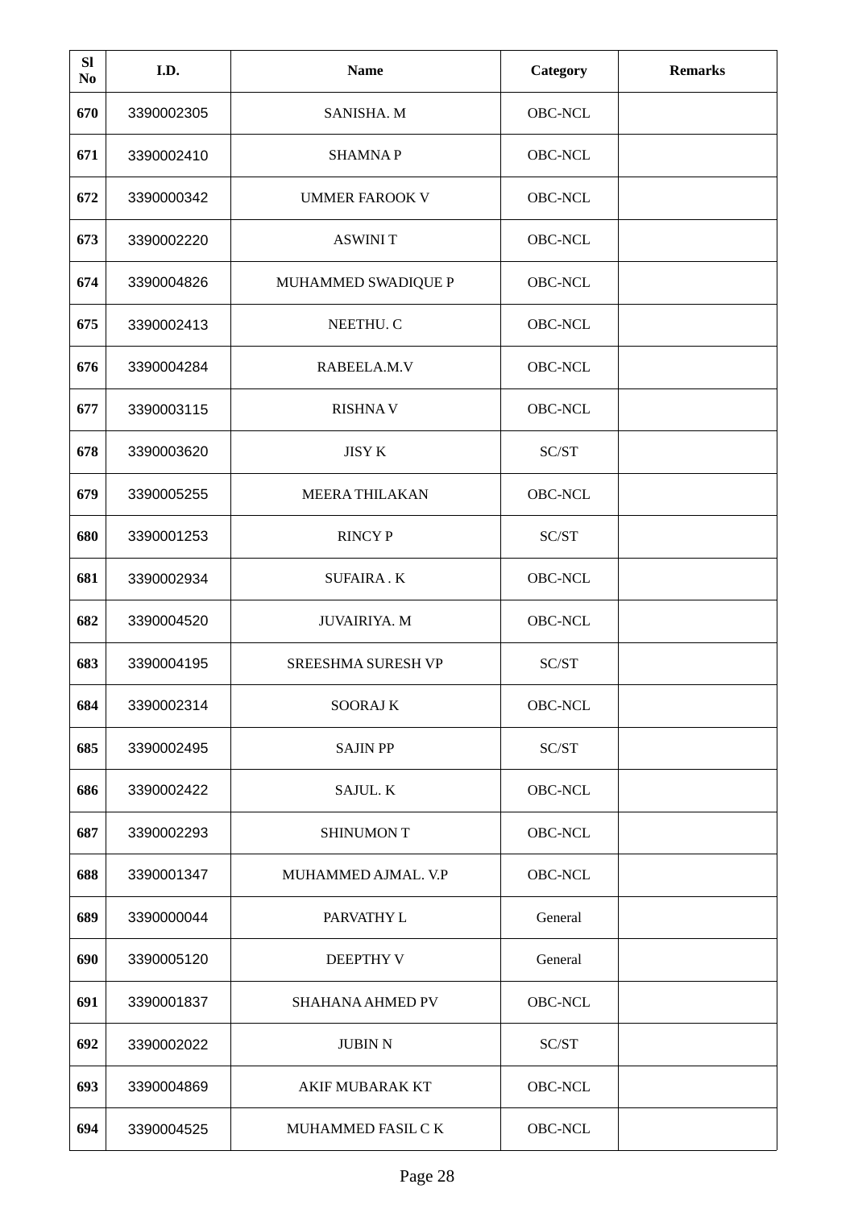| Sl No | I.D. | Name | Category | Remarks |
|---|---|---|---|---|
| 670 | 3390002305 | SANISHA. M | OBC-NCL | |
| 671 | 3390002410 | SHAMNA P | OBC-NCL | |
| 672 | 3390000342 | UMMER FAROOK V | OBC-NCL | |
| 673 | 3390002220 | ASWINI T | OBC-NCL | |
| 674 | 3390004826 | MUHAMMED SWADIQUE P | OBC-NCL | |
| 675 | 3390002413 | NEETHU. C | OBC-NCL | |
| 676 | 3390004284 | RABEELA.M.V | OBC-NCL | |
| 677 | 3390003115 | RISHNA V | OBC-NCL | |
| 678 | 3390003620 | JISY K | SC/ST | |
| 679 | 3390005255 | MEERA THILAKAN | OBC-NCL | |
| 680 | 3390001253 | RINCY P | SC/ST | |
| 681 | 3390002934 | SUFAIRA . K | OBC-NCL | |
| 682 | 3390004520 | JUVAIRIYA. M | OBC-NCL | |
| 683 | 3390004195 | SREESHMA SURESH VP | SC/ST | |
| 684 | 3390002314 | SOORAJ K | OBC-NCL | |
| 685 | 3390002495 | SAJIN PP | SC/ST | |
| 686 | 3390002422 | SAJUL. K | OBC-NCL | |
| 687 | 3390002293 | SHINUMON T | OBC-NCL | |
| 688 | 3390001347 | MUHAMMED AJMAL. V.P | OBC-NCL | |
| 689 | 3390000044 | PARVATHY L | General | |
| 690 | 3390005120 | DEEPTHY V | General | |
| 691 | 3390001837 | SHAHANA AHMED PV | OBC-NCL | |
| 692 | 3390002022 | JUBIN N | SC/ST | |
| 693 | 3390004869 | AKIF MUBARAK KT | OBC-NCL | |
| 694 | 3390004525 | MUHAMMED FASIL C K | OBC-NCL | |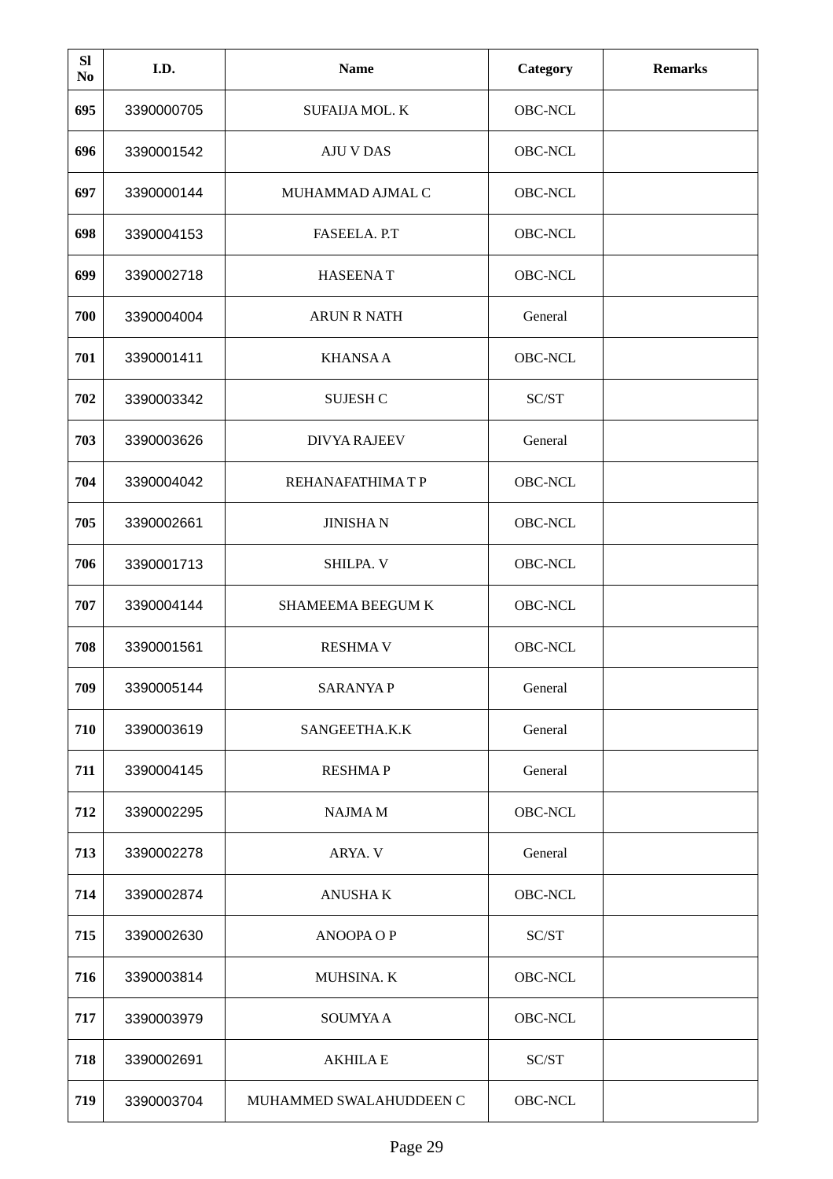| Sl No | I.D. | Name | Category | Remarks |
|---|---|---|---|---|
| 695 | 3390000705 | SUFAIJA MOL. K | OBC-NCL | |
| 696 | 3390001542 | AJU V DAS | OBC-NCL | |
| 697 | 3390000144 | MUHAMMAD AJMAL C | OBC-NCL | |
| 698 | 3390004153 | FASEELA. P.T | OBC-NCL | |
| 699 | 3390002718 | HASEENA T | OBC-NCL | |
| 700 | 3390004004 | ARUN R NATH | General | |
| 701 | 3390001411 | KHANSA A | OBC-NCL | |
| 702 | 3390003342 | SUJESH C | SC/ST | |
| 703 | 3390003626 | DIVYA RAJEEV | General | |
| 704 | 3390004042 | REHANAFATHIMA T P | OBC-NCL | |
| 705 | 3390002661 | JINISHA N | OBC-NCL | |
| 706 | 3390001713 | SHILPA. V | OBC-NCL | |
| 707 | 3390004144 | SHAMEEMA BEEGUM K | OBC-NCL | |
| 708 | 3390001561 | RESHMA V | OBC-NCL | |
| 709 | 3390005144 | SARANYA P | General | |
| 710 | 3390003619 | SANGEETHA.K.K | General | |
| 711 | 3390004145 | RESHMA P | General | |
| 712 | 3390002295 | NAJMA M | OBC-NCL | |
| 713 | 3390002278 | ARYA. V | General | |
| 714 | 3390002874 | ANUSHA K | OBC-NCL | |
| 715 | 3390002630 | ANOOPA O P | SC/ST | |
| 716 | 3390003814 | MUHSINA. K | OBC-NCL | |
| 717 | 3390003979 | SOUMYA A | OBC-NCL | |
| 718 | 3390002691 | AKHILA E | SC/ST | |
| 719 | 3390003704 | MUHAMMED SWALAHUDDEEN C | OBC-NCL | |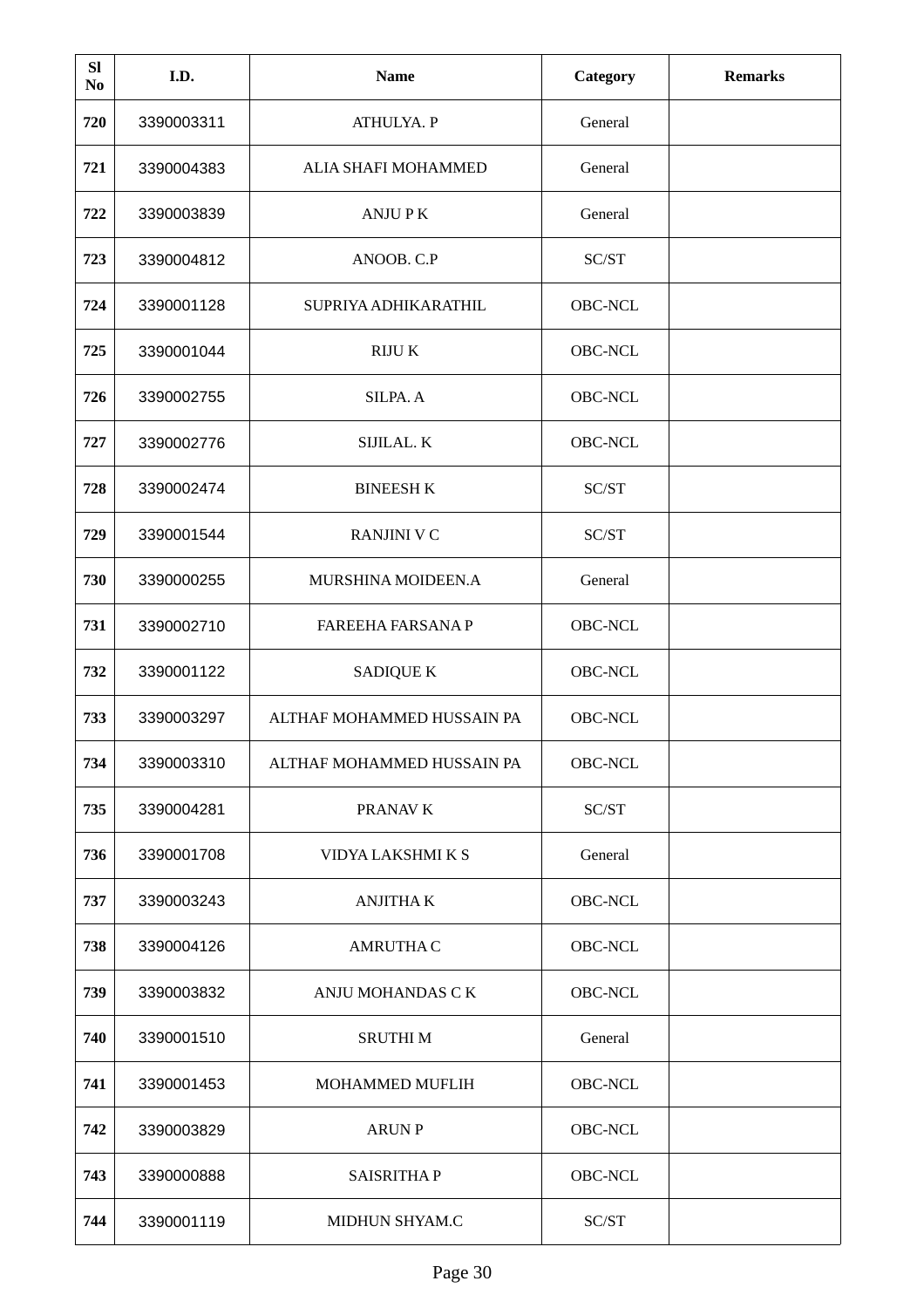| Sl No | I.D. | Name | Category | Remarks |
|---|---|---|---|---|
| 720 | 3390003311 | ATHULYA. P | General | |
| 721 | 3390004383 | ALIA SHAFI MOHAMMED | General | |
| 722 | 3390003839 | ANJU P K | General | |
| 723 | 3390004812 | ANOOB. C.P | SC/ST | |
| 724 | 3390001128 | SUPRIYA ADHIKARATHIL | OBC-NCL | |
| 725 | 3390001044 | RIJU K | OBC-NCL | |
| 726 | 3390002755 | SILPA. A | OBC-NCL | |
| 727 | 3390002776 | SIJILAL. K | OBC-NCL | |
| 728 | 3390002474 | BINEESH K | SC/ST | |
| 729 | 3390001544 | RANJINI V C | SC/ST | |
| 730 | 3390000255 | MURSHINA MOIDEEN.A | General | |
| 731 | 3390002710 | FAREEHA FARSANA P | OBC-NCL | |
| 732 | 3390001122 | SADIQUE K | OBC-NCL | |
| 733 | 3390003297 | ALTHAF MOHAMMED HUSSAIN PA | OBC-NCL | |
| 734 | 3390003310 | ALTHAF MOHAMMED HUSSAIN PA | OBC-NCL | |
| 735 | 3390004281 | PRANAV K | SC/ST | |
| 736 | 3390001708 | VIDYA LAKSHMI K S | General | |
| 737 | 3390003243 | ANJITHA K | OBC-NCL | |
| 738 | 3390004126 | AMRUTHA C | OBC-NCL | |
| 739 | 3390003832 | ANJU MOHANDAS C K | OBC-NCL | |
| 740 | 3390001510 | SRUTHI M | General | |
| 741 | 3390001453 | MOHAMMED MUFLIH | OBC-NCL | |
| 742 | 3390003829 | ARUN P | OBC-NCL | |
| 743 | 3390000888 | SAISRITHA P | OBC-NCL | |
| 744 | 3390001119 | MIDHUN SHYAM.C | SC/ST | |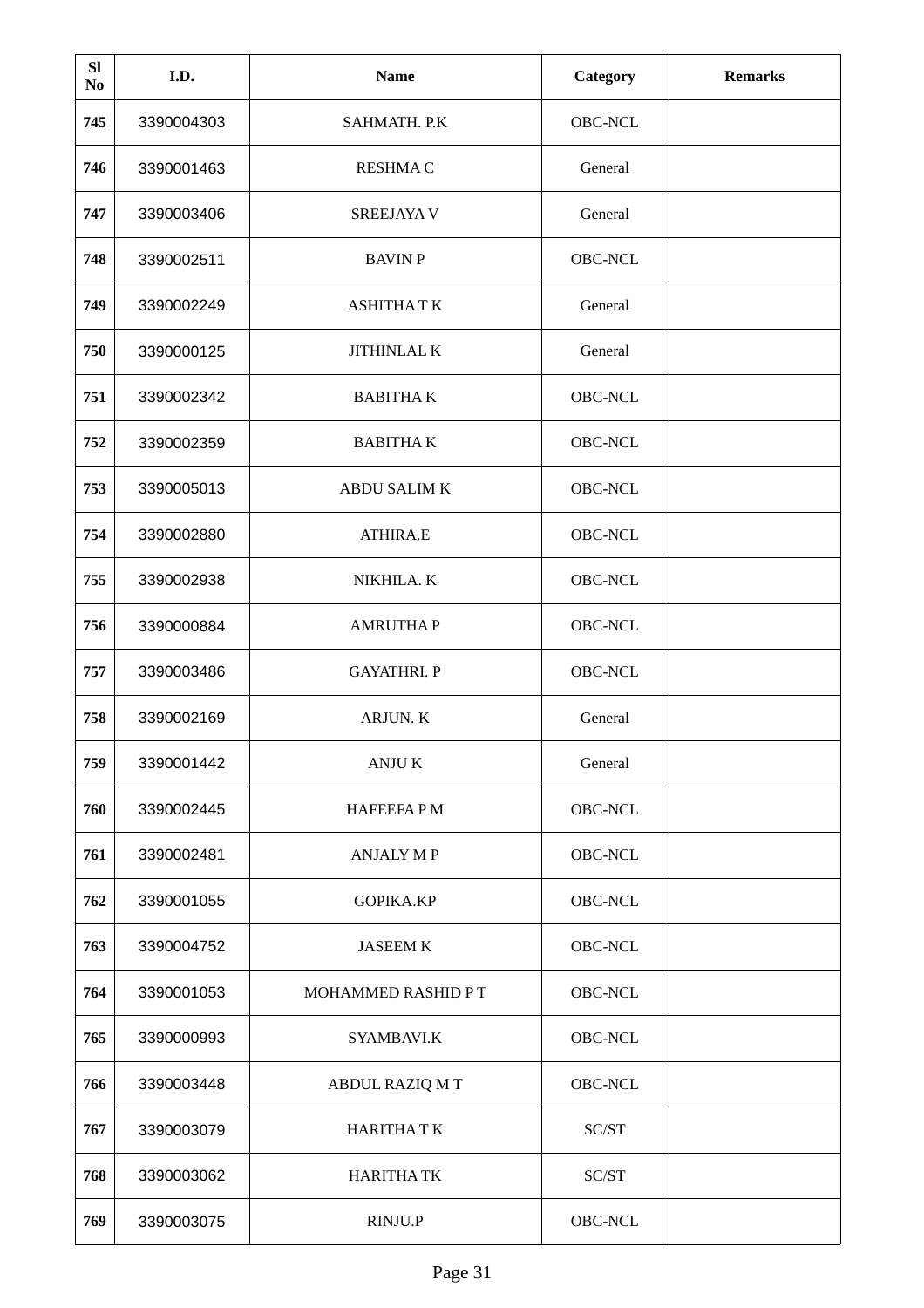| Sl No | I.D. | Name | Category | Remarks |
|---|---|---|---|---|
| 745 | 3390004303 | SAHMATH. P.K | OBC-NCL | |
| 746 | 3390001463 | RESHMA C | General | |
| 747 | 3390003406 | SREEJAYA V | General | |
| 748 | 3390002511 | BAVIN P | OBC-NCL | |
| 749 | 3390002249 | ASHITHA T K | General | |
| 750 | 3390000125 | JITHINLAL K | General | |
| 751 | 3390002342 | BABITHA K | OBC-NCL | |
| 752 | 3390002359 | BABITHA K | OBC-NCL | |
| 753 | 3390005013 | ABDU SALIM K | OBC-NCL | |
| 754 | 3390002880 | ATHIRA.E | OBC-NCL | |
| 755 | 3390002938 | NIKHILA. K | OBC-NCL | |
| 756 | 3390000884 | AMRUTHA P | OBC-NCL | |
| 757 | 3390003486 | GAYATHRI. P | OBC-NCL | |
| 758 | 3390002169 | ARJUN. K | General | |
| 759 | 3390001442 | ANJU K | General | |
| 760 | 3390002445 | HAFEEFA P M | OBC-NCL | |
| 761 | 3390002481 | ANJALY M P | OBC-NCL | |
| 762 | 3390001055 | GOPIKA.KP | OBC-NCL | |
| 763 | 3390004752 | JASEEM K | OBC-NCL | |
| 764 | 3390001053 | MOHAMMED RASHID P T | OBC-NCL | |
| 765 | 3390000993 | SYAMBAVI.K | OBC-NCL | |
| 766 | 3390003448 | ABDUL RAZIQ M T | OBC-NCL | |
| 767 | 3390003079 | HARITHA T K | SC/ST | |
| 768 | 3390003062 | HARITHA TK | SC/ST | |
| 769 | 3390003075 | RINJU.P | OBC-NCL | |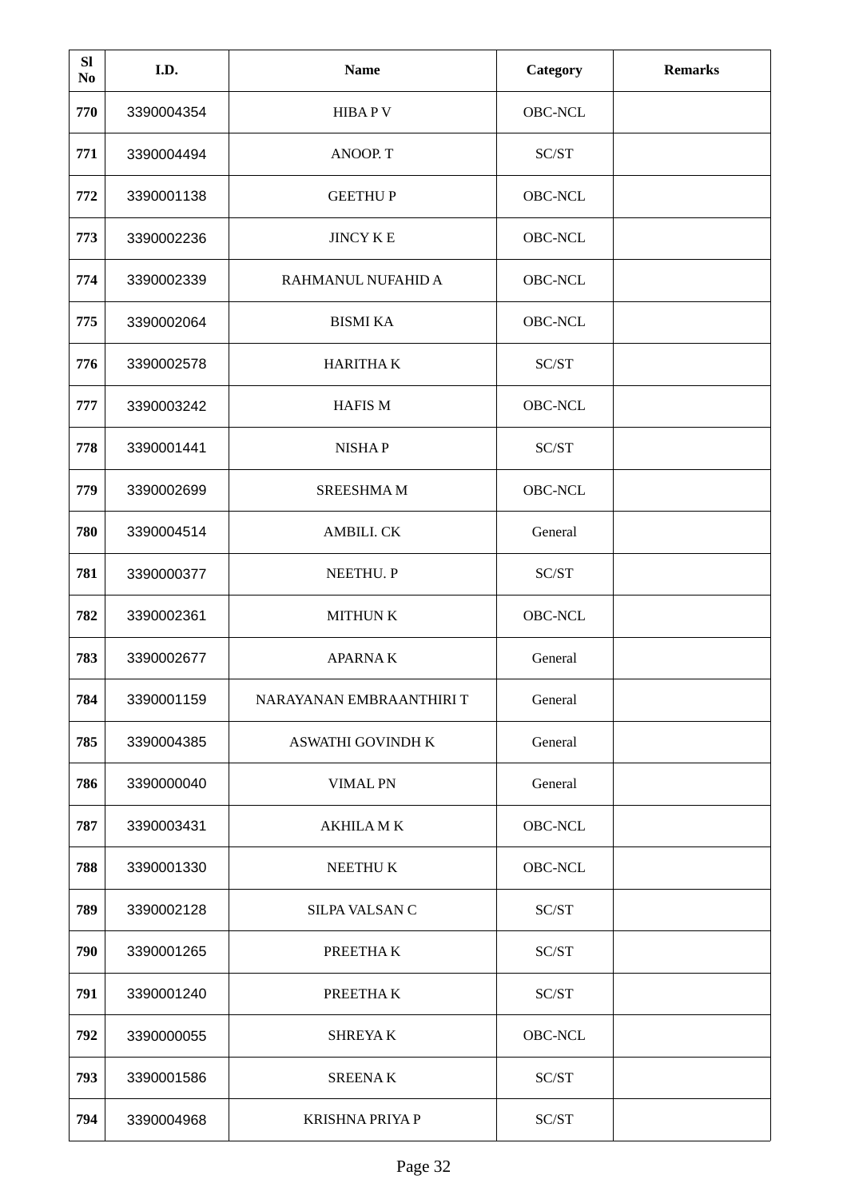| Sl No | I.D. | Name | Category | Remarks |
|---|---|---|---|---|
| 770 | 3390004354 | HIBA P V | OBC-NCL | |
| 771 | 3390004494 | ANOOP. T | SC/ST | |
| 772 | 3390001138 | GEETHU P | OBC-NCL | |
| 773 | 3390002236 | JINCY K E | OBC-NCL | |
| 774 | 3390002339 | RAHMANUL NUFAHID A | OBC-NCL | |
| 775 | 3390002064 | BISMI KA | OBC-NCL | |
| 776 | 3390002578 | HARITHA K | SC/ST | |
| 777 | 3390003242 | HAFIS M | OBC-NCL | |
| 778 | 3390001441 | NISHA P | SC/ST | |
| 779 | 3390002699 | SREESHMA M | OBC-NCL | |
| 780 | 3390004514 | AMBILI. CK | General | |
| 781 | 3390000377 | NEETHU. P | SC/ST | |
| 782 | 3390002361 | MITHUN K | OBC-NCL | |
| 783 | 3390002677 | APARNA K | General | |
| 784 | 3390001159 | NARAYANAN EMBRAANTHIRI T | General | |
| 785 | 3390004385 | ASWATHI GOVINDH K | General | |
| 786 | 3390000040 | VIMAL PN | General | |
| 787 | 3390003431 | AKHILA M K | OBC-NCL | |
| 788 | 3390001330 | NEETHU K | OBC-NCL | |
| 789 | 3390002128 | SILPA VALSAN C | SC/ST | |
| 790 | 3390001265 | PREETHA K | SC/ST | |
| 791 | 3390001240 | PREETHA K | SC/ST | |
| 792 | 3390000055 | SHREYA K | OBC-NCL | |
| 793 | 3390001586 | SREENA K | SC/ST | |
| 794 | 3390004968 | KRISHNA PRIYA P | SC/ST | |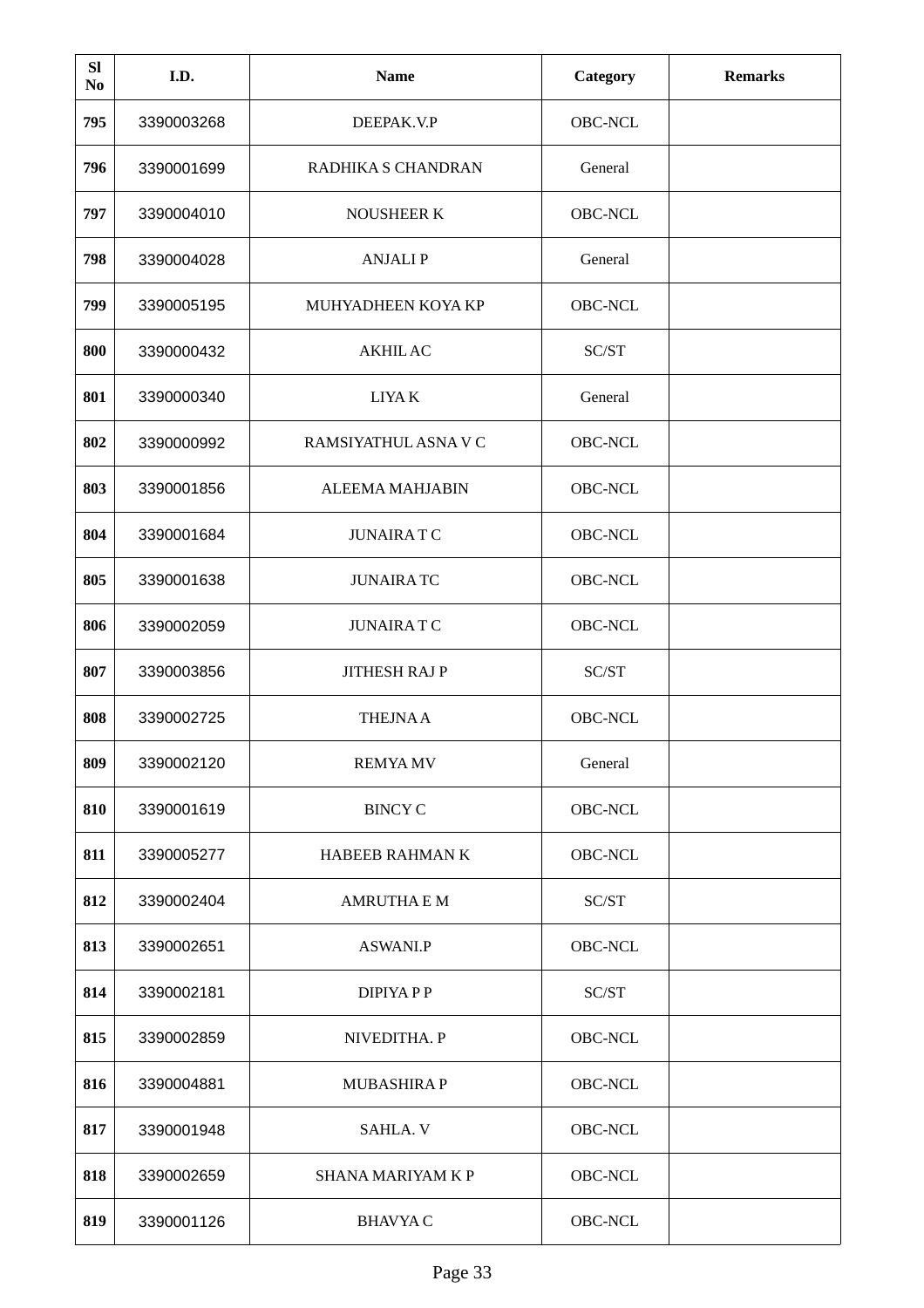| Sl No | I.D. | Name | Category | Remarks |
|---|---|---|---|---|
| 795 | 3390003268 | DEEPAK.V.P | OBC-NCL | |
| 796 | 3390001699 | RADHIKA S CHANDRAN | General | |
| 797 | 3390004010 | NOUSHEER K | OBC-NCL | |
| 798 | 3390004028 | ANJALI P | General | |
| 799 | 3390005195 | MUHYADHEEN KOYA KP | OBC-NCL | |
| 800 | 3390000432 | AKHIL AC | SC/ST | |
| 801 | 3390000340 | LIYA K | General | |
| 802 | 3390000992 | RAMSIYATHUL ASNA V C | OBC-NCL | |
| 803 | 3390001856 | ALEEMA MAHJABIN | OBC-NCL | |
| 804 | 3390001684 | JUNAIRA T C | OBC-NCL | |
| 805 | 3390001638 | JUNAIRA TC | OBC-NCL | |
| 806 | 3390002059 | JUNAIRA T C | OBC-NCL | |
| 807 | 3390003856 | JITHESH RAJ P | SC/ST | |
| 808 | 3390002725 | THEJNA A | OBC-NCL | |
| 809 | 3390002120 | REMYA MV | General | |
| 810 | 3390001619 | BINCY C | OBC-NCL | |
| 811 | 3390005277 | HABEEB RAHMAN K | OBC-NCL | |
| 812 | 3390002404 | AMRUTHA E M | SC/ST | |
| 813 | 3390002651 | ASWANI.P | OBC-NCL | |
| 814 | 3390002181 | DIPIYA P P | SC/ST | |
| 815 | 3390002859 | NIVEDITHA. P | OBC-NCL | |
| 816 | 3390004881 | MUBASHIRA P | OBC-NCL | |
| 817 | 3390001948 | SAHLA. V | OBC-NCL | |
| 818 | 3390002659 | SHANA MARIYAM K P | OBC-NCL | |
| 819 | 3390001126 | BHAVYA C | OBC-NCL | |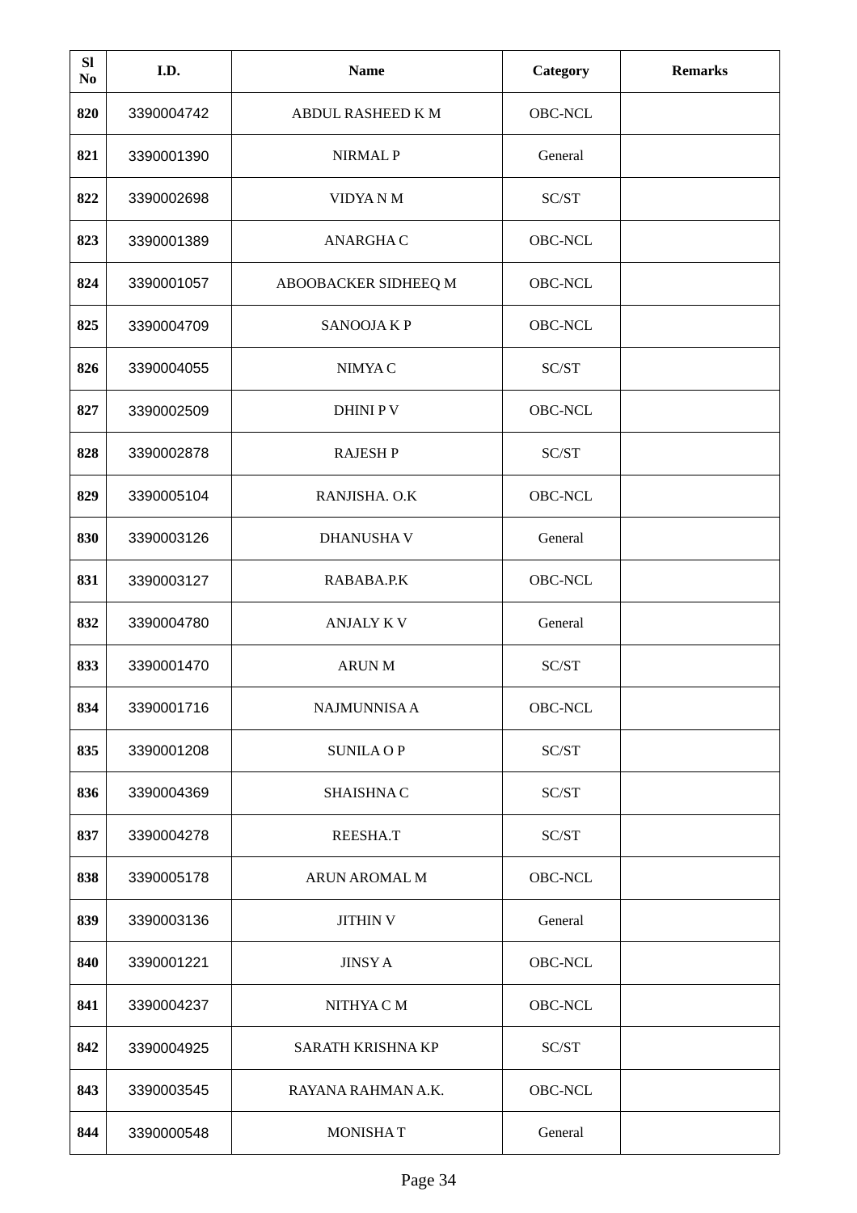| Sl No | I.D. | Name | Category | Remarks |
|---|---|---|---|---|
| 820 | 3390004742 | ABDUL RASHEED K M | OBC-NCL | |
| 821 | 3390001390 | NIRMAL P | General | |
| 822 | 3390002698 | VIDYA N M | SC/ST | |
| 823 | 3390001389 | ANARGHA C | OBC-NCL | |
| 824 | 3390001057 | ABOOBACKER SIDHEEQ M | OBC-NCL | |
| 825 | 3390004709 | SANOOJA K P | OBC-NCL | |
| 826 | 3390004055 | NIMYA C | SC/ST | |
| 827 | 3390002509 | DHINI P V | OBC-NCL | |
| 828 | 3390002878 | RAJESH P | SC/ST | |
| 829 | 3390005104 | RANJISHA. O.K | OBC-NCL | |
| 830 | 3390003126 | DHANUSHA V | General | |
| 831 | 3390003127 | RABABA.P.K | OBC-NCL | |
| 832 | 3390004780 | ANJALY K V | General | |
| 833 | 3390001470 | ARUN M | SC/ST | |
| 834 | 3390001716 | NAJMUNNISA A | OBC-NCL | |
| 835 | 3390001208 | SUNILA O P | SC/ST | |
| 836 | 3390004369 | SHAISHNA C | SC/ST | |
| 837 | 3390004278 | REESHA.T | SC/ST | |
| 838 | 3390005178 | ARUN AROMAL M | OBC-NCL | |
| 839 | 3390003136 | JITHIN V | General | |
| 840 | 3390001221 | JINSY A | OBC-NCL | |
| 841 | 3390004237 | NITHYA C M | OBC-NCL | |
| 842 | 3390004925 | SARATH KRISHNA KP | SC/ST | |
| 843 | 3390003545 | RAYANA RAHMAN A.K. | OBC-NCL | |
| 844 | 3390000548 | MONISHA T | General | |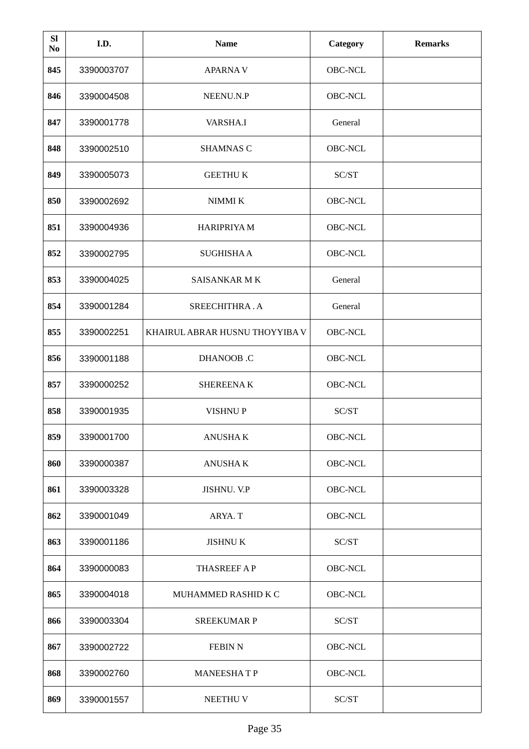| Sl No | I.D. | Name | Category | Remarks |
|---|---|---|---|---|
| 845 | 3390003707 | APARNA V | OBC-NCL | |
| 846 | 3390004508 | NEENU.N.P | OBC-NCL | |
| 847 | 3390001778 | VARSHA.I | General | |
| 848 | 3390002510 | SHAMNAS C | OBC-NCL | |
| 849 | 3390005073 | GEETHU K | SC/ST | |
| 850 | 3390002692 | NIMMI K | OBC-NCL | |
| 851 | 3390004936 | HARIPRIYA M | OBC-NCL | |
| 852 | 3390002795 | SUGHISHA A | OBC-NCL | |
| 853 | 3390004025 | SAISANKAR M K | General | |
| 854 | 3390001284 | SREECHITHRA . A | General | |
| 855 | 3390002251 | KHAIRUL ABRAR HUSNU THOYYIBA V | OBC-NCL | |
| 856 | 3390001188 | DHANOOB .C | OBC-NCL | |
| 857 | 3390000252 | SHEREENA K | OBC-NCL | |
| 858 | 3390001935 | VISHNU P | SC/ST | |
| 859 | 3390001700 | ANUSHA K | OBC-NCL | |
| 860 | 3390000387 | ANUSHA K | OBC-NCL | |
| 861 | 3390003328 | JISHNU. V.P | OBC-NCL | |
| 862 | 3390001049 | ARYA. T | OBC-NCL | |
| 863 | 3390001186 | JISHNU K | SC/ST | |
| 864 | 3390000083 | THASREEF A P | OBC-NCL | |
| 865 | 3390004018 | MUHAMMED RASHID K C | OBC-NCL | |
| 866 | 3390003304 | SREEKUMAR P | SC/ST | |
| 867 | 3390002722 | FEBIN N | OBC-NCL | |
| 868 | 3390002760 | MANEESHA T P | OBC-NCL | |
| 869 | 3390001557 | NEETHU V | SC/ST | |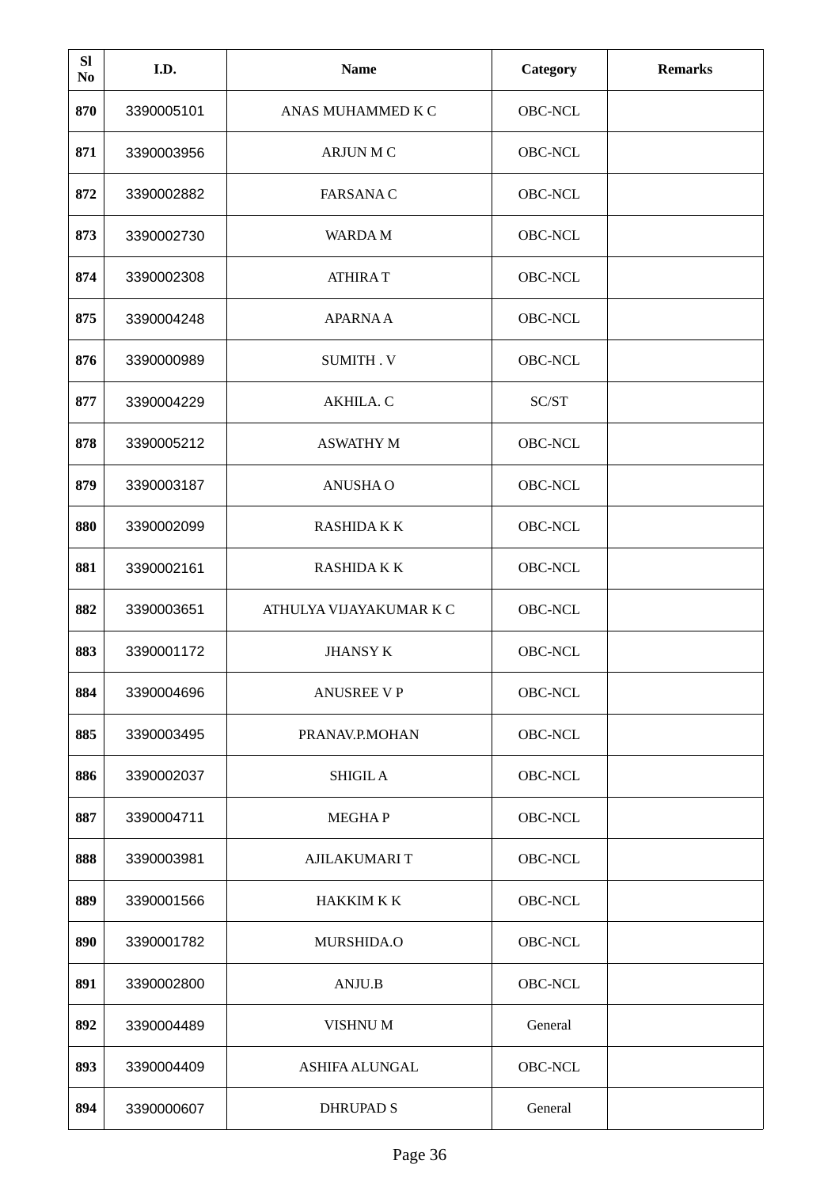| Sl No | I.D. | Name | Category | Remarks |
|---|---|---|---|---|
| 870 | 3390005101 | ANAS MUHAMMED K C | OBC-NCL | |
| 871 | 3390003956 | ARJUN M C | OBC-NCL | |
| 872 | 3390002882 | FARSANA C | OBC-NCL | |
| 873 | 3390002730 | WARDA M | OBC-NCL | |
| 874 | 3390002308 | ATHIRA T | OBC-NCL | |
| 875 | 3390004248 | APARNA A | OBC-NCL | |
| 876 | 3390000989 | SUMITH . V | OBC-NCL | |
| 877 | 3390004229 | AKHILA. C | SC/ST | |
| 878 | 3390005212 | ASWATHY M | OBC-NCL | |
| 879 | 3390003187 | ANUSHA O | OBC-NCL | |
| 880 | 3390002099 | RASHIDA K K | OBC-NCL | |
| 881 | 3390002161 | RASHIDA K K | OBC-NCL | |
| 882 | 3390003651 | ATHULYA VIJAYAKUMAR K C | OBC-NCL | |
| 883 | 3390001172 | JHANSY K | OBC-NCL | |
| 884 | 3390004696 | ANUSREE V P | OBC-NCL | |
| 885 | 3390003495 | PRANAV.P.MOHAN | OBC-NCL | |
| 886 | 3390002037 | SHIGIL A | OBC-NCL | |
| 887 | 3390004711 | MEGHA P | OBC-NCL | |
| 888 | 3390003981 | AJILAKUMARI T | OBC-NCL | |
| 889 | 3390001566 | HAKKIM K K | OBC-NCL | |
| 890 | 3390001782 | MURSHIDA.O | OBC-NCL | |
| 891 | 3390002800 | ANJU.B | OBC-NCL | |
| 892 | 3390004489 | VISHNU M | General | |
| 893 | 3390004409 | ASHIFA ALUNGAL | OBC-NCL | |
| 894 | 3390000607 | DHRUPAD S | General | |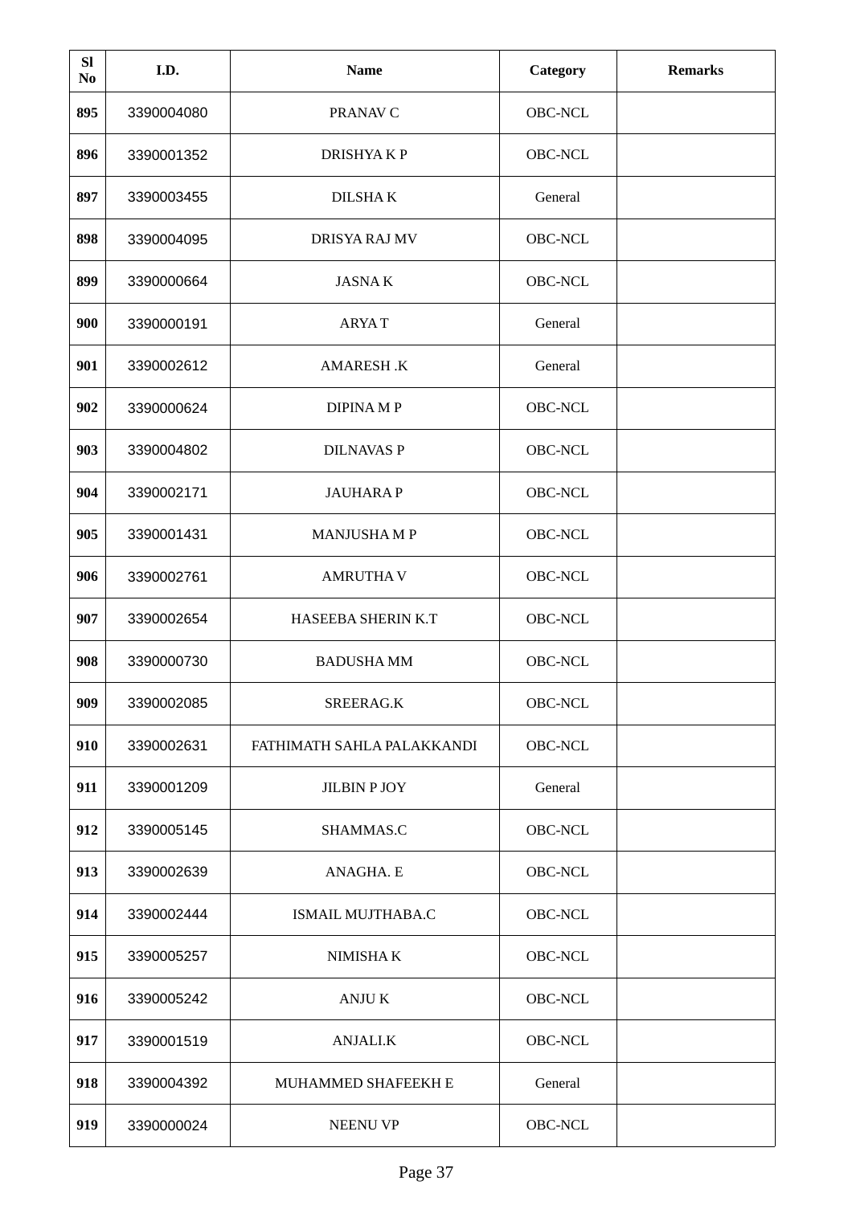| Sl No | I.D. | Name | Category | Remarks |
|---|---|---|---|---|
| 895 | 3390004080 | PRANAV C | OBC-NCL | |
| 896 | 3390001352 | DRISHYA K P | OBC-NCL | |
| 897 | 3390003455 | DILSHA K | General | |
| 898 | 3390004095 | DRISYA RAJ MV | OBC-NCL | |
| 899 | 3390000664 | JASNA K | OBC-NCL | |
| 900 | 3390000191 | ARYA T | General | |
| 901 | 3390002612 | AMARESH .K | General | |
| 902 | 3390000624 | DIPINA M P | OBC-NCL | |
| 903 | 3390004802 | DILNAVAS P | OBC-NCL | |
| 904 | 3390002171 | JAUHARA P | OBC-NCL | |
| 905 | 3390001431 | MANJUSHA M P | OBC-NCL | |
| 906 | 3390002761 | AMRUTHA V | OBC-NCL | |
| 907 | 3390002654 | HASEEBA SHERIN K.T | OBC-NCL | |
| 908 | 3390000730 | BADUSHA MM | OBC-NCL | |
| 909 | 3390002085 | SREERAG.K | OBC-NCL | |
| 910 | 3390002631 | FATHIMATH SAHLA PALAKKANDI | OBC-NCL | |
| 911 | 3390001209 | JILBIN P JOY | General | |
| 912 | 3390005145 | SHAMMAS.C | OBC-NCL | |
| 913 | 3390002639 | ANAGHA. E | OBC-NCL | |
| 914 | 3390002444 | ISMAIL MUJTHABA.C | OBC-NCL | |
| 915 | 3390005257 | NIMISHA K | OBC-NCL | |
| 916 | 3390005242 | ANJU K | OBC-NCL | |
| 917 | 3390001519 | ANJALI.K | OBC-NCL | |
| 918 | 3390004392 | MUHAMMED SHAFEEKH E | General | |
| 919 | 3390000024 | NEENU VP | OBC-NCL | |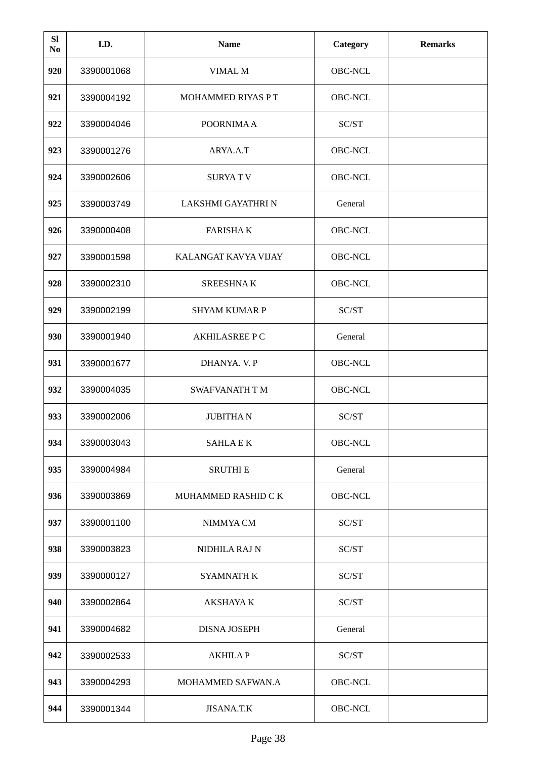| Sl No | I.D. | Name | Category | Remarks |
|---|---|---|---|---|
| 920 | 3390001068 | VIMAL M | OBC-NCL | |
| 921 | 3390004192 | MOHAMMED RIYAS P T | OBC-NCL | |
| 922 | 3390004046 | POORNIMA A | SC/ST | |
| 923 | 3390001276 | ARYA.A.T | OBC-NCL | |
| 924 | 3390002606 | SURYA T V | OBC-NCL | |
| 925 | 3390003749 | LAKSHMI GAYATHRI N | General | |
| 926 | 3390000408 | FARISHA K | OBC-NCL | |
| 927 | 3390001598 | KALANGAT KAVYA VIJAY | OBC-NCL | |
| 928 | 3390002310 | SREESHNA K | OBC-NCL | |
| 929 | 3390002199 | SHYAM KUMAR P | SC/ST | |
| 930 | 3390001940 | AKHILASREE P C | General | |
| 931 | 3390001677 | DHANYA. V. P | OBC-NCL | |
| 932 | 3390004035 | SWAFVANATH T M | OBC-NCL | |
| 933 | 3390002006 | JUBITHA N | SC/ST | |
| 934 | 3390003043 | SAHLA E K | OBC-NCL | |
| 935 | 3390004984 | SRUTHI E | General | |
| 936 | 3390003869 | MUHAMMED RASHID C K | OBC-NCL | |
| 937 | 3390001100 | NIMMYA CM | SC/ST | |
| 938 | 3390003823 | NIDHILA RAJ N | SC/ST | |
| 939 | 3390000127 | SYAMNATH K | SC/ST | |
| 940 | 3390002864 | AKSHAYA K | SC/ST | |
| 941 | 3390004682 | DISNA JOSEPH | General | |
| 942 | 3390002533 | AKHILA P | SC/ST | |
| 943 | 3390004293 | MOHAMMED SAFWAN.A | OBC-NCL | |
| 944 | 3390001344 | JISANA.T.K | OBC-NCL | |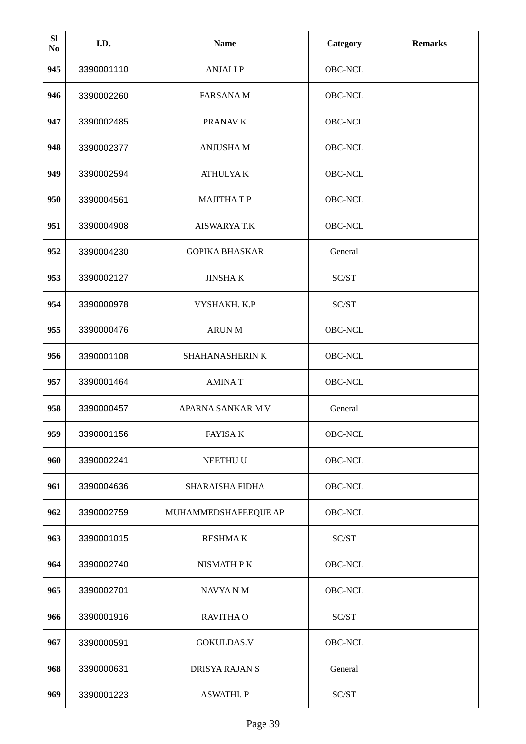| Sl No | I.D. | Name | Category | Remarks |
|---|---|---|---|---|
| 945 | 3390001110 | ANJALI P | OBC-NCL | |
| 946 | 3390002260 | FARSANA M | OBC-NCL | |
| 947 | 3390002485 | PRANAV K | OBC-NCL | |
| 948 | 3390002377 | ANJUSHA M | OBC-NCL | |
| 949 | 3390002594 | ATHULYA K | OBC-NCL | |
| 950 | 3390004561 | MAJITHA T P | OBC-NCL | |
| 951 | 3390004908 | AISWARYA T.K | OBC-NCL | |
| 952 | 3390004230 | GOPIKA BHASKAR | General | |
| 953 | 3390002127 | JINSHA K | SC/ST | |
| 954 | 3390000978 | VYSHAKH. K.P | SC/ST | |
| 955 | 3390000476 | ARUN M | OBC-NCL | |
| 956 | 3390001108 | SHAHANASHERIN K | OBC-NCL | |
| 957 | 3390001464 | AMINA T | OBC-NCL | |
| 958 | 3390000457 | APARNA SANKAR M V | General | |
| 959 | 3390001156 | FAYISA K | OBC-NCL | |
| 960 | 3390002241 | NEETHU U | OBC-NCL | |
| 961 | 3390004636 | SHARAISHA FIDHA | OBC-NCL | |
| 962 | 3390002759 | MUHAMMEDSHAFEEQUE AP | OBC-NCL | |
| 963 | 3390001015 | RESHMA K | SC/ST | |
| 964 | 3390002740 | NISMATH P K | OBC-NCL | |
| 965 | 3390002701 | NAVYA N M | OBC-NCL | |
| 966 | 3390001916 | RAVITHA O | SC/ST | |
| 967 | 3390000591 | GOKULDAS.V | OBC-NCL | |
| 968 | 3390000631 | DRISYA RAJAN S | General | |
| 969 | 3390001223 | ASWATHI. P | SC/ST | |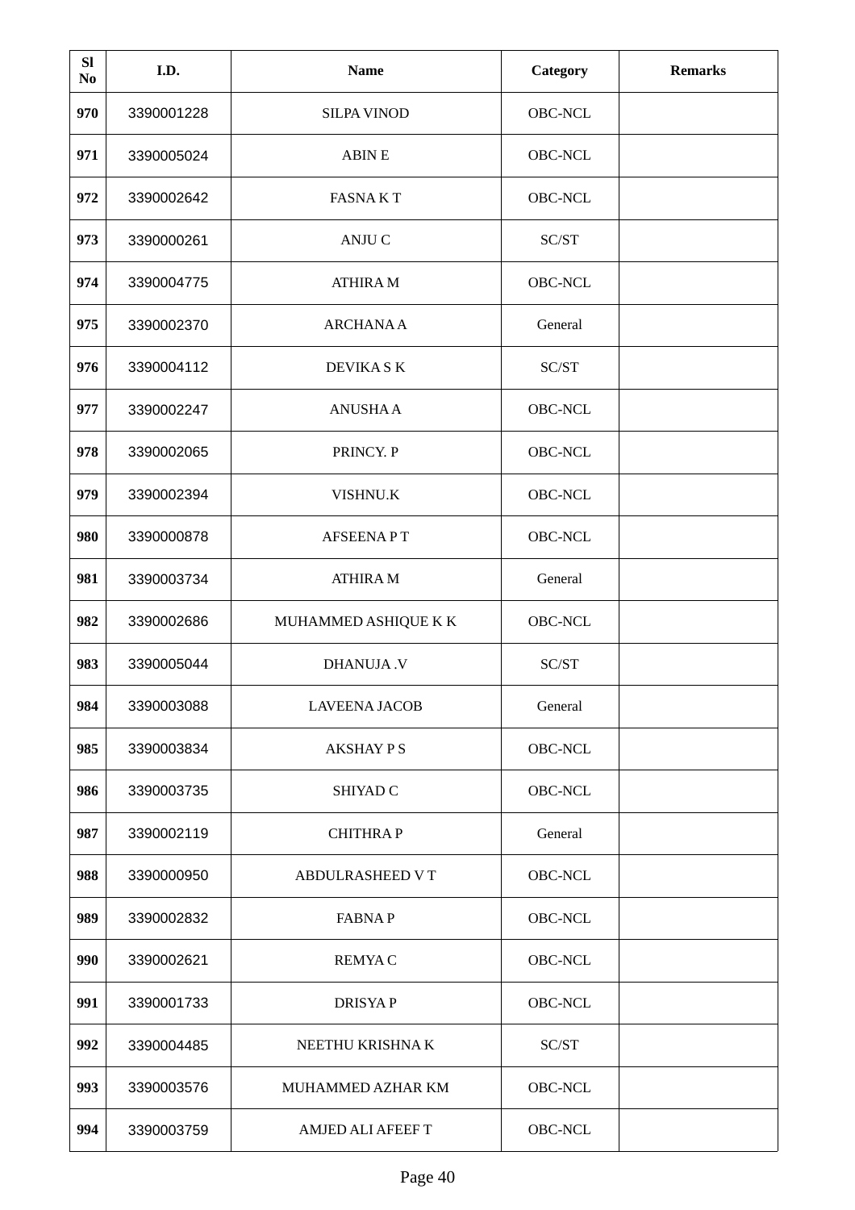| Sl No | I.D. | Name | Category | Remarks |
|---|---|---|---|---|
| 970 | 3390001228 | SILPA VINOD | OBC-NCL | |
| 971 | 3390005024 | ABIN E | OBC-NCL | |
| 972 | 3390002642 | FASNA K T | OBC-NCL | |
| 973 | 3390000261 | ANJU C | SC/ST | |
| 974 | 3390004775 | ATHIRA M | OBC-NCL | |
| 975 | 3390002370 | ARCHANA A | General | |
| 976 | 3390004112 | DEVIKA S K | SC/ST | |
| 977 | 3390002247 | ANUSHA A | OBC-NCL | |
| 978 | 3390002065 | PRINCY. P | OBC-NCL | |
| 979 | 3390002394 | VISHNU.K | OBC-NCL | |
| 980 | 3390000878 | AFSEENA P T | OBC-NCL | |
| 981 | 3390003734 | ATHIRA M | General | |
| 982 | 3390002686 | MUHAMMED ASHIQUE K K | OBC-NCL | |
| 983 | 3390005044 | DHANUJA .V | SC/ST | |
| 984 | 3390003088 | LAVEENA JACOB | General | |
| 985 | 3390003834 | AKSHAY P S | OBC-NCL | |
| 986 | 3390003735 | SHIYAD C | OBC-NCL | |
| 987 | 3390002119 | CHITHRA P | General | |
| 988 | 3390000950 | ABDULRASHEED V T | OBC-NCL | |
| 989 | 3390002832 | FABNA P | OBC-NCL | |
| 990 | 3390002621 | REMYA C | OBC-NCL | |
| 991 | 3390001733 | DRISYA P | OBC-NCL | |
| 992 | 3390004485 | NEETHU KRISHNA K | SC/ST | |
| 993 | 3390003576 | MUHAMMED AZHAR KM | OBC-NCL | |
| 994 | 3390003759 | AMJED ALI AFEEF T | OBC-NCL | |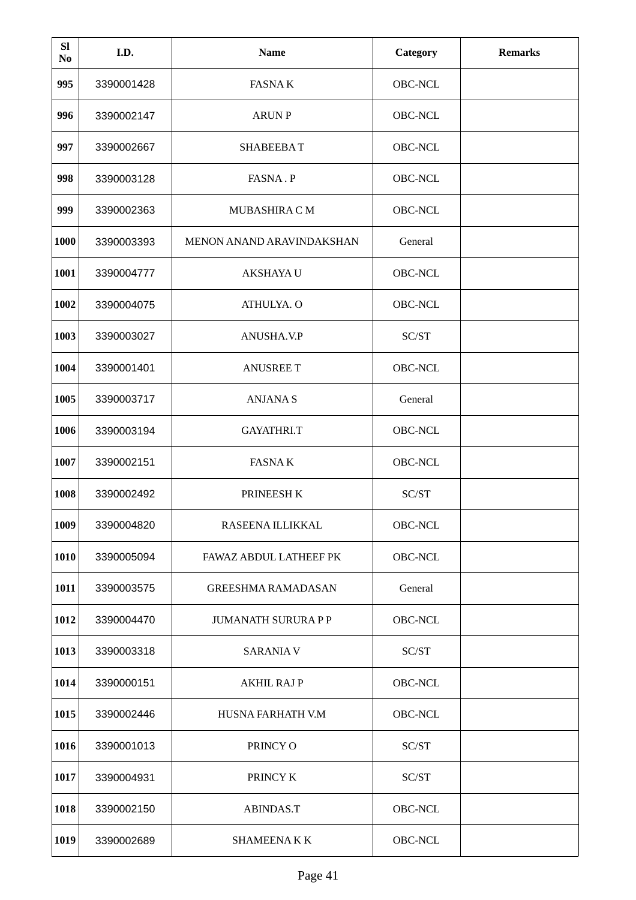| Sl No | I.D. | Name | Category | Remarks |
|---|---|---|---|---|
| 995 | 3390001428 | FASNA K | OBC-NCL | |
| 996 | 3390002147 | ARUN P | OBC-NCL | |
| 997 | 3390002667 | SHABEEBA T | OBC-NCL | |
| 998 | 3390003128 | FASNA . P | OBC-NCL | |
| 999 | 3390002363 | MUBASHIRA C M | OBC-NCL | |
| 1000 | 3390003393 | MENON ANAND ARAVINDAKSHAN | General | |
| 1001 | 3390004777 | AKSHAYA U | OBC-NCL | |
| 1002 | 3390004075 | ATHULYA. O | OBC-NCL | |
| 1003 | 3390003027 | ANUSHA.V.P | SC/ST | |
| 1004 | 3390001401 | ANUSREE T | OBC-NCL | |
| 1005 | 3390003717 | ANJANA S | General | |
| 1006 | 3390003194 | GAYATHRI.T | OBC-NCL | |
| 1007 | 3390002151 | FASNA K | OBC-NCL | |
| 1008 | 3390002492 | PRINEESH K | SC/ST | |
| 1009 | 3390004820 | RASEENA ILLIKKAL | OBC-NCL | |
| 1010 | 3390005094 | FAWAZ ABDUL LATHEEF PK | OBC-NCL | |
| 1011 | 3390003575 | GREESHMA RAMADASAN | General | |
| 1012 | 3390004470 | JUMANATH SURURA P P | OBC-NCL | |
| 1013 | 3390003318 | SARANIA V | SC/ST | |
| 1014 | 3390000151 | AKHIL RAJ P | OBC-NCL | |
| 1015 | 3390002446 | HUSNA FARHATH V.M | OBC-NCL | |
| 1016 | 3390001013 | PRINCY O | SC/ST | |
| 1017 | 3390004931 | PRINCY K | SC/ST | |
| 1018 | 3390002150 | ABINDAS.T | OBC-NCL | |
| 1019 | 3390002689 | SHAMEENA K K | OBC-NCL | |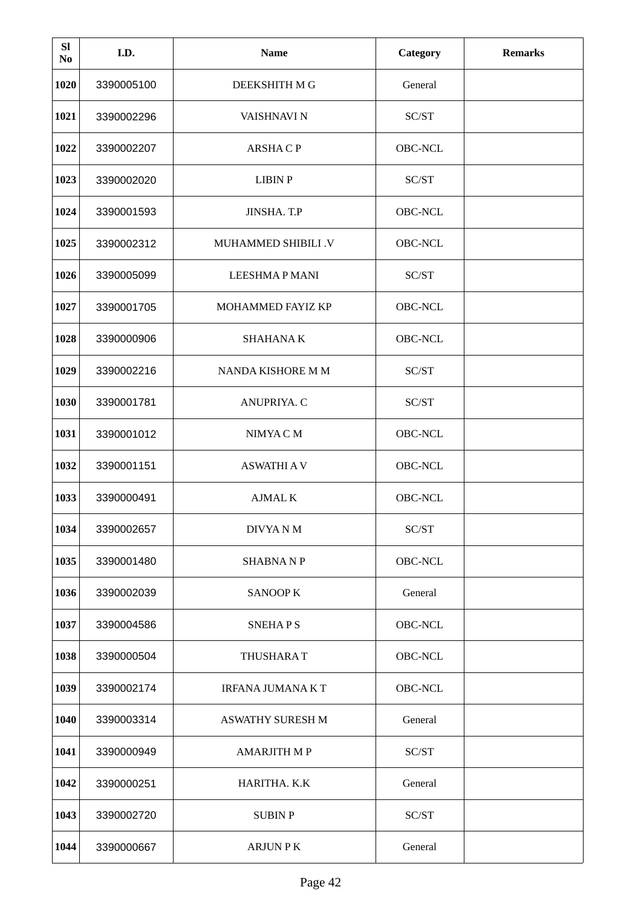| Sl No | I.D. | Name | Category | Remarks |
|---|---|---|---|---|
| 1020 | 3390005100 | DEEKSHITH M G | General | |
| 1021 | 3390002296 | VAISHNAVI N | SC/ST | |
| 1022 | 3390002207 | ARSHA C P | OBC-NCL | |
| 1023 | 3390002020 | LIBIN P | SC/ST | |
| 1024 | 3390001593 | JINSHA. T.P | OBC-NCL | |
| 1025 | 3390002312 | MUHAMMED SHIBILI .V | OBC-NCL | |
| 1026 | 3390005099 | LEESHMA P MANI | SC/ST | |
| 1027 | 3390001705 | MOHAMMED FAYIZ KP | OBC-NCL | |
| 1028 | 3390000906 | SHAHANA K | OBC-NCL | |
| 1029 | 3390002216 | NANDA KISHORE M M | SC/ST | |
| 1030 | 3390001781 | ANUPRIYA. C | SC/ST | |
| 1031 | 3390001012 | NIMYA C M | OBC-NCL | |
| 1032 | 3390001151 | ASWATHI A V | OBC-NCL | |
| 1033 | 3390000491 | AJMAL K | OBC-NCL | |
| 1034 | 3390002657 | DIVYA N M | SC/ST | |
| 1035 | 3390001480 | SHABNA N P | OBC-NCL | |
| 1036 | 3390002039 | SANOOP K | General | |
| 1037 | 3390004586 | SNEHA P S | OBC-NCL | |
| 1038 | 3390000504 | THUSHARA T | OBC-NCL | |
| 1039 | 3390002174 | IRFANA JUMANA K T | OBC-NCL | |
| 1040 | 3390003314 | ASWATHY SURESH M | General | |
| 1041 | 3390000949 | AMARJITH M P | SC/ST | |
| 1042 | 3390000251 | HARITHA. K.K | General | |
| 1043 | 3390002720 | SUBIN P | SC/ST | |
| 1044 | 3390000667 | ARJUN P K | General | |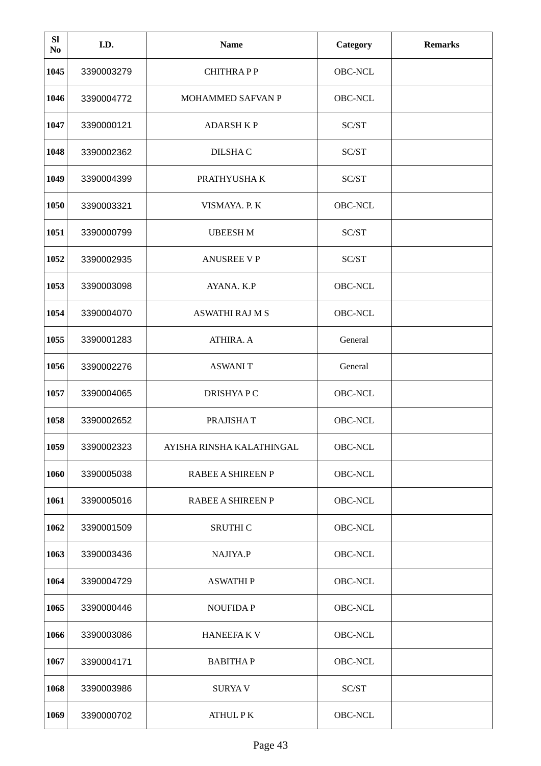| Sl No | I.D. | Name | Category | Remarks |
|---|---|---|---|---|
| 1045 | 3390003279 | CHITHRA P P | OBC-NCL | |
| 1046 | 3390004772 | MOHAMMED SAFVAN P | OBC-NCL | |
| 1047 | 3390000121 | ADARSH K P | SC/ST | |
| 1048 | 3390002362 | DILSHA C | SC/ST | |
| 1049 | 3390004399 | PRATHYUSHA K | SC/ST | |
| 1050 | 3390003321 | VISMAYA. P. K | OBC-NCL | |
| 1051 | 3390000799 | UBEESH M | SC/ST | |
| 1052 | 3390002935 | ANUSREE V P | SC/ST | |
| 1053 | 3390003098 | AYANA. K.P | OBC-NCL | |
| 1054 | 3390004070 | ASWATHI RAJ M S | OBC-NCL | |
| 1055 | 3390001283 | ATHIRA. A | General | |
| 1056 | 3390002276 | ASWANI T | General | |
| 1057 | 3390004065 | DRISHYA P C | OBC-NCL | |
| 1058 | 3390002652 | PRAJISHA T | OBC-NCL | |
| 1059 | 3390002323 | AYISHA RINSHA KALATHINGAL | OBC-NCL | |
| 1060 | 3390005038 | RABEE A SHIREEN P | OBC-NCL | |
| 1061 | 3390005016 | RABEE A SHIREEN P | OBC-NCL | |
| 1062 | 3390001509 | SRUTHI C | OBC-NCL | |
| 1063 | 3390003436 | NAJIYA.P | OBC-NCL | |
| 1064 | 3390004729 | ASWATHI P | OBC-NCL | |
| 1065 | 3390000446 | NOUFIDA P | OBC-NCL | |
| 1066 | 3390003086 | HANEEFA K V | OBC-NCL | |
| 1067 | 3390004171 | BABITHA P | OBC-NCL | |
| 1068 | 3390003986 | SURYA V | SC/ST | |
| 1069 | 3390000702 | ATHUL P K | OBC-NCL | |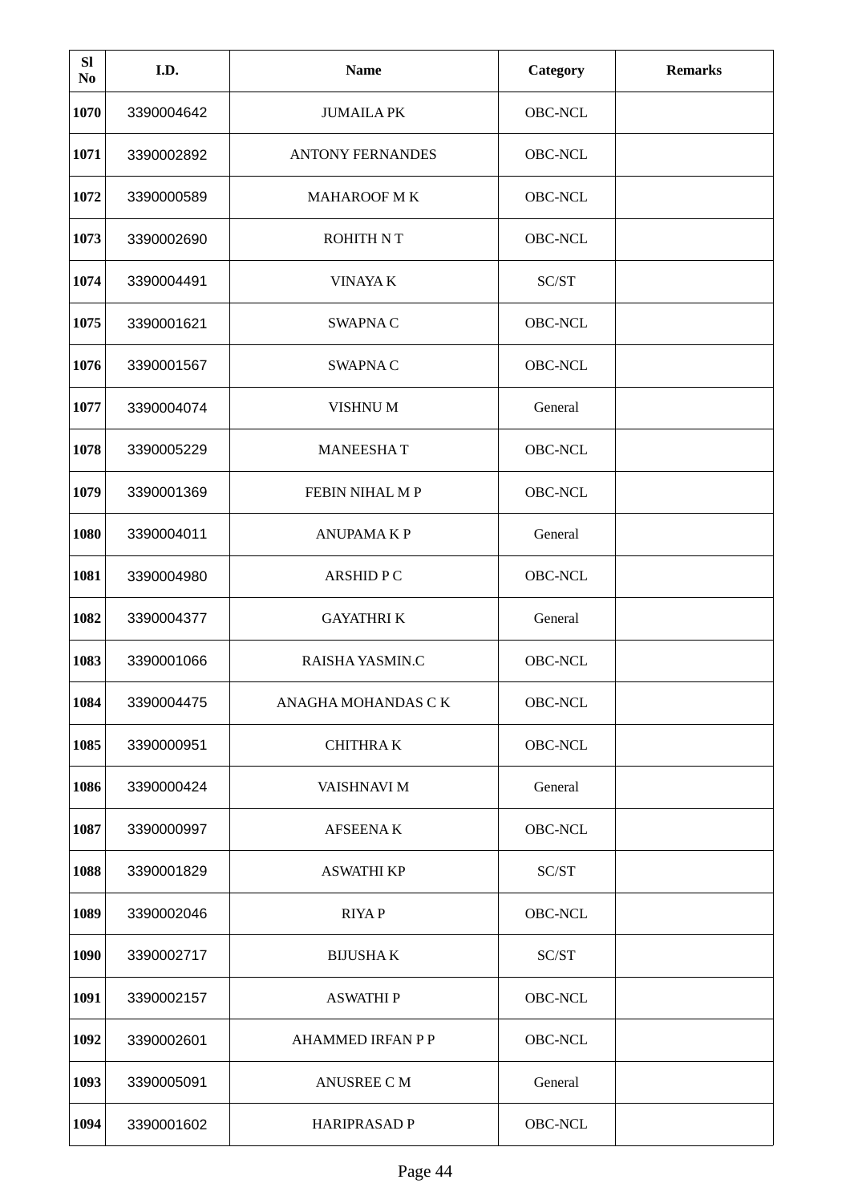| Sl No | I.D. | Name | Category | Remarks |
|---|---|---|---|---|
| 1070 | 3390004642 | JUMAILA PK | OBC-NCL | |
| 1071 | 3390002892 | ANTONY FERNANDES | OBC-NCL | |
| 1072 | 3390000589 | MAHAROOF M K | OBC-NCL | |
| 1073 | 3390002690 | ROHITH N T | OBC-NCL | |
| 1074 | 3390004491 | VINAYA K | SC/ST | |
| 1075 | 3390001621 | SWAPNA C | OBC-NCL | |
| 1076 | 3390001567 | SWAPNA C | OBC-NCL | |
| 1077 | 3390004074 | VISHNU M | General | |
| 1078 | 3390005229 | MANEESHA T | OBC-NCL | |
| 1079 | 3390001369 | FEBIN NIHAL M P | OBC-NCL | |
| 1080 | 3390004011 | ANUPAMA K P | General | |
| 1081 | 3390004980 | ARSHID P C | OBC-NCL | |
| 1082 | 3390004377 | GAYATHRI K | General | |
| 1083 | 3390001066 | RAISHA YASMIN.C | OBC-NCL | |
| 1084 | 3390004475 | ANAGHA MOHANDAS C K | OBC-NCL | |
| 1085 | 3390000951 | CHITHRA K | OBC-NCL | |
| 1086 | 3390000424 | VAISHNAVI M | General | |
| 1087 | 3390000997 | AFSEENA K | OBC-NCL | |
| 1088 | 3390001829 | ASWATHI KP | SC/ST | |
| 1089 | 3390002046 | RIYA P | OBC-NCL | |
| 1090 | 3390002717 | BIJUSHA K | SC/ST | |
| 1091 | 3390002157 | ASWATHI P | OBC-NCL | |
| 1092 | 3390002601 | AHAMMED IRFAN P P | OBC-NCL | |
| 1093 | 3390005091 | ANUSREE C M | General | |
| 1094 | 3390001602 | HARIPRASAD P | OBC-NCL | |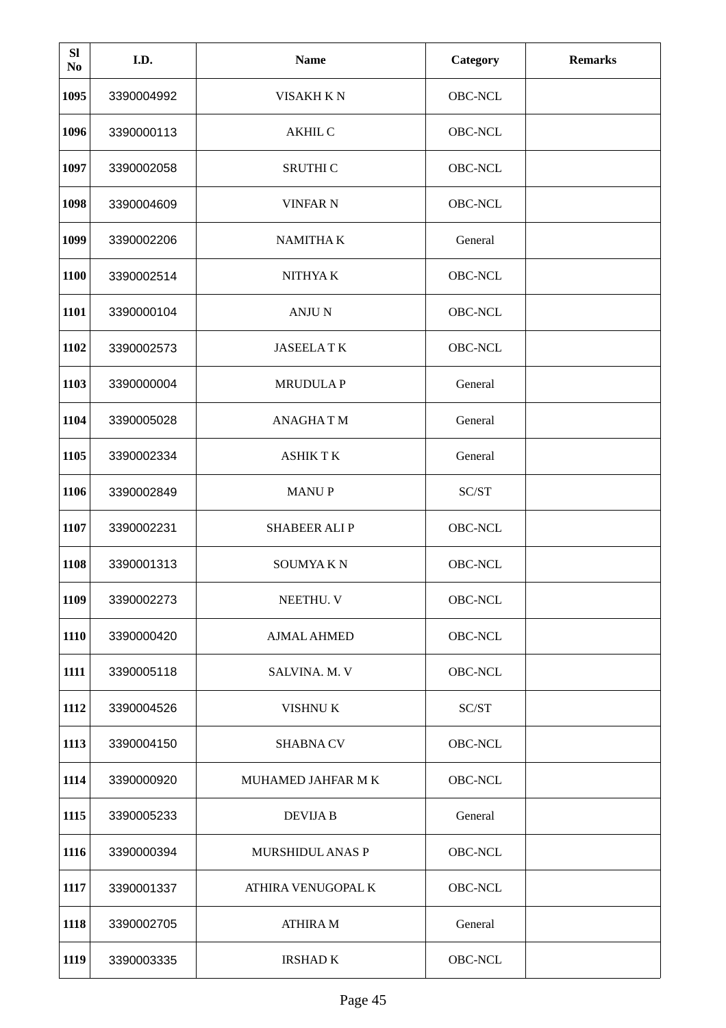| Sl No | I.D. | Name | Category | Remarks |
| --- | --- | --- | --- | --- |
| **1095** | 3390004992 | VISAKH K N | OBC-NCL | |
| **1096** | 3390000113 | AKHIL C | OBC-NCL | |
| **1097** | 3390002058 | SRUTHI C | OBC-NCL | |
| **1098** | 3390004609 | VINFAR N | OBC-NCL | |
| **1099** | 3390002206 | NAMITHA K | General | |
| **1100** | 3390002514 | NITHYA K | OBC-NCL | |
| **1101** | 3390000104 | ANJU N | OBC-NCL | |
| **1102** | 3390002573 | JASEELA T K | OBC-NCL | |
| **1103** | 3390000004 | MRUDULA P | General | |
| **1104** | 3390005028 | ANAGHA T M | General | |
| **1105** | 3390002334 | ASHIK T K | General | |
| **1106** | 3390002849 | MANU P | SC/ST | |
| **1107** | 3390002231 | SHABEER ALI P | OBC-NCL | |
| **1108** | 3390001313 | SOUMYA K N | OBC-NCL | |
| **1109** | 3390002273 | NEETHU. V | OBC-NCL | |
| **1110** | 3390000420 | AJMAL AHMED | OBC-NCL | |
| **1111** | 3390005118 | SALVINA. M. V | OBC-NCL | |
| **1112** | 3390004526 | VISHNU K | SC/ST | |
| **1113** | 3390004150 | SHABNA CV | OBC-NCL | |
| **1114** | 3390000920 | MUHAMED JAHFAR M K | OBC-NCL | |
| **1115** | 3390005233 | DEVIJA B | General | |
| **1116** | 3390000394 | MURSHIDUL ANAS P | OBC-NCL | |
| **1117** | 3390001337 | ATHIRA VENUGOPAL K | OBC-NCL | |
| **1118** | 3390002705 | ATHIRA M | General | |
| **1119** | 3390003335 | IRSHAD K | OBC-NCL | |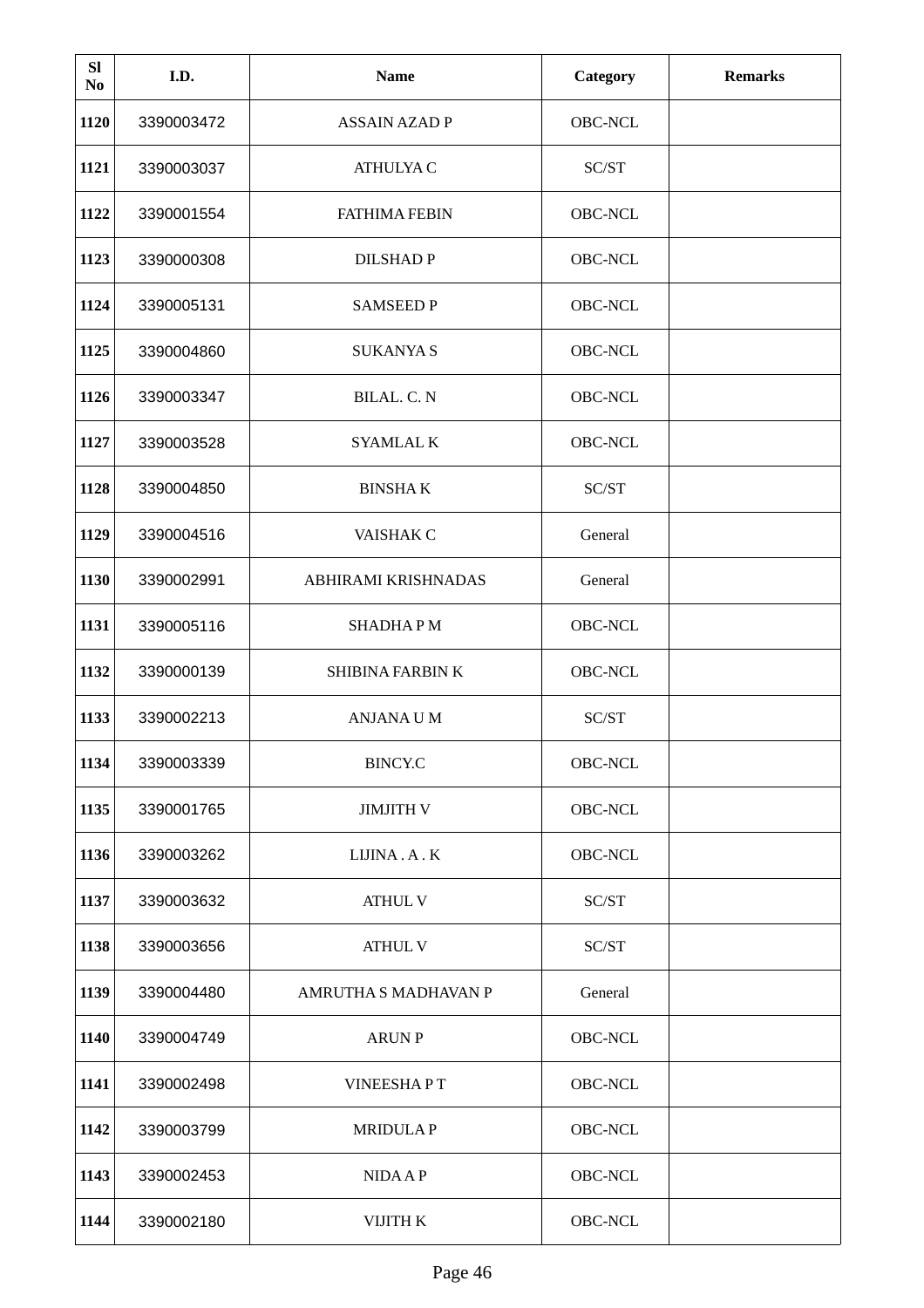| Sl No | I.D. | Name | Category | Remarks |
|---|---|---|---|---|
| 1120 | 3390003472 | ASSAIN AZAD P | OBC-NCL | |
| 1121 | 3390003037 | ATHULYA C | SC/ST | |
| 1122 | 3390001554 | FATHIMA FEBIN | OBC-NCL | |
| 1123 | 3390000308 | DILSHAD P | OBC-NCL | |
| 1124 | 3390005131 | SAMSEED P | OBC-NCL | |
| 1125 | 3390004860 | SUKANYA S | OBC-NCL | |
| 1126 | 3390003347 | BILAL. C. N | OBC-NCL | |
| 1127 | 3390003528 | SYAMLAL K | OBC-NCL | |
| 1128 | 3390004850 | BINSHA K | SC/ST | |
| 1129 | 3390004516 | VAISHAK C | General | |
| 1130 | 3390002991 | ABHIRAMI KRISHNADAS | General | |
| 1131 | 3390005116 | SHADHA P M | OBC-NCL | |
| 1132 | 3390000139 | SHIBINA FARBIN K | OBC-NCL | |
| 1133 | 3390002213 | ANJANA U M | SC/ST | |
| 1134 | 3390003339 | BINCY.C | OBC-NCL | |
| 1135 | 3390001765 | JIMJITH V | OBC-NCL | |
| 1136 | 3390003262 | LIJINA . A . K | OBC-NCL | |
| 1137 | 3390003632 | ATHUL V | SC/ST | |
| 1138 | 3390003656 | ATHUL V | SC/ST | |
| 1139 | 3390004480 | AMRUTHA S MADHAVAN P | General | |
| 1140 | 3390004749 | ARUN P | OBC-NCL | |
| 1141 | 3390002498 | VINEESHA P T | OBC-NCL | |
| 1142 | 3390003799 | MRIDULA P | OBC-NCL | |
| 1143 | 3390002453 | NIDA A P | OBC-NCL | |
| 1144 | 3390002180 | VIJITH K | OBC-NCL | |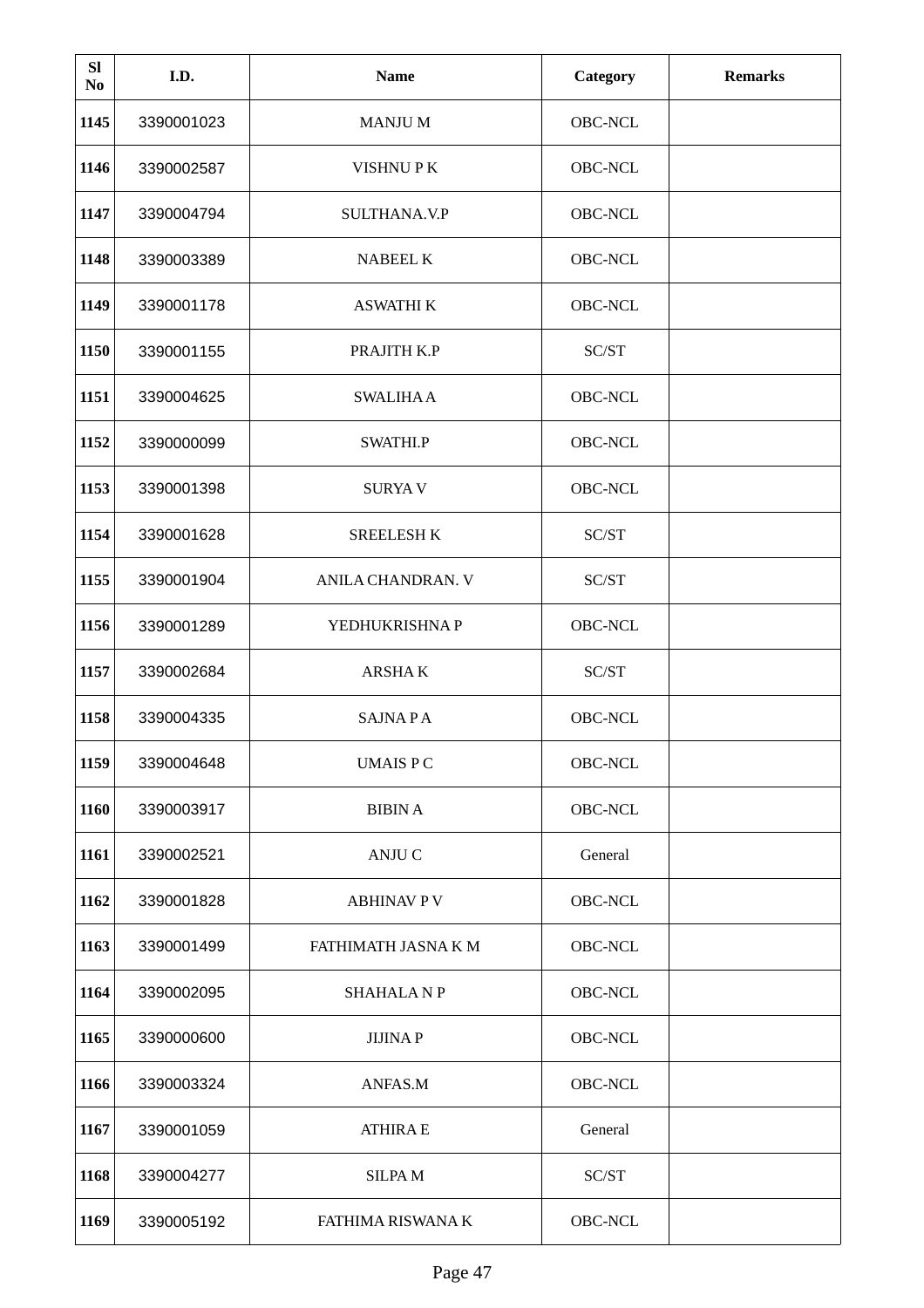| Sl No | I.D. | Name | Category | Remarks |
|---|---|---|---|---|
| 1145 | 3390001023 | MANJU M | OBC-NCL | |
| 1146 | 3390002587 | VISHNU P K | OBC-NCL | |
| 1147 | 3390004794 | SULTHANA.V.P | OBC-NCL | |
| 1148 | 3390003389 | NABEEL K | OBC-NCL | |
| 1149 | 3390001178 | ASWATHI K | OBC-NCL | |
| 1150 | 3390001155 | PRAJITH K.P | SC/ST | |
| 1151 | 3390004625 | SWALIHA A | OBC-NCL | |
| 1152 | 3390000099 | SWATHI.P | OBC-NCL | |
| 1153 | 3390001398 | SURYA V | OBC-NCL | |
| 1154 | 3390001628 | SREELESH K | SC/ST | |
| 1155 | 3390001904 | ANILA CHANDRAN. V | SC/ST | |
| 1156 | 3390001289 | YEDHUKRISHNA P | OBC-NCL | |
| 1157 | 3390002684 | ARSHA K | SC/ST | |
| 1158 | 3390004335 | SAJNA P A | OBC-NCL | |
| 1159 | 3390004648 | UMAIS P C | OBC-NCL | |
| 1160 | 3390003917 | BIBIN A | OBC-NCL | |
| 1161 | 3390002521 | ANJU C | General | |
| 1162 | 3390001828 | ABHINAV P V | OBC-NCL | |
| 1163 | 3390001499 | FATHIMATH JASNA K M | OBC-NCL | |
| 1164 | 3390002095 | SHAHALA N P | OBC-NCL | |
| 1165 | 3390000600 | JIJINA P | OBC-NCL | |
| 1166 | 3390003324 | ANFAS.M | OBC-NCL | |
| 1167 | 3390001059 | ATHIRA E | General | |
| 1168 | 3390004277 | SILPA M | SC/ST | |
| 1169 | 3390005192 | FATHIMA RISWANA K | OBC-NCL | |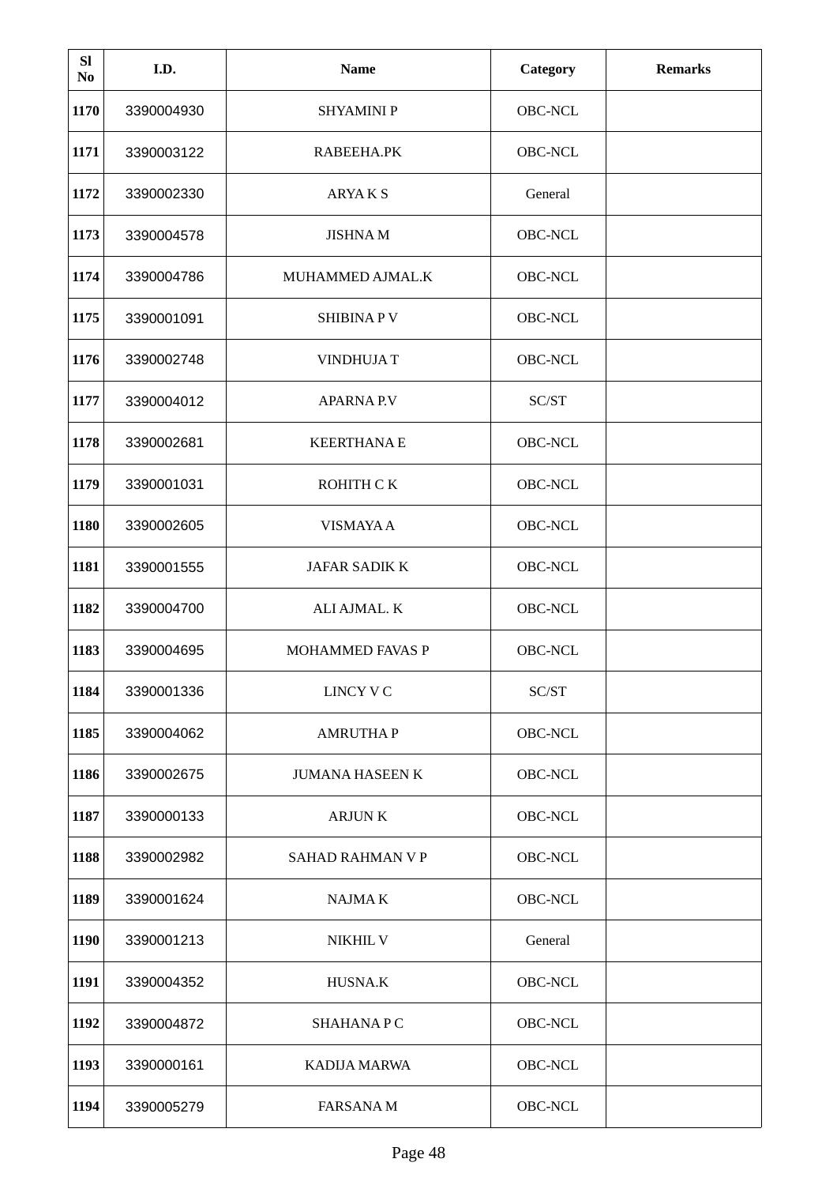| Sl No | I.D. | Name | Category | Remarks |
|---|---|---|---|---|
| 1170 | 3390004930 | SHYAMINI P | OBC-NCL | |
| 1171 | 3390003122 | RABEEHA.PK | OBC-NCL | |
| 1172 | 3390002330 | ARYA K S | General | |
| 1173 | 3390004578 | JISHNA M | OBC-NCL | |
| 1174 | 3390004786 | MUHAMMED AJMAL.K | OBC-NCL | |
| 1175 | 3390001091 | SHIBINA P V | OBC-NCL | |
| 1176 | 3390002748 | VINDHUJA T | OBC-NCL | |
| 1177 | 3390004012 | APARNA P.V | SC/ST | |
| 1178 | 3390002681 | KEERTHANA E | OBC-NCL | |
| 1179 | 3390001031 | ROHITH C K | OBC-NCL | |
| 1180 | 3390002605 | VISMAYA A | OBC-NCL | |
| 1181 | 3390001555 | JAFAR SADIK K | OBC-NCL | |
| 1182 | 3390004700 | ALI AJMAL. K | OBC-NCL | |
| 1183 | 3390004695 | MOHAMMED FAVAS P | OBC-NCL | |
| 1184 | 3390001336 | LINCY V C | SC/ST | |
| 1185 | 3390004062 | AMRUTHA P | OBC-NCL | |
| 1186 | 3390002675 | JUMANA HASEEN K | OBC-NCL | |
| 1187 | 3390000133 | ARJUN K | OBC-NCL | |
| 1188 | 3390002982 | SAHAD RAHMAN V P | OBC-NCL | |
| 1189 | 3390001624 | NAJMA K | OBC-NCL | |
| 1190 | 3390001213 | NIKHIL V | General | |
| 1191 | 3390004352 | HUSNA.K | OBC-NCL | |
| 1192 | 3390004872 | SHAHANA P C | OBC-NCL | |
| 1193 | 3390000161 | KADIJA MARWA | OBC-NCL | |
| 1194 | 3390005279 | FARSANA M | OBC-NCL | |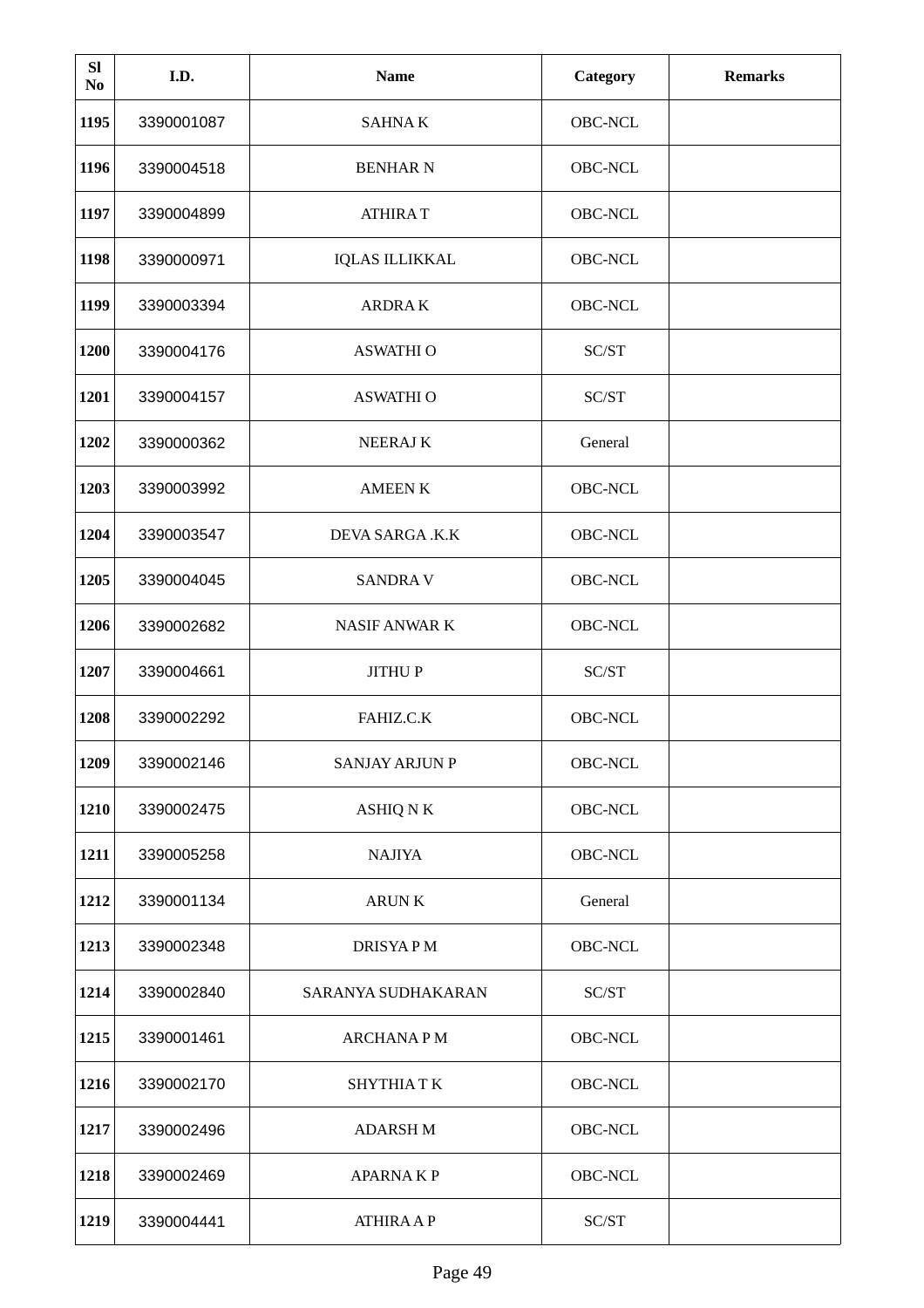| Sl No | I.D. | Name | Category | Remarks |
|---|---|---|---|---|
| 1195 | 3390001087 | SAHNA K | OBC-NCL | |
| 1196 | 3390004518 | BENHAR N | OBC-NCL | |
| 1197 | 3390004899 | ATHIRA T | OBC-NCL | |
| 1198 | 3390000971 | IQLAS ILLIKKAL | OBC-NCL | |
| 1199 | 3390003394 | ARDRA K | OBC-NCL | |
| 1200 | 3390004176 | ASWATHI O | SC/ST | |
| 1201 | 3390004157 | ASWATHI O | SC/ST | |
| 1202 | 3390000362 | NEERAJ K | General | |
| 1203 | 3390003992 | AMEEN K | OBC-NCL | |
| 1204 | 3390003547 | DEVA SARGA .K.K | OBC-NCL | |
| 1205 | 3390004045 | SANDRA V | OBC-NCL | |
| 1206 | 3390002682 | NASIF ANWAR K | OBC-NCL | |
| 1207 | 3390004661 | JITHU P | SC/ST | |
| 1208 | 3390002292 | FAHIZ.C.K | OBC-NCL | |
| 1209 | 3390002146 | SANJAY ARJUN P | OBC-NCL | |
| 1210 | 3390002475 | ASHIQ N K | OBC-NCL | |
| 1211 | 3390005258 | NAJIYA | OBC-NCL | |
| 1212 | 3390001134 | ARUN K | General | |
| 1213 | 3390002348 | DRISYA P M | OBC-NCL | |
| 1214 | 3390002840 | SARANYA SUDHAKARAN | SC/ST | |
| 1215 | 3390001461 | ARCHANA P M | OBC-NCL | |
| 1216 | 3390002170 | SHYTHIA T K | OBC-NCL | |
| 1217 | 3390002496 | ADARSH M | OBC-NCL | |
| 1218 | 3390002469 | APARNA K P | OBC-NCL | |
| 1219 | 3390004441 | ATHIRA A P | SC/ST | |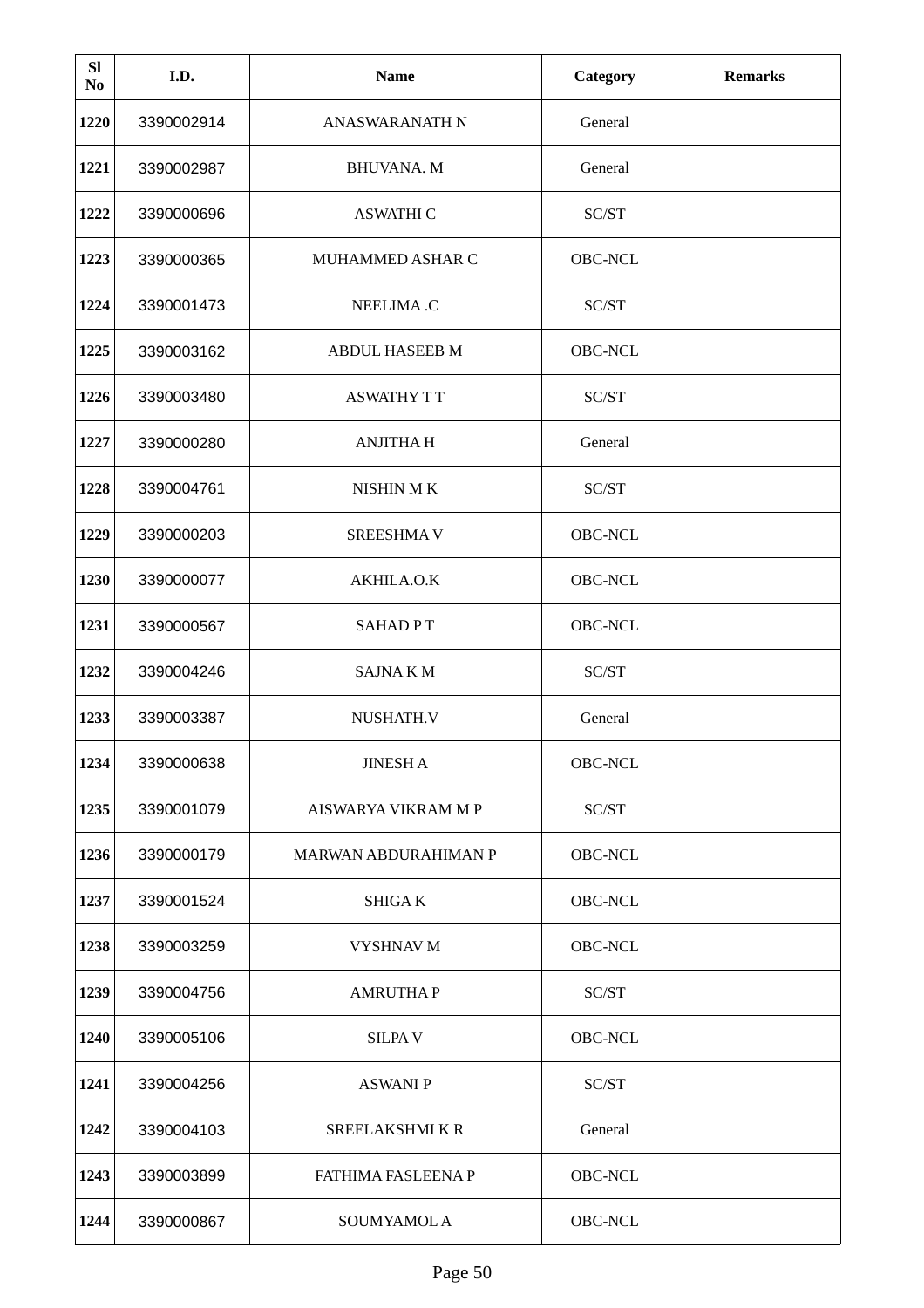| Sl No | I.D. | Name | Category | Remarks |
|---|---|---|---|---|
| 1220 | 3390002914 | ANASWARANATH N | General | |
| 1221 | 3390002987 | BHUVANA. M | General | |
| 1222 | 3390000696 | ASWATHI C | SC/ST | |
| 1223 | 3390000365 | MUHAMMED ASHAR C | OBC-NCL | |
| 1224 | 3390001473 | NEELIMA .C | SC/ST | |
| 1225 | 3390003162 | ABDUL HASEEB M | OBC-NCL | |
| 1226 | 3390003480 | ASWATHY T T | SC/ST | |
| 1227 | 3390000280 | ANJITHA H | General | |
| 1228 | 3390004761 | NISHIN M K | SC/ST | |
| 1229 | 3390000203 | SREESHMA V | OBC-NCL | |
| 1230 | 3390000077 | AKHILA.O.K | OBC-NCL | |
| 1231 | 3390000567 | SAHAD P T | OBC-NCL | |
| 1232 | 3390004246 | SAJNA K M | SC/ST | |
| 1233 | 3390003387 | NUSHATH.V | General | |
| 1234 | 3390000638 | JINESH A | OBC-NCL | |
| 1235 | 3390001079 | AISWARYA VIKRAM M P | SC/ST | |
| 1236 | 3390000179 | MARWAN ABDURAHIMAN P | OBC-NCL | |
| 1237 | 3390001524 | SHIGA K | OBC-NCL | |
| 1238 | 3390003259 | VYSHNAV M | OBC-NCL | |
| 1239 | 3390004756 | AMRUTHA P | SC/ST | |
| 1240 | 3390005106 | SILPA V | OBC-NCL | |
| 1241 | 3390004256 | ASWANI P | SC/ST | |
| 1242 | 3390004103 | SREELAKSHMI K R | General | |
| 1243 | 3390003899 | FATHIMA FASLEENA P | OBC-NCL | |
| 1244 | 3390000867 | SOUMYAMOL A | OBC-NCL | |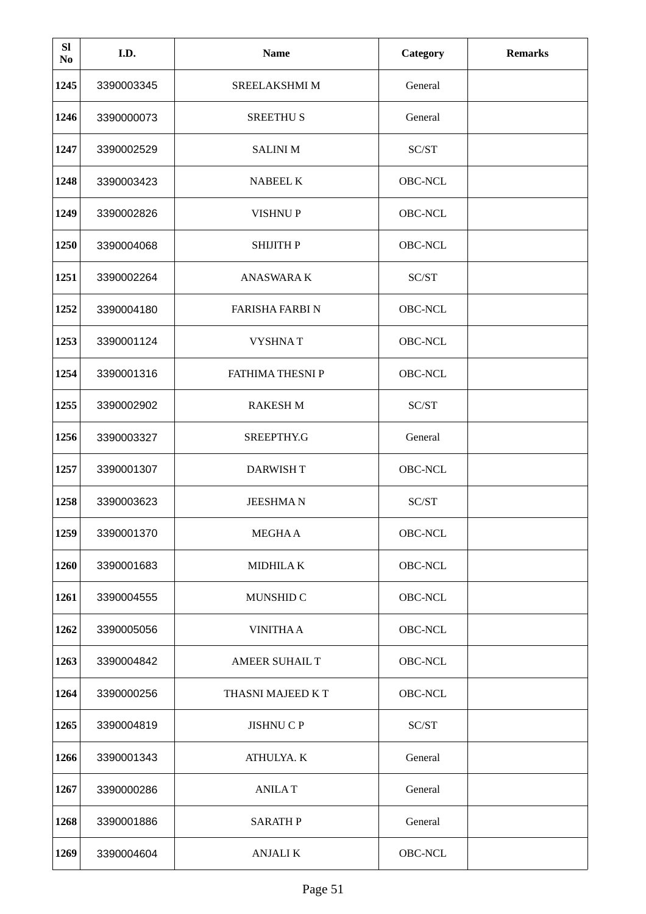| Sl No | I.D. | Name | Category | Remarks |
|---|---|---|---|---|
| 1245 | 3390003345 | SREELAKSHMI M | General | |
| 1246 | 3390000073 | SREETHU S | General | |
| 1247 | 3390002529 | SALINI M | SC/ST | |
| 1248 | 3390003423 | NABEEL K | OBC-NCL | |
| 1249 | 3390002826 | VISHNU P | OBC-NCL | |
| 1250 | 3390004068 | SHIJITH P | OBC-NCL | |
| 1251 | 3390002264 | ANASWARA K | SC/ST | |
| 1252 | 3390004180 | FARISHA FARBI N | OBC-NCL | |
| 1253 | 3390001124 | VYSHNA T | OBC-NCL | |
| 1254 | 3390001316 | FATHIMA THESNI P | OBC-NCL | |
| 1255 | 3390002902 | RAKESH M | SC/ST | |
| 1256 | 3390003327 | SREEPTHY.G | General | |
| 1257 | 3390001307 | DARWISH T | OBC-NCL | |
| 1258 | 3390003623 | JEESHMA N | SC/ST | |
| 1259 | 3390001370 | MEGHA A | OBC-NCL | |
| 1260 | 3390001683 | MIDHILA K | OBC-NCL | |
| 1261 | 3390004555 | MUNSHID C | OBC-NCL | |
| 1262 | 3390005056 | VINITHA A | OBC-NCL | |
| 1263 | 3390004842 | AMEER SUHAIL T | OBC-NCL | |
| 1264 | 3390000256 | THASNI MAJEED K T | OBC-NCL | |
| 1265 | 3390004819 | JISHNU C P | SC/ST | |
| 1266 | 3390001343 | ATHULYA. K | General | |
| 1267 | 3390000286 | ANILA T | General | |
| 1268 | 3390001886 | SARATH P | General | |
| 1269 | 3390004604 | ANJALI K | OBC-NCL | |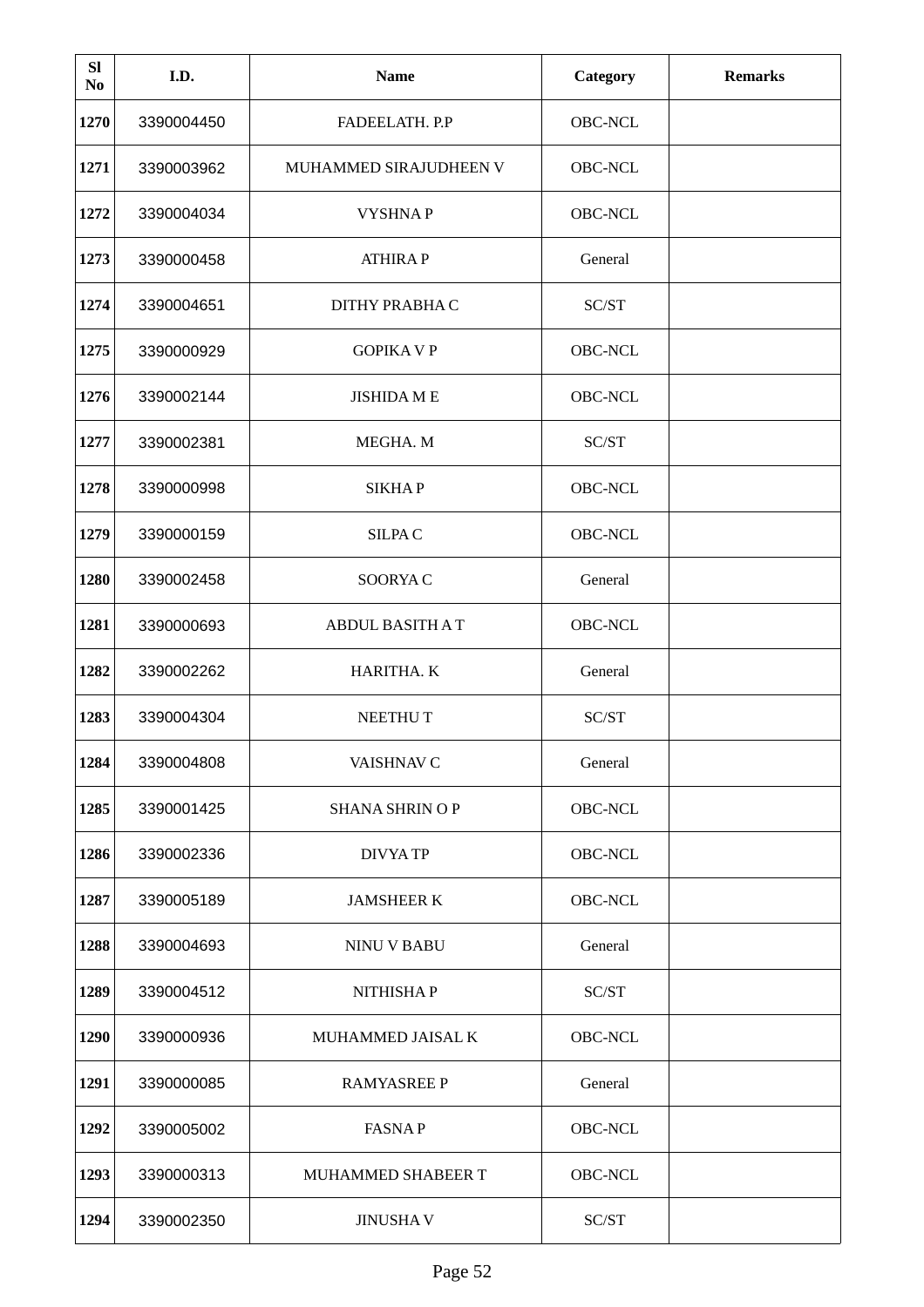| Sl No | I.D. | Name | Category | Remarks |
|---|---|---|---|---|
| 1270 | 3390004450 | FADEELATH. P.P | OBC-NCL | |
| 1271 | 3390003962 | MUHAMMED SIRAJUDHEEN V | OBC-NCL | |
| 1272 | 3390004034 | VYSHNA P | OBC-NCL | |
| 1273 | 3390000458 | ATHIRA P | General | |
| 1274 | 3390004651 | DITHY PRABHA C | SC/ST | |
| 1275 | 3390000929 | GOPIKA V P | OBC-NCL | |
| 1276 | 3390002144 | JISHIDA M E | OBC-NCL | |
| 1277 | 3390002381 | MEGHA. M | SC/ST | |
| 1278 | 3390000998 | SIKHA P | OBC-NCL | |
| 1279 | 3390000159 | SILPA C | OBC-NCL | |
| 1280 | 3390002458 | SOORYA C | General | |
| 1281 | 3390000693 | ABDUL BASITH A T | OBC-NCL | |
| 1282 | 3390002262 | HARITHA. K | General | |
| 1283 | 3390004304 | NEETHU T | SC/ST | |
| 1284 | 3390004808 | VAISHNAV C | General | |
| 1285 | 3390001425 | SHANA SHRIN O P | OBC-NCL | |
| 1286 | 3390002336 | DIVYA TP | OBC-NCL | |
| 1287 | 3390005189 | JAMSHEER K | OBC-NCL | |
| 1288 | 3390004693 | NINU V BABU | General | |
| 1289 | 3390004512 | NITHISHA P | SC/ST | |
| 1290 | 3390000936 | MUHAMMED JAISAL K | OBC-NCL | |
| 1291 | 3390000085 | RAMYASREE P | General | |
| 1292 | 3390005002 | FASNA P | OBC-NCL | |
| 1293 | 3390000313 | MUHAMMED SHABEER T | OBC-NCL | |
| 1294 | 3390002350 | JINUSHA V | SC/ST | |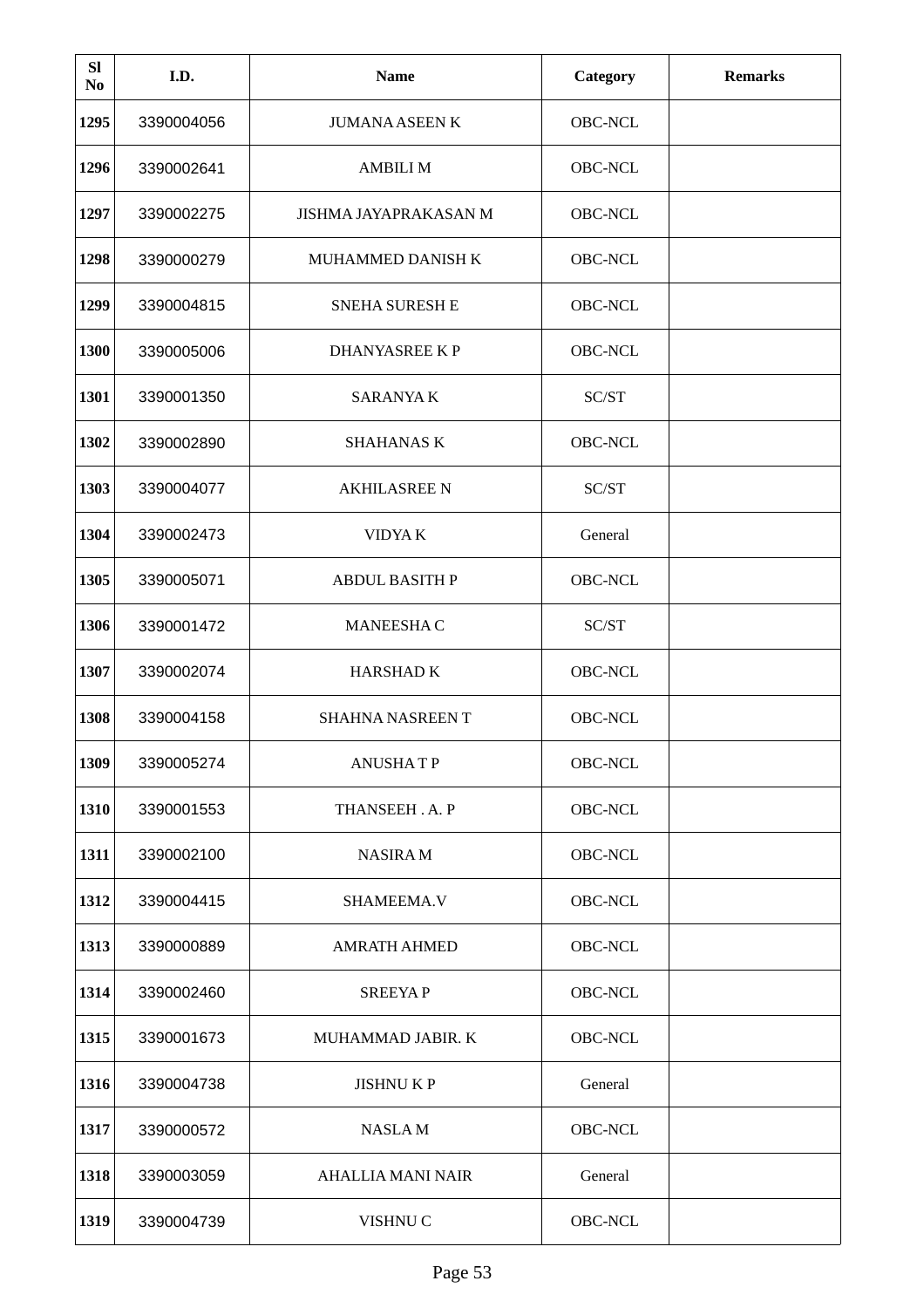| Sl No | I.D. | Name | Category | Remarks |
|---|---|---|---|---|
| 1295 | 3390004056 | JUMANA ASEEN K | OBC-NCL | |
| 1296 | 3390002641 | AMBILI M | OBC-NCL | |
| 1297 | 3390002275 | JISHMA JAYAPRAKASAN M | OBC-NCL | |
| 1298 | 3390000279 | MUHAMMED DANISH K | OBC-NCL | |
| 1299 | 3390004815 | SNEHA SURESH E | OBC-NCL | |
| 1300 | 3390005006 | DHANYASREE K P | OBC-NCL | |
| 1301 | 3390001350 | SARANYA K | SC/ST | |
| 1302 | 3390002890 | SHAHANAS K | OBC-NCL | |
| 1303 | 3390004077 | AKHILASREE N | SC/ST | |
| 1304 | 3390002473 | VIDYA K | General | |
| 1305 | 3390005071 | ABDUL BASITH P | OBC-NCL | |
| 1306 | 3390001472 | MANEESHA C | SC/ST | |
| 1307 | 3390002074 | HARSHAD K | OBC-NCL | |
| 1308 | 3390004158 | SHAHNA NASREEN T | OBC-NCL | |
| 1309 | 3390005274 | ANUSHA T P | OBC-NCL | |
| 1310 | 3390001553 | THANSEEH . A. P | OBC-NCL | |
| 1311 | 3390002100 | NASIRA M | OBC-NCL | |
| 1312 | 3390004415 | SHAMEEMA.V | OBC-NCL | |
| 1313 | 3390000889 | AMRATH AHMED | OBC-NCL | |
| 1314 | 3390002460 | SREEYA P | OBC-NCL | |
| 1315 | 3390001673 | MUHAMMAD JABIR. K | OBC-NCL | |
| 1316 | 3390004738 | JISHNU K P | General | |
| 1317 | 3390000572 | NASLA M | OBC-NCL | |
| 1318 | 3390003059 | AHALLIA MANI NAIR | General | |
| 1319 | 3390004739 | VISHNU C | OBC-NCL | |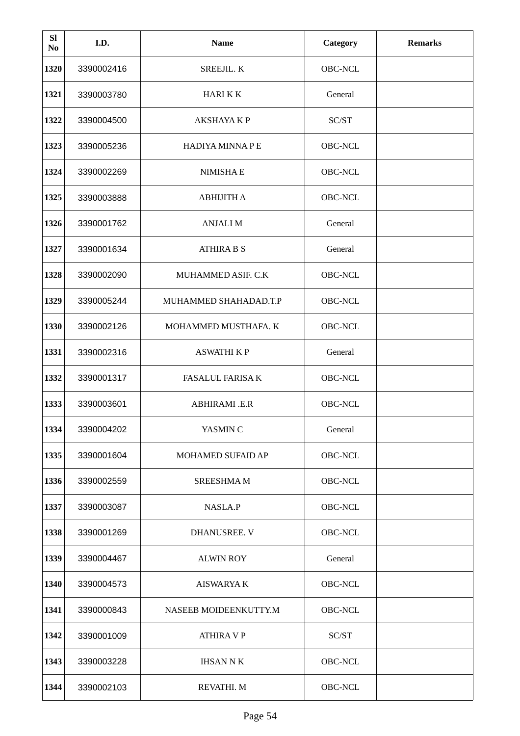| Sl No | I.D. | Name | Category | Remarks |
|---|---|---|---|---|
| 1320 | 3390002416 | SREEJIL. K | OBC-NCL | |
| 1321 | 3390003780 | HARI K K | General | |
| 1322 | 3390004500 | AKSHAYA K P | SC/ST | |
| 1323 | 3390005236 | HADIYA MINNA P E | OBC-NCL | |
| 1324 | 3390002269 | NIMISHA E | OBC-NCL | |
| 1325 | 3390003888 | ABHIJITH A | OBC-NCL | |
| 1326 | 3390001762 | ANJALI M | General | |
| 1327 | 3390001634 | ATHIRA B S | General | |
| 1328 | 3390002090 | MUHAMMED ASIF. C.K | OBC-NCL | |
| 1329 | 3390005244 | MUHAMMED SHAHADAD.T.P | OBC-NCL | |
| 1330 | 3390002126 | MOHAMMED MUSTHAFA. K | OBC-NCL | |
| 1331 | 3390002316 | ASWATHI K P | General | |
| 1332 | 3390001317 | FASALUL FARISA K | OBC-NCL | |
| 1333 | 3390003601 | ABHIRAMI .E.R | OBC-NCL | |
| 1334 | 3390004202 | YASMIN C | General | |
| 1335 | 3390001604 | MOHAMED SUFAID AP | OBC-NCL | |
| 1336 | 3390002559 | SREESHMA M | OBC-NCL | |
| 1337 | 3390003087 | NASLA.P | OBC-NCL | |
| 1338 | 3390001269 | DHANUSREE. V | OBC-NCL | |
| 1339 | 3390004467 | ALWIN ROY | General | |
| 1340 | 3390004573 | AISWARYA K | OBC-NCL | |
| 1341 | 3390000843 | NASEEB MOIDEENKUTTY.M | OBC-NCL | |
| 1342 | 3390001009 | ATHIRA V P | SC/ST | |
| 1343 | 3390003228 | IHSAN N K | OBC-NCL | |
| 1344 | 3390002103 | REVATHI. M | OBC-NCL | |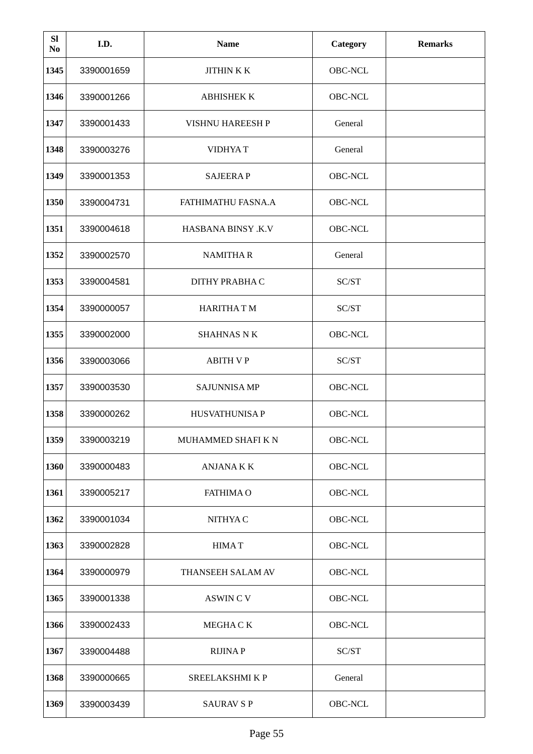| Sl No | I.D. | Name | Category | Remarks |
|---|---|---|---|---|
| 1345 | 3390001659 | JITHIN K K | OBC-NCL | |
| 1346 | 3390001266 | ABHISHEK K | OBC-NCL | |
| 1347 | 3390001433 | VISHNU HAREESH P | General | |
| 1348 | 3390003276 | VIDHYA T | General | |
| 1349 | 3390001353 | SAJEERA P | OBC-NCL | |
| 1350 | 3390004731 | FATHIMATHU FASNA.A | OBC-NCL | |
| 1351 | 3390004618 | HASBANA BINSY .K.V | OBC-NCL | |
| 1352 | 3390002570 | NAMITHA R | General | |
| 1353 | 3390004581 | DITHY PRABHA C | SC/ST | |
| 1354 | 3390000057 | HARITHA T M | SC/ST | |
| 1355 | 3390002000 | SHAHNAS N K | OBC-NCL | |
| 1356 | 3390003066 | ABITH V P | SC/ST | |
| 1357 | 3390003530 | SAJUNNISA MP | OBC-NCL | |
| 1358 | 3390000262 | HUSVATHUNISA P | OBC-NCL | |
| 1359 | 3390003219 | MUHAMMED SHAFI K N | OBC-NCL | |
| 1360 | 3390000483 | ANJANA K K | OBC-NCL | |
| 1361 | 3390005217 | FATHIMA O | OBC-NCL | |
| 1362 | 3390001034 | NITHYA C | OBC-NCL | |
| 1363 | 3390002828 | HIMA T | OBC-NCL | |
| 1364 | 3390000979 | THANSEEH SALAM AV | OBC-NCL | |
| 1365 | 3390001338 | ASWIN C V | OBC-NCL | |
| 1366 | 3390002433 | MEGHA C K | OBC-NCL | |
| 1367 | 3390004488 | RIJINA P | SC/ST | |
| 1368 | 3390000665 | SREELAKSHMI K P | General | |
| 1369 | 3390003439 | SAURAV S P | OBC-NCL | |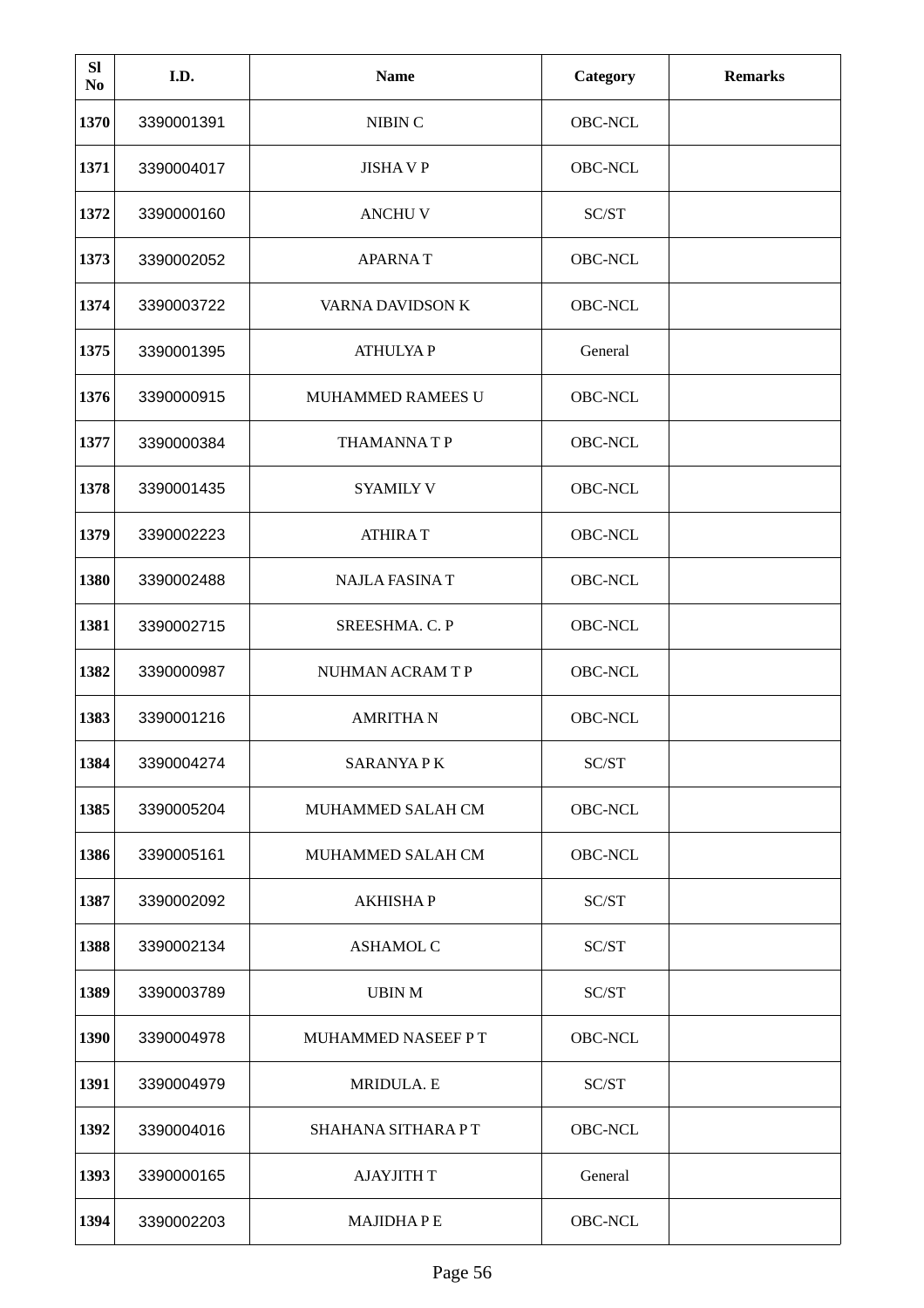| Sl No | I.D. | Name | Category | Remarks |
|---|---|---|---|---|
| 1370 | 3390001391 | NIBIN C | OBC-NCL | |
| 1371 | 3390004017 | JISHA V P | OBC-NCL | |
| 1372 | 3390000160 | ANCHU V | SC/ST | |
| 1373 | 3390002052 | APARNA T | OBC-NCL | |
| 1374 | 3390003722 | VARNA DAVIDSON K | OBC-NCL | |
| 1375 | 3390001395 | ATHULYA P | General | |
| 1376 | 3390000915 | MUHAMMED RAMEES U | OBC-NCL | |
| 1377 | 3390000384 | THAMANNA T P | OBC-NCL | |
| 1378 | 3390001435 | SYAMILY V | OBC-NCL | |
| 1379 | 3390002223 | ATHIRA T | OBC-NCL | |
| 1380 | 3390002488 | NAJLA FASINA T | OBC-NCL | |
| 1381 | 3390002715 | SREESHMA. C. P | OBC-NCL | |
| 1382 | 3390000987 | NUHMAN ACRAM T P | OBC-NCL | |
| 1383 | 3390001216 | AMRITHA N | OBC-NCL | |
| 1384 | 3390004274 | SARANYA P K | SC/ST | |
| 1385 | 3390005204 | MUHAMMED SALAH CM | OBC-NCL | |
| 1386 | 3390005161 | MUHAMMED SALAH CM | OBC-NCL | |
| 1387 | 3390002092 | AKHISHA P | SC/ST | |
| 1388 | 3390002134 | ASHAMOL C | SC/ST | |
| 1389 | 3390003789 | UBIN M | SC/ST | |
| 1390 | 3390004978 | MUHAMMED NASEEF P T | OBC-NCL | |
| 1391 | 3390004979 | MRIDULA. E | SC/ST | |
| 1392 | 3390004016 | SHAHANA SITHARA P T | OBC-NCL | |
| 1393 | 3390000165 | AJAYJITH T | General | |
| 1394 | 3390002203 | MAJIDHA P E | OBC-NCL | |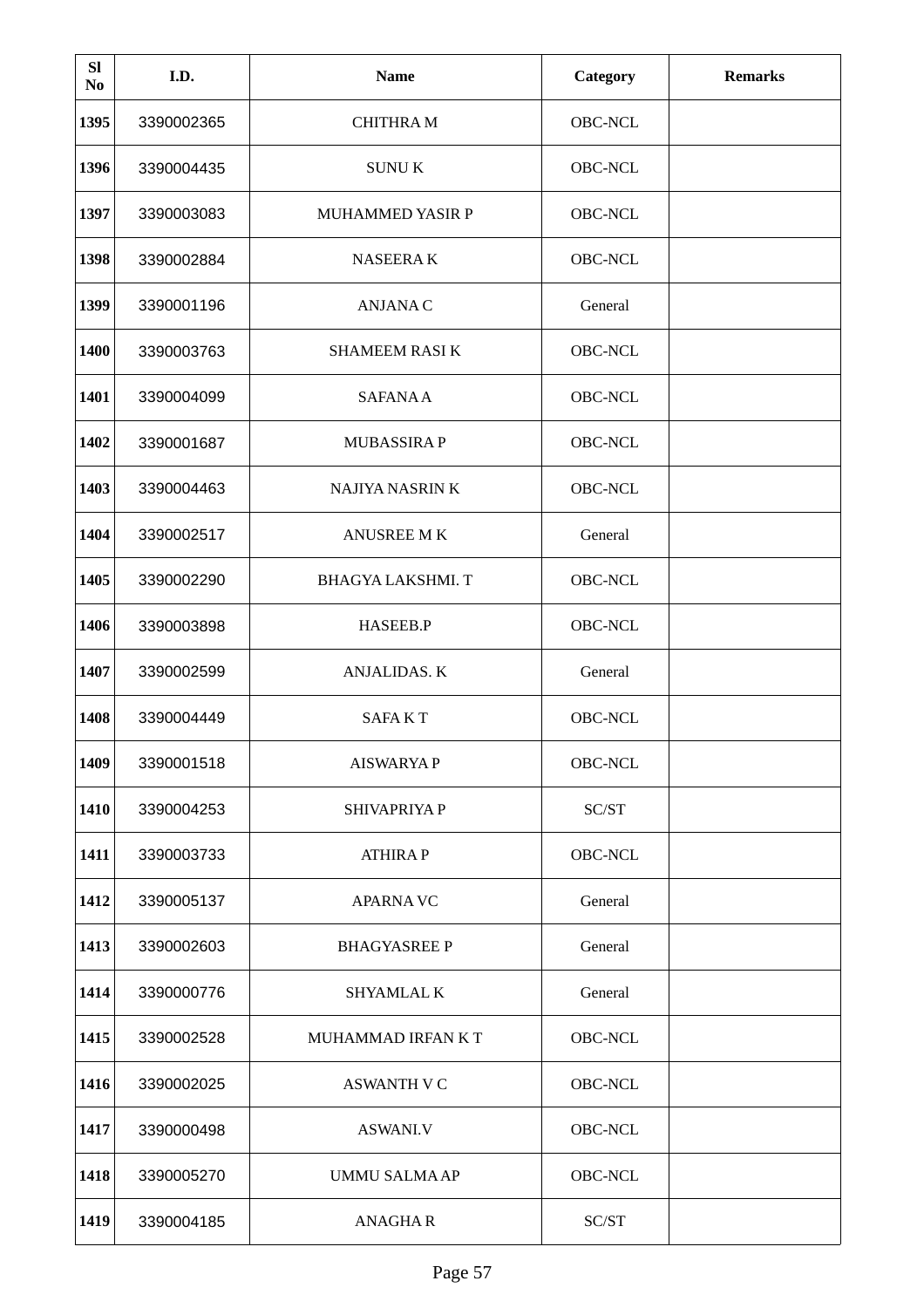| Sl No | I.D. | Name | Category | Remarks |
|---|---|---|---|---|
| 1395 | 3390002365 | CHITHRA M | OBC-NCL | |
| 1396 | 3390004435 | SUNU K | OBC-NCL | |
| 1397 | 3390003083 | MUHAMMED YASIR P | OBC-NCL | |
| 1398 | 3390002884 | NASEERA K | OBC-NCL | |
| 1399 | 3390001196 | ANJANA C | General | |
| 1400 | 3390003763 | SHAMEEM RASI K | OBC-NCL | |
| 1401 | 3390004099 | SAFANA A | OBC-NCL | |
| 1402 | 3390001687 | MUBASSIRA P | OBC-NCL | |
| 1403 | 3390004463 | NAJIYA NASRIN K | OBC-NCL | |
| 1404 | 3390002517 | ANUSREE M K | General | |
| 1405 | 3390002290 | BHAGYA LAKSHMI. T | OBC-NCL | |
| 1406 | 3390003898 | HASEEB.P | OBC-NCL | |
| 1407 | 3390002599 | ANJALIDAS. K | General | |
| 1408 | 3390004449 | SAFA K T | OBC-NCL | |
| 1409 | 3390001518 | AISWARYA P | OBC-NCL | |
| 1410 | 3390004253 | SHIVAPRIYA P | SC/ST | |
| 1411 | 3390003733 | ATHIRA P | OBC-NCL | |
| 1412 | 3390005137 | APARNA VC | General | |
| 1413 | 3390002603 | BHAGYASREE P | General | |
| 1414 | 3390000776 | SHYAMLAL K | General | |
| 1415 | 3390002528 | MUHAMMAD IRFAN K T | OBC-NCL | |
| 1416 | 3390002025 | ASWANTH V C | OBC-NCL | |
| 1417 | 3390000498 | ASWANI.V | OBC-NCL | |
| 1418 | 3390005270 | UMMU SALMA AP | OBC-NCL | |
| 1419 | 3390004185 | ANAGHA R | SC/ST | |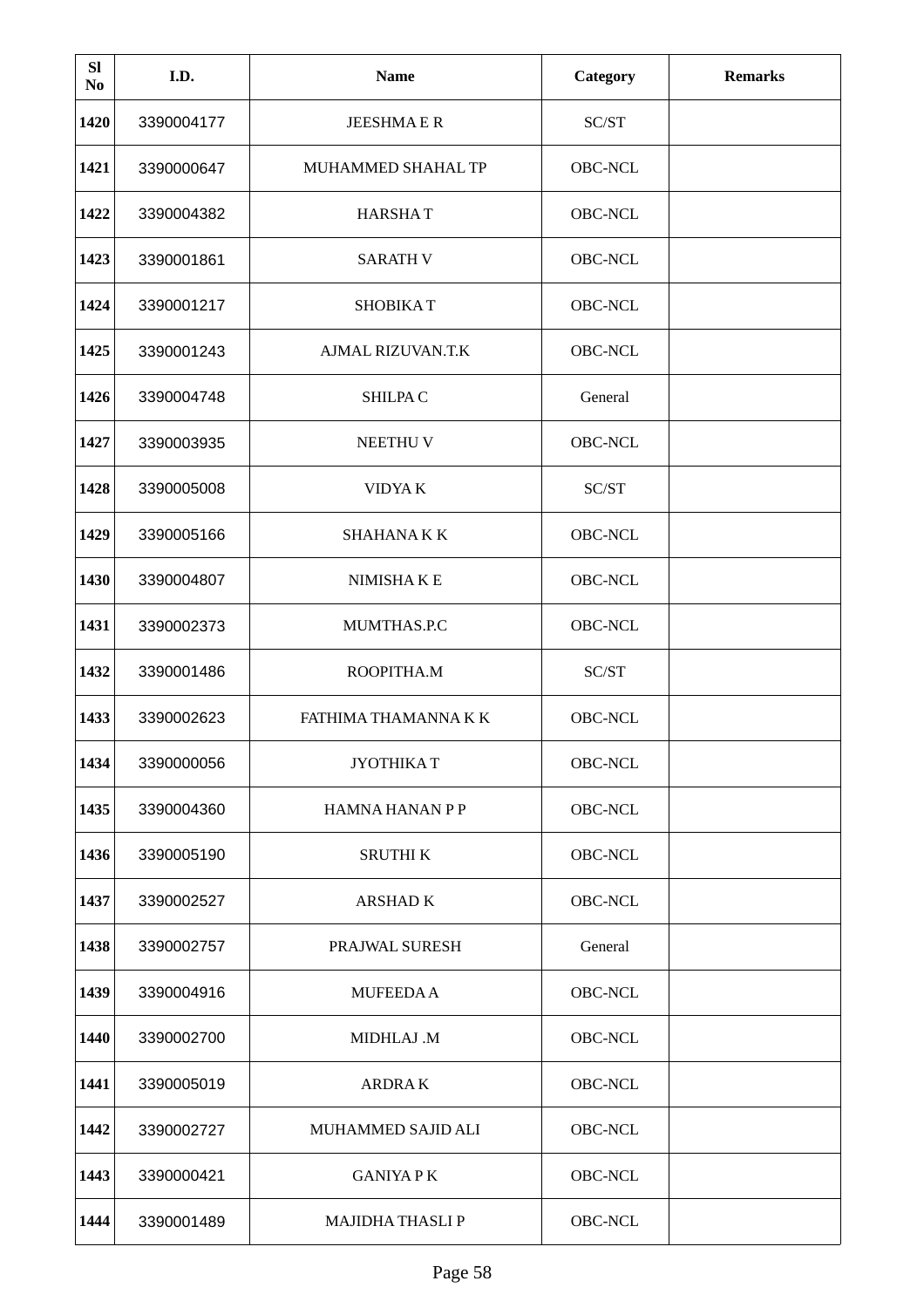| Sl No | I.D. | Name | Category | Remarks |
|---|---|---|---|---|
| **1420** | 3390004177 | JEESHMA E R | SC/ST | |
| **1421** | 3390000647 | MUHAMMED SHAHAL TP | OBC-NCL | |
| **1422** | 3390004382 | HARSHA T | OBC-NCL | |
| **1423** | 3390001861 | SARATH V | OBC-NCL | |
| **1424** | 3390001217 | SHOBIKA T | OBC-NCL | |
| **1425** | 3390001243 | AJMAL RIZUVAN.T.K | OBC-NCL | |
| **1426** | 3390004748 | SHILPA C | General | |
| **1427** | 3390003935 | NEETHU V | OBC-NCL | |
| **1428** | 3390005008 | VIDYA K | SC/ST | |
| **1429** | 3390005166 | SHAHANA K K | OBC-NCL | |
| **1430** | 3390004807 | NIMISHA K E | OBC-NCL | |
| **1431** | 3390002373 | MUMTHAS.P.C | OBC-NCL | |
| **1432** | 3390001486 | ROOPITHA.M | SC/ST | |
| **1433** | 3390002623 | FATHIMA THAMANNA K K | OBC-NCL | |
| **1434** | 3390000056 | JYOTHIKA T | OBC-NCL | |
| **1435** | 3390004360 | HAMNA HANAN P P | OBC-NCL | |
| **1436** | 3390005190 | SRUTHI K | OBC-NCL | |
| **1437** | 3390002527 | ARSHAD K | OBC-NCL | |
| **1438** | 3390002757 | PRAJWAL SURESH | General | |
| **1439** | 3390004916 | MUFEEDA A | OBC-NCL | |
| **1440** | 3390002700 | MIDHLAJ .M | OBC-NCL | |
| **1441** | 3390005019 | ARDRA K | OBC-NCL | |
| **1442** | 3390002727 | MUHAMMED SAJID ALI | OBC-NCL | |
| **1443** | 3390000421 | GANIYA P K | OBC-NCL | |
| **1444** | 3390001489 | MAJIDHA THASLI P | OBC-NCL | |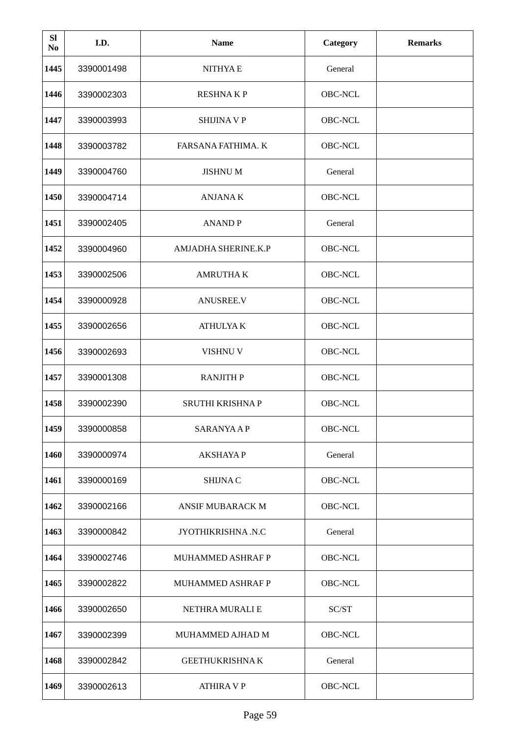| Sl No | I.D. | Name | Category | Remarks |
|---|---|---|---|---|
| 1445 | 3390001498 | NITHYA E | General | |
| 1446 | 3390002303 | RESHNA K P | OBC-NCL | |
| 1447 | 3390003993 | SHIJINA V P | OBC-NCL | |
| 1448 | 3390003782 | FARSANA FATHIMA. K | OBC-NCL | |
| 1449 | 3390004760 | JISHNU M | General | |
| 1450 | 3390004714 | ANJANA K | OBC-NCL | |
| 1451 | 3390002405 | ANAND P | General | |
| 1452 | 3390004960 | AMJADHA SHERINE.K.P | OBC-NCL | |
| 1453 | 3390002506 | AMRUTHA K | OBC-NCL | |
| 1454 | 3390000928 | ANUSREE.V | OBC-NCL | |
| 1455 | 3390002656 | ATHULYA K | OBC-NCL | |
| 1456 | 3390002693 | VISHNU V | OBC-NCL | |
| 1457 | 3390001308 | RANJITH P | OBC-NCL | |
| 1458 | 3390002390 | SRUTHI KRISHNA P | OBC-NCL | |
| 1459 | 3390000858 | SARANYA A P | OBC-NCL | |
| 1460 | 3390000974 | AKSHAYA P | General | |
| 1461 | 3390000169 | SHIJNA C | OBC-NCL | |
| 1462 | 3390002166 | ANSIF MUBARACK M | OBC-NCL | |
| 1463 | 3390000842 | JYOTHIKRISHNA .N.C | General | |
| 1464 | 3390002746 | MUHAMMED ASHRAF P | OBC-NCL | |
| 1465 | 3390002822 | MUHAMMED ASHRAF P | OBC-NCL | |
| 1466 | 3390002650 | NETHRA MURALI E | SC/ST | |
| 1467 | 3390002399 | MUHAMMED AJHAD M | OBC-NCL | |
| 1468 | 3390002842 | GEETHUKRISHNA K | General | |
| 1469 | 3390002613 | ATHIRA V P | OBC-NCL | |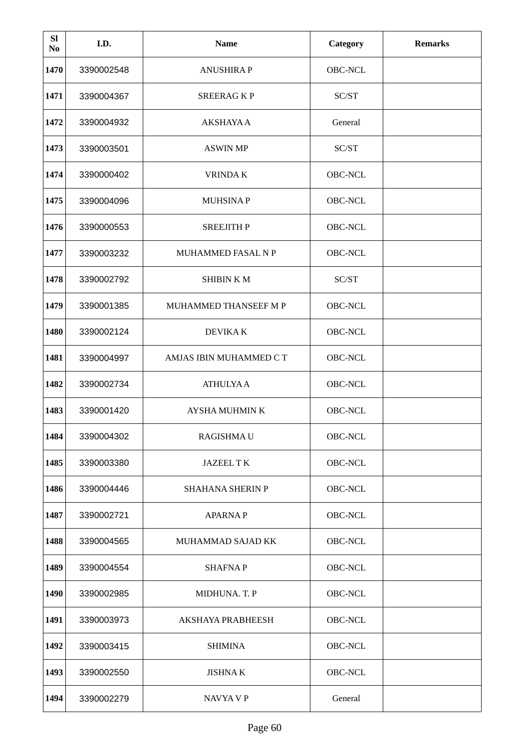| Sl No | I.D. | Name | Category | Remarks |
|---|---|---|---|---|
| 1470 | 3390002548 | ANUSHIRA P | OBC-NCL | |
| 1471 | 3390004367 | SREERAG K P | SC/ST | |
| 1472 | 3390004932 | AKSHAYA A | General | |
| 1473 | 3390003501 | ASWIN MP | SC/ST | |
| 1474 | 3390000402 | VRINDA K | OBC-NCL | |
| 1475 | 3390004096 | MUHSINA P | OBC-NCL | |
| 1476 | 3390000553 | SREEJITH P | OBC-NCL | |
| 1477 | 3390003232 | MUHAMMED FASAL N P | OBC-NCL | |
| 1478 | 3390002792 | SHIBIN K M | SC/ST | |
| 1479 | 3390001385 | MUHAMMED THANSEEF M P | OBC-NCL | |
| 1480 | 3390002124 | DEVIKA K | OBC-NCL | |
| 1481 | 3390004997 | AMJAS IBIN MUHAMMED C T | OBC-NCL | |
| 1482 | 3390002734 | ATHULYA A | OBC-NCL | |
| 1483 | 3390001420 | AYSHA MUHMIN K | OBC-NCL | |
| 1484 | 3390004302 | RAGISHMA U | OBC-NCL | |
| 1485 | 3390003380 | JAZEEL T K | OBC-NCL | |
| 1486 | 3390004446 | SHAHANA SHERIN P | OBC-NCL | |
| 1487 | 3390002721 | APARNA P | OBC-NCL | |
| 1488 | 3390004565 | MUHAMMAD SAJAD KK | OBC-NCL | |
| 1489 | 3390004554 | SHAFNA P | OBC-NCL | |
| 1490 | 3390002985 | MIDHUNA. T. P | OBC-NCL | |
| 1491 | 3390003973 | AKSHAYA PRABHEESH | OBC-NCL | |
| 1492 | 3390003415 | SHIMINA | OBC-NCL | |
| 1493 | 3390002550 | JISHNA K | OBC-NCL | |
| 1494 | 3390002279 | NAVYA V P | General | |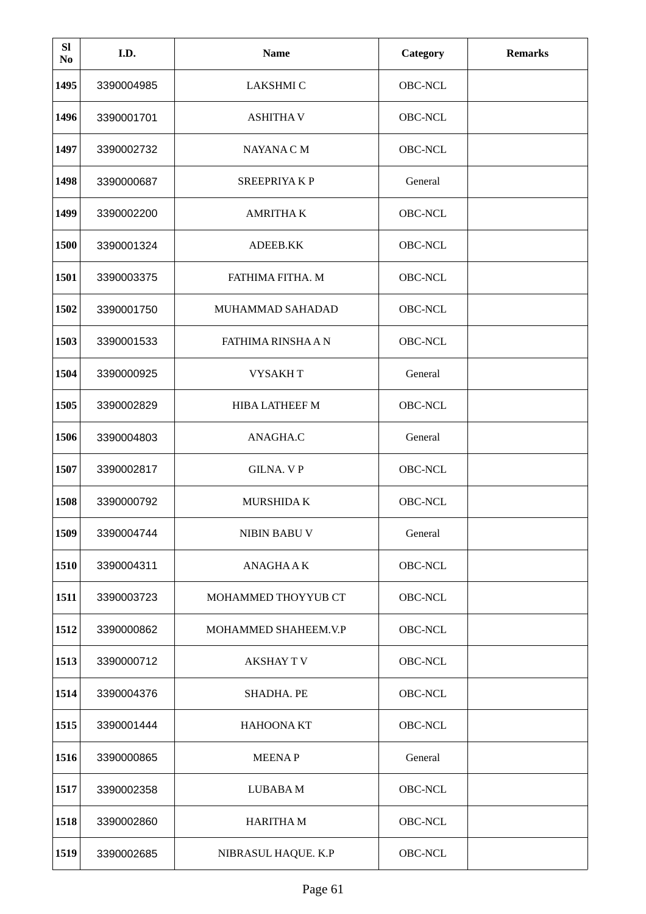| Sl No | I.D. | Name | Category | Remarks |
|---|---|---|---|---|
| 1495 | 3390004985 | LAKSHMI C | OBC-NCL | |
| 1496 | 3390001701 | ASHITHA V | OBC-NCL | |
| 1497 | 3390002732 | NAYANA C M | OBC-NCL | |
| 1498 | 3390000687 | SREEPRIYA K P | General | |
| 1499 | 3390002200 | AMRITHA K | OBC-NCL | |
| 1500 | 3390001324 | ADEEB.KK | OBC-NCL | |
| 1501 | 3390003375 | FATHIMA FITHA. M | OBC-NCL | |
| 1502 | 3390001750 | MUHAMMAD SAHADAD | OBC-NCL | |
| 1503 | 3390001533 | FATHIMA RINSHA A N | OBC-NCL | |
| 1504 | 3390000925 | VYSAKH T | General | |
| 1505 | 3390002829 | HIBA LATHEEF M | OBC-NCL | |
| 1506 | 3390004803 | ANAGHA.C | General | |
| 1507 | 3390002817 | GILNA. V P | OBC-NCL | |
| 1508 | 3390000792 | MURSHIDA K | OBC-NCL | |
| 1509 | 3390004744 | NIBIN BABU V | General | |
| 1510 | 3390004311 | ANAGHA A K | OBC-NCL | |
| 1511 | 3390003723 | MOHAMMED THOYYUB CT | OBC-NCL | |
| 1512 | 3390000862 | MOHAMMED SHAHEEM.V.P | OBC-NCL | |
| 1513 | 3390000712 | AKSHAY T V | OBC-NCL | |
| 1514 | 3390004376 | SHADHA. PE | OBC-NCL | |
| 1515 | 3390001444 | HAHOONA KT | OBC-NCL | |
| 1516 | 3390000865 | MEENA P | General | |
| 1517 | 3390002358 | LUBABA M | OBC-NCL | |
| 1518 | 3390002860 | HARITHA M | OBC-NCL | |
| 1519 | 3390002685 | NIBRASUL HAQUE. K.P | OBC-NCL | |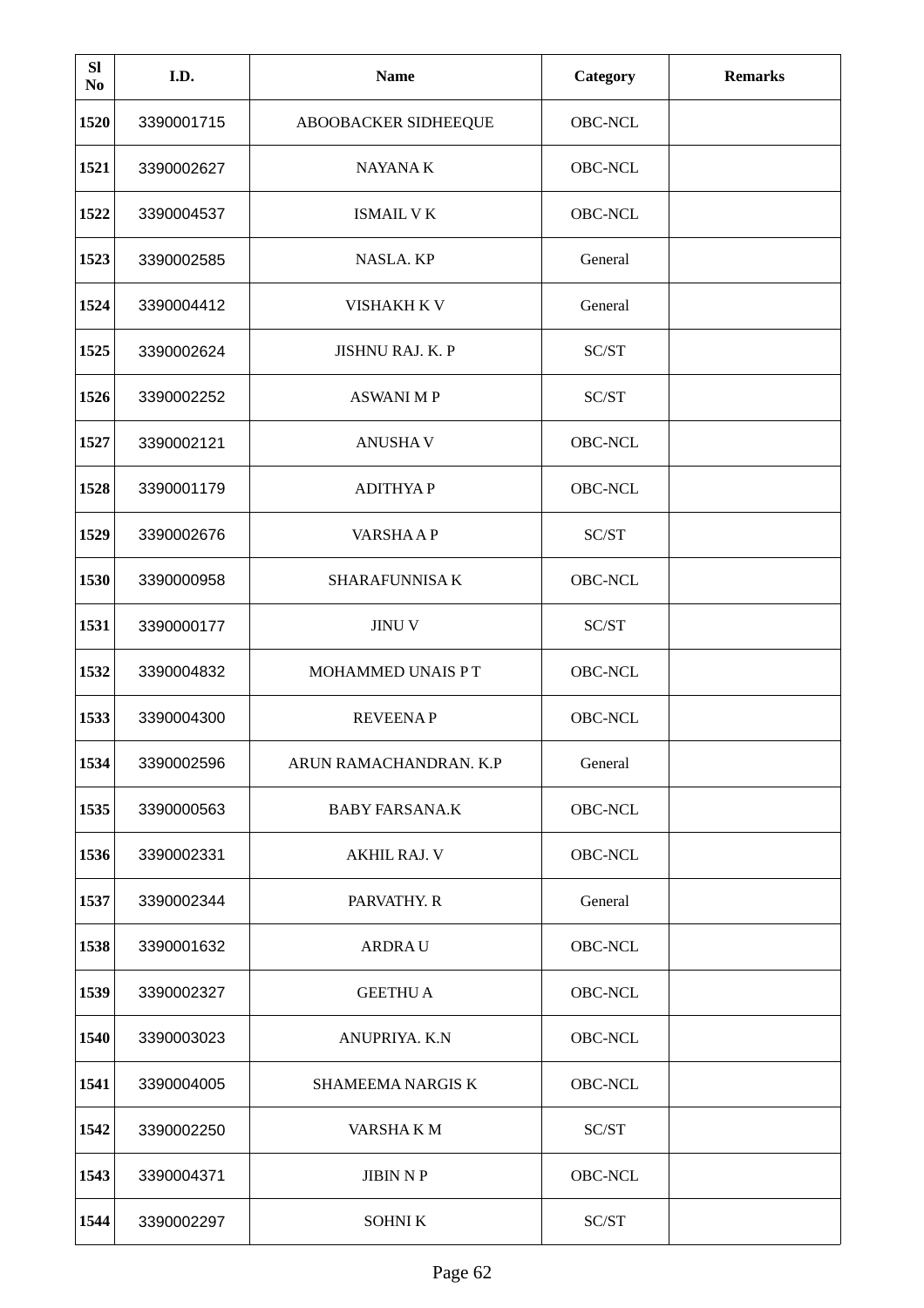| Sl No | I.D. | Name | Category | Remarks |
|---|---|---|---|---|
| 1520 | 3390001715 | ABOOBACKER SIDHEEQUE | OBC-NCL | |
| 1521 | 3390002627 | NAYANA K | OBC-NCL | |
| 1522 | 3390004537 | ISMAIL V K | OBC-NCL | |
| 1523 | 3390002585 | NASLA. KP | General | |
| 1524 | 3390004412 | VISHAKH K V | General | |
| 1525 | 3390002624 | JISHNU RAJ. K. P | SC/ST | |
| 1526 | 3390002252 | ASWANI M P | SC/ST | |
| 1527 | 3390002121 | ANUSHA V | OBC-NCL | |
| 1528 | 3390001179 | ADITHYA P | OBC-NCL | |
| 1529 | 3390002676 | VARSHA A P | SC/ST | |
| 1530 | 3390000958 | SHARAFUNNISA K | OBC-NCL | |
| 1531 | 3390000177 | JINU V | SC/ST | |
| 1532 | 3390004832 | MOHAMMED UNAIS P T | OBC-NCL | |
| 1533 | 3390004300 | REVEENA P | OBC-NCL | |
| 1534 | 3390002596 | ARUN RAMACHANDRAN. K.P | General | |
| 1535 | 3390000563 | BABY FARSANA.K | OBC-NCL | |
| 1536 | 3390002331 | AKHIL RAJ. V | OBC-NCL | |
| 1537 | 3390002344 | PARVATHY. R | General | |
| 1538 | 3390001632 | ARDRA U | OBC-NCL | |
| 1539 | 3390002327 | GEETHU A | OBC-NCL | |
| 1540 | 3390003023 | ANUPRIYA. K.N | OBC-NCL | |
| 1541 | 3390004005 | SHAMEEMA NARGIS K | OBC-NCL | |
| 1542 | 3390002250 | VARSHA K M | SC/ST | |
| 1543 | 3390004371 | JIBIN N P | OBC-NCL | |
| 1544 | 3390002297 | SOHNI K | SC/ST | |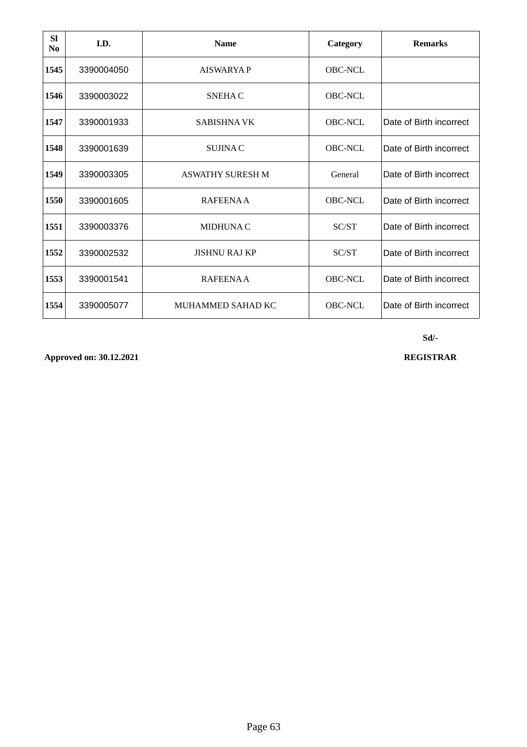| Sl No | I.D. | Name | Category | Remarks |
|---|---|---|---|---|
| 1545 | 3390004050 | AISWARYA P | OBC-NCL | |
| 1546 | 3390003022 | SNEHA C | OBC-NCL | |
| 1547 | 3390001933 | SABISHNA VK | OBC-NCL | Date of Birth incorrect |
| 1548 | 3390001639 | SUJINA C | OBC-NCL | Date of Birth incorrect |
| 1549 | 3390003305 | ASWATHY SURESH M | General | Date of Birth incorrect |
| 1550 | 3390001605 | RAFEENA A | OBC-NCL | Date of Birth incorrect |
| 1551 | 3390003376 | MIDHUNA C | SC/ST | Date of Birth incorrect |
| 1552 | 3390002532 | JISHNU RAJ KP | SC/ST | Date of Birth incorrect |
| 1553 | 3390001541 | RAFEENA A | OBC-NCL | Date of Birth incorrect |
| 1554 | 3390005077 | MUHAMMED SAHAD KC | OBC-NCL | Date of Birth incorrect |

**Sd/-**

**Approved on: 30.12.2021** **REGISTRAR**